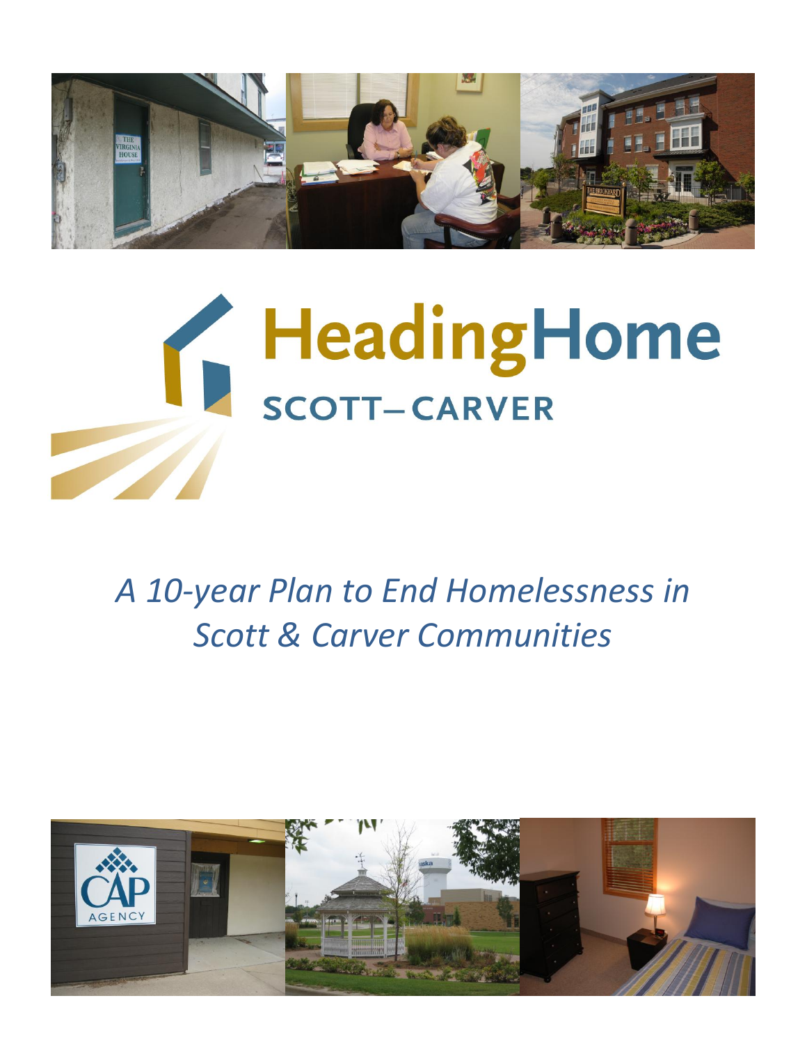# HeadingHome

## SCOTT–CARVER

*A 10-year Plan to End Homelessness in Scott & Carver Communities*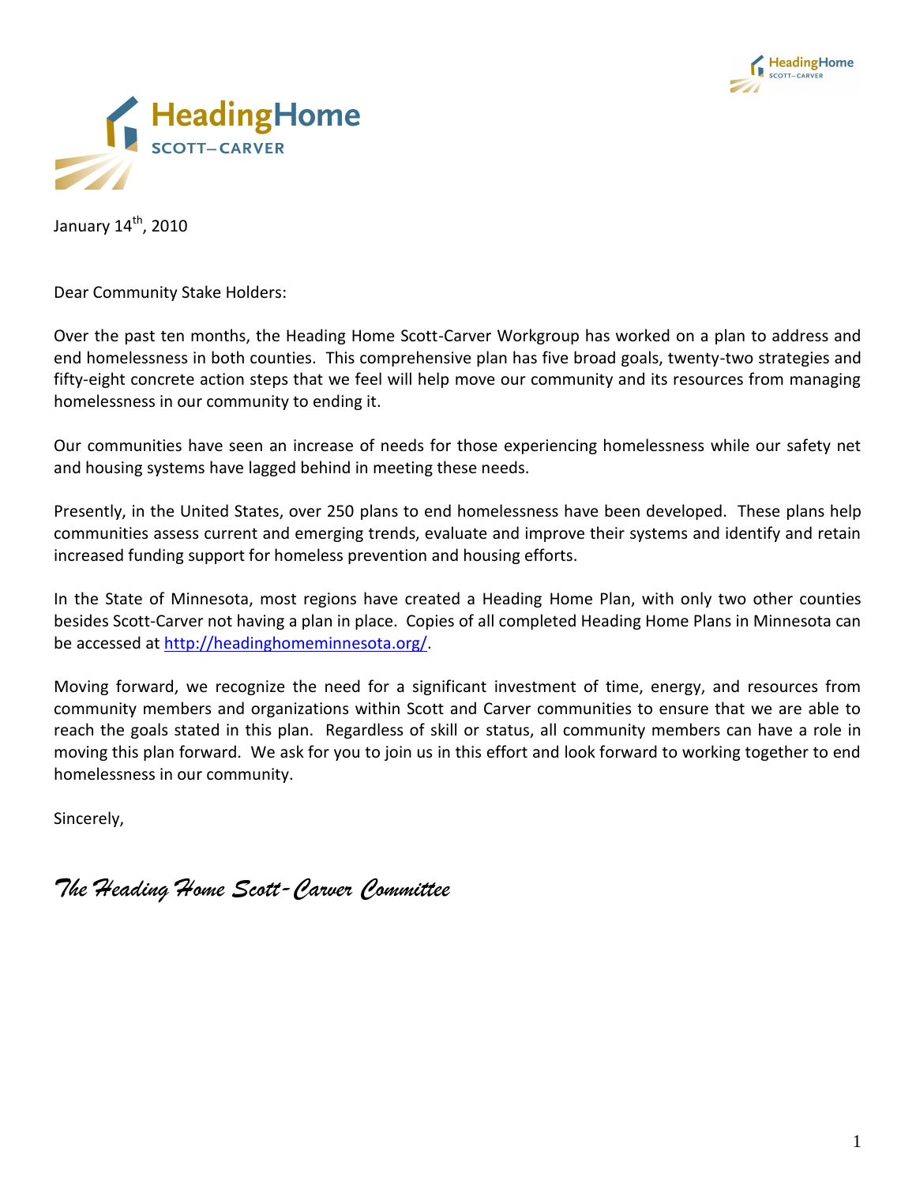January 14th, 2010

Dear Community Stake Holders:

Over the past ten months, the Heading Home Scott-Carver Workgroup has worked on a plan to address and end homelessness in both counties. This comprehensive plan has five broad goals, twenty-two strategies and fifty-eight concrete action steps that we feel will help move our community and its resources from managing homelessness in our community to ending it.

Our communities have seen an increase of needs for those experiencing homelessness while our safety net and housing systems have lagged behind in meeting these needs.

Presently, in the United States, over 250 plans to end homelessness have been developed. These plans help communities assess current and emerging trends, evaluate and improve their systems and identify and retain increased funding support for homeless prevention and housing efforts.

In the State of Minnesota, most regions have created a Heading Home Plan, with only two other counties besides Scott-Carver not having a plan in place. Copies of all completed Heading Home Plans in Minnesota can be accessed at http://headinghomeminnesota.org/.

Moving forward, we recognize the need for a significant investment of time, energy, and resources from community members and organizations within Scott and Carver communities to ensure that we are able to reach the goals stated in this plan. Regardless of skill or status, all community members can have a role in moving this plan forward. We ask for you to join us in this effort and look forward to working together to end homelessness in our community.

Sincerely,

*The Heading Home Scott-Carver Committee*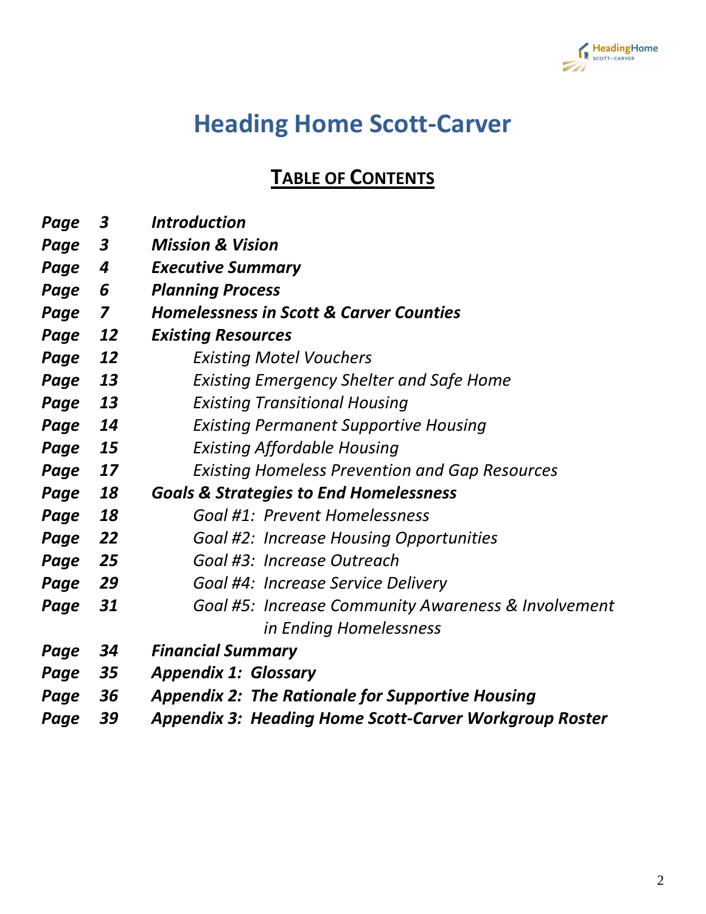# Heading Home Scott-Carver

## TABLE OF CONTENTS

| | | |
|---|---|---|
| *Page* | *3* | ***Introduction*** |
| *Page* | *3* | ***Mission & Vision*** |
| *Page* | *4* | ***Executive Summary*** |
| *Page* | *6* | ***Planning Process*** |
| *Page* | *7* | ***Homelessness in Scott & Carver Counties*** |
| *Page* | *12* | ***Existing Resources*** |
| *Page* | *12* | *Existing Motel Vouchers* |
| *Page* | *13* | *Existing Emergency Shelter and Safe Home* |
| *Page* | *13* | *Existing Transitional Housing* |
| *Page* | *14* | *Existing Permanent Supportive Housing* |
| *Page* | *15* | *Existing Affordable Housing* |
| *Page* | *17* | *Existing Homeless Prevention and Gap Resources* |
| *Page* | *18* | ***Goals & Strategies to End Homelessness*** |
| *Page* | *18* | *Goal #1: Prevent Homelessness* |
| *Page* | *22* | *Goal #2: Increase Housing Opportunities* |
| *Page* | *25* | *Goal #3: Increase Outreach* |
| *Page* | *29* | *Goal #4: Increase Service Delivery* |
| *Page* | *31* | *Goal #5: Increase Community Awareness & Involvement in Ending Homelessness* |
| *Page* | *34* | ***Financial Summary*** |
| *Page* | *35* | ***Appendix 1: Glossary*** |
| *Page* | *36* | ***Appendix 2: The Rationale for Supportive Housing*** |
| *Page* | *39* | ***Appendix 3: Heading Home Scott-Carver Workgroup Roster*** |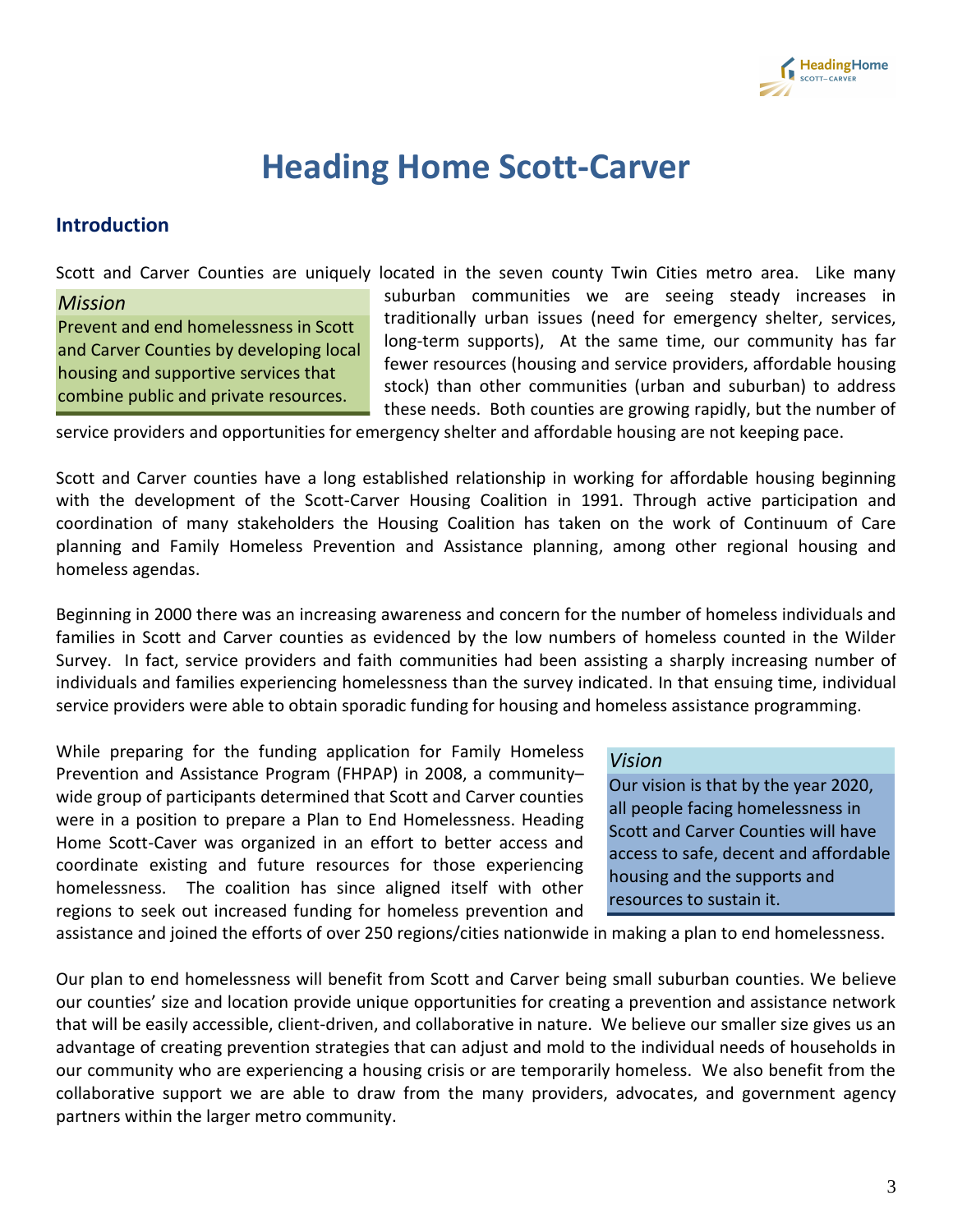# Heading Home Scott-Carver

## Introduction

*Mission*

Prevent and end homelessness in Scott and Carver Counties by developing local housing and supportive services that combine public and private resources.

Scott and Carver Counties are uniquely located in the seven county Twin Cities metro area. Like many suburban communities we are seeing steady increases in traditionally urban issues (need for emergency shelter, services, long-term supports), At the same time, our community has far fewer resources (housing and service providers, affordable housing stock) than other communities (urban and suburban) to address these needs. Both counties are growing rapidly, but the number of service providers and opportunities for emergency shelter and affordable housing are not keeping pace.

Scott and Carver counties have a long established relationship in working for affordable housing beginning with the development of the Scott-Carver Housing Coalition in 1991. Through active participation and coordination of many stakeholders the Housing Coalition has taken on the work of Continuum of Care planning and Family Homeless Prevention and Assistance planning, among other regional housing and homeless agendas.

Beginning in 2000 there was an increasing awareness and concern for the number of homeless individuals and families in Scott and Carver counties as evidenced by the low numbers of homeless counted in the Wilder Survey. In fact, service providers and faith communities had been assisting a sharply increasing number of individuals and families experiencing homelessness than the survey indicated. In that ensuing time, individual service providers were able to obtain sporadic funding for housing and homeless assistance programming.

*Vision*

Our vision is that by the year 2020, all people facing homelessness in Scott and Carver Counties will have access to safe, decent and affordable housing and the supports and resources to sustain it.

While preparing for the funding application for Family Homeless Prevention and Assistance Program (FHPAP) in 2008, a community–wide group of participants determined that Scott and Carver counties were in a position to prepare a Plan to End Homelessness. Heading Home Scott-Caver was organized in an effort to better access and coordinate existing and future resources for those experiencing homelessness. The coalition has since aligned itself with other regions to seek out increased funding for homeless prevention and assistance and joined the efforts of over 250 regions/cities nationwide in making a plan to end homelessness.

Our plan to end homelessness will benefit from Scott and Carver being small suburban counties. We believe our counties' size and location provide unique opportunities for creating a prevention and assistance network that will be easily accessible, client-driven, and collaborative in nature. We believe our smaller size gives us an advantage of creating prevention strategies that can adjust and mold to the individual needs of households in our community who are experiencing a housing crisis or are temporarily homeless. We also benefit from the collaborative support we are able to draw from the many providers, advocates, and government agency partners within the larger metro community.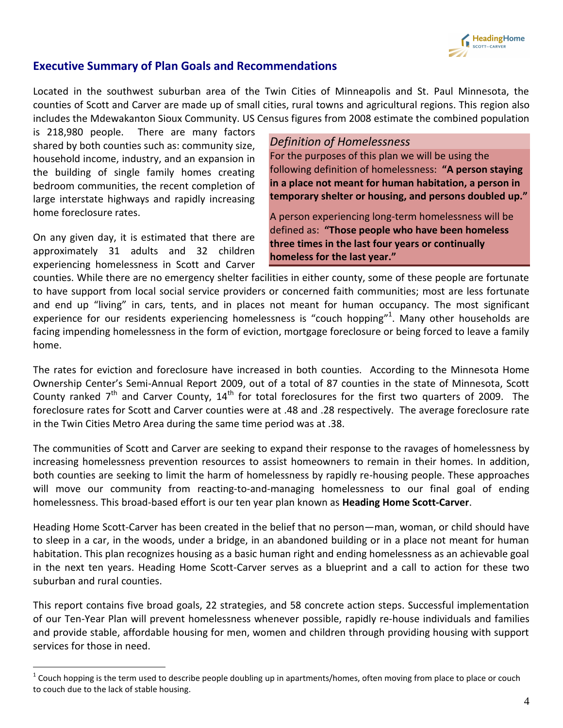## Executive Summary of Plan Goals and Recommendations

Located in the southwest suburban area of the Twin Cities of Minneapolis and St. Paul Minnesota, the counties of Scott and Carver are made up of small cities, rural towns and agricultural regions. This region also includes the Mdewakanton Sioux Community. US Census figures from 2008 estimate the combined population is 218,980 people. There are many factors shared by both counties such as: community size, household income, industry, and an expansion in the building of single family homes creating bedroom communities, the recent completion of large interstate highways and rapidly increasing home foreclosure rates.

> *Definition of Homelessness*
>
> For the purposes of this plan we will be using the following definition of homelessness: **"A person staying in a place not meant for human habitation, a person in temporary shelter or housing, and persons doubled up."**
>
> A person experiencing long-term homelessness will be defined as: **"Those people who have been homeless three times in the last four years or continually homeless for the last year."**

On any given day, it is estimated that there are approximately 31 adults and 32 children experiencing homelessness in Scott and Carver counties. While there are no emergency shelter facilities in either county, some of these people are fortunate to have support from local social service providers or concerned faith communities; most are less fortunate and end up "living" in cars, tents, and in places not meant for human occupancy. The most significant experience for our residents experiencing homelessness is "couch hopping"[1]. Many other households are facing impending homelessness in the form of eviction, mortgage foreclosure or being forced to leave a family home.

The rates for eviction and foreclosure have increased in both counties. According to the Minnesota Home Ownership Center's Semi-Annual Report 2009, out of a total of 87 counties in the state of Minnesota, Scott County ranked 7th and Carver County, 14th for total foreclosures for the first two quarters of 2009. The foreclosure rates for Scott and Carver counties were at .48 and .28 respectively. The average foreclosure rate in the Twin Cities Metro Area during the same time period was at .38.

The communities of Scott and Carver are seeking to expand their response to the ravages of homelessness by increasing homelessness prevention resources to assist homeowners to remain in their homes. In addition, both counties are seeking to limit the harm of homelessness by rapidly re-housing people. These approaches will move our community from reacting-to-and-managing homelessness to our final goal of ending homelessness. This broad-based effort is our ten year plan known as **Heading Home Scott-Carver**.

Heading Home Scott-Carver has been created in the belief that no person—man, woman, or child should have to sleep in a car, in the woods, under a bridge, in an abandoned building or in a place not meant for human habitation. This plan recognizes housing as a basic human right and ending homelessness as an achievable goal in the next ten years. Heading Home Scott-Carver serves as a blueprint and a call to action for these two suburban and rural counties.

This report contains five broad goals, 22 strategies, and 58 concrete action steps. Successful implementation of our Ten-Year Plan will prevent homelessness whenever possible, rapidly re-house individuals and families and provide stable, affordable housing for men, women and children through providing housing with support services for those in need.

---

[1] Couch hopping is the term used to describe people doubling up in apartments/homes, often moving from place to place or couch to couch due to the lack of stable housing.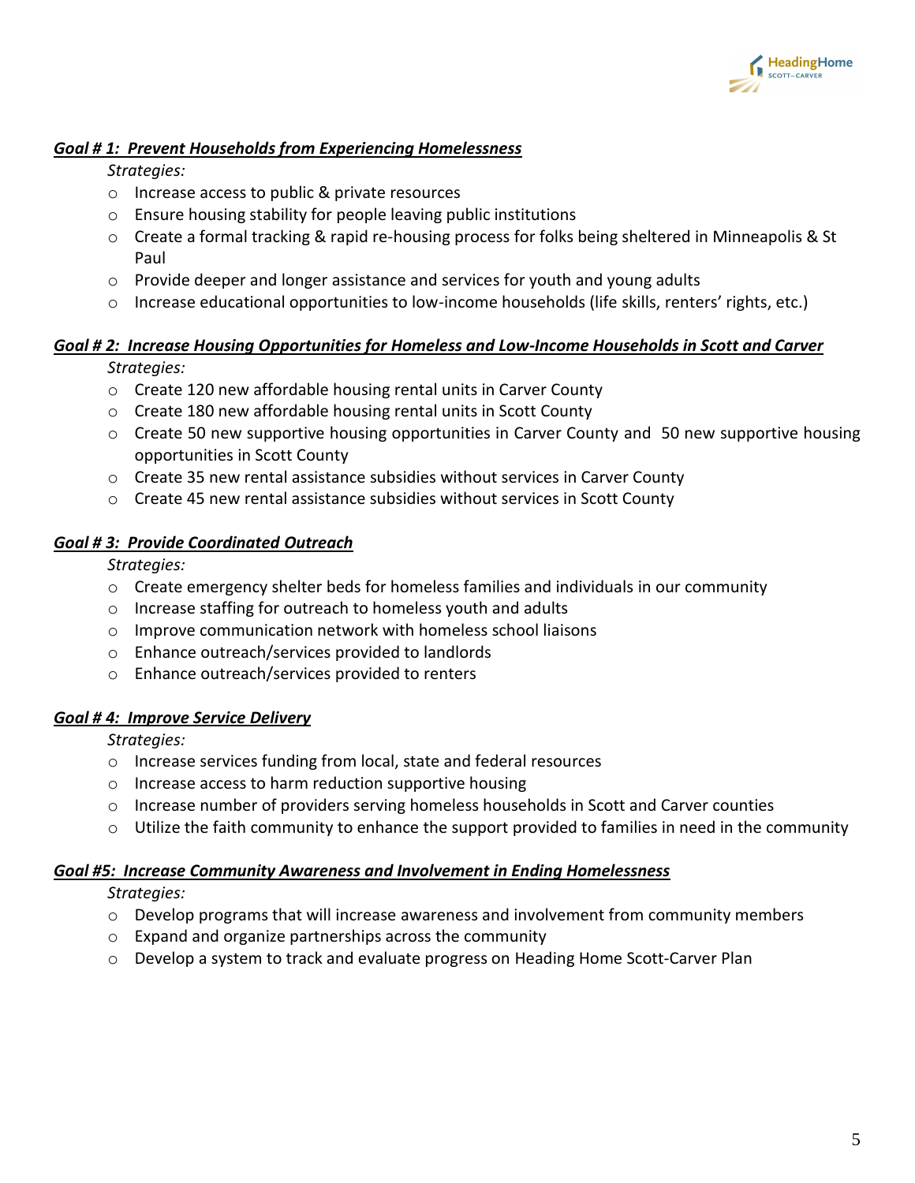***Goal # 1: Prevent Households from Experiencing Homelessness***

*Strategies:*

- Increase access to public & private resources
- Ensure housing stability for people leaving public institutions
- Create a formal tracking & rapid re-housing process for folks being sheltered in Minneapolis & St Paul
- Provide deeper and longer assistance and services for youth and young adults
- Increase educational opportunities to low-income households (life skills, renters' rights, etc.)

***Goal # 2: Increase Housing Opportunities for Homeless and Low-Income Households in Scott and Carver***

*Strategies:*

- Create 120 new affordable housing rental units in Carver County
- Create 180 new affordable housing rental units in Scott County
- Create 50 new supportive housing opportunities in Carver County and 50 new supportive housing opportunities in Scott County
- Create 35 new rental assistance subsidies without services in Carver County
- Create 45 new rental assistance subsidies without services in Scott County

***Goal # 3: Provide Coordinated Outreach***

*Strategies:*

- Create emergency shelter beds for homeless families and individuals in our community
- Increase staffing for outreach to homeless youth and adults
- Improve communication network with homeless school liaisons
- Enhance outreach/services provided to landlords
- Enhance outreach/services provided to renters

***Goal # 4: Improve Service Delivery***

*Strategies:*

- Increase services funding from local, state and federal resources
- Increase access to harm reduction supportive housing
- Increase number of providers serving homeless households in Scott and Carver counties
- Utilize the faith community to enhance the support provided to families in need in the community

***Goal #5: Increase Community Awareness and Involvement in Ending Homelessness***

*Strategies:*

- Develop programs that will increase awareness and involvement from community members
- Expand and organize partnerships across the community
- Develop a system to track and evaluate progress on Heading Home Scott-Carver Plan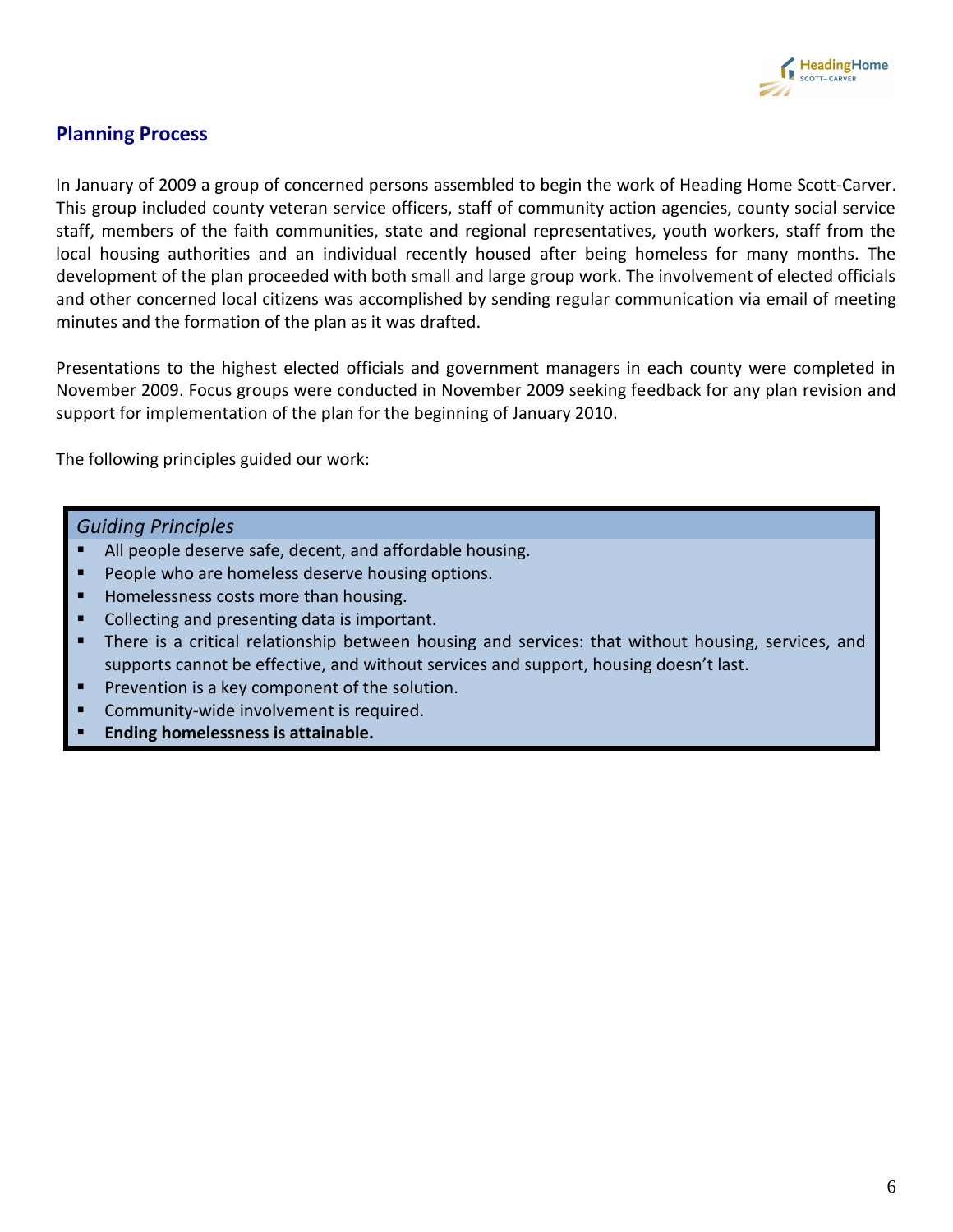## Planning Process

In January of 2009 a group of concerned persons assembled to begin the work of Heading Home Scott-Carver. This group included county veteran service officers, staff of community action agencies, county social service staff, members of the faith communities, state and regional representatives, youth workers, staff from the local housing authorities and an individual recently housed after being homeless for many months. The development of the plan proceeded with both small and large group work. The involvement of elected officials and other concerned local citizens was accomplished by sending regular communication via email of meeting minutes and the formation of the plan as it was drafted.

Presentations to the highest elected officials and government managers in each county were completed in November 2009. Focus groups were conducted in November 2009 seeking feedback for any plan revision and support for implementation of the plan for the beginning of January 2010.

The following principles guided our work:

*Guiding Principles*

- All people deserve safe, decent, and affordable housing.
- People who are homeless deserve housing options.
- Homelessness costs more than housing.
- Collecting and presenting data is important.
- There is a critical relationship between housing and services: that without housing, services, and supports cannot be effective, and without services and support, housing doesn't last.
- Prevention is a key component of the solution.
- Community-wide involvement is required.
- **Ending homelessness is attainable.**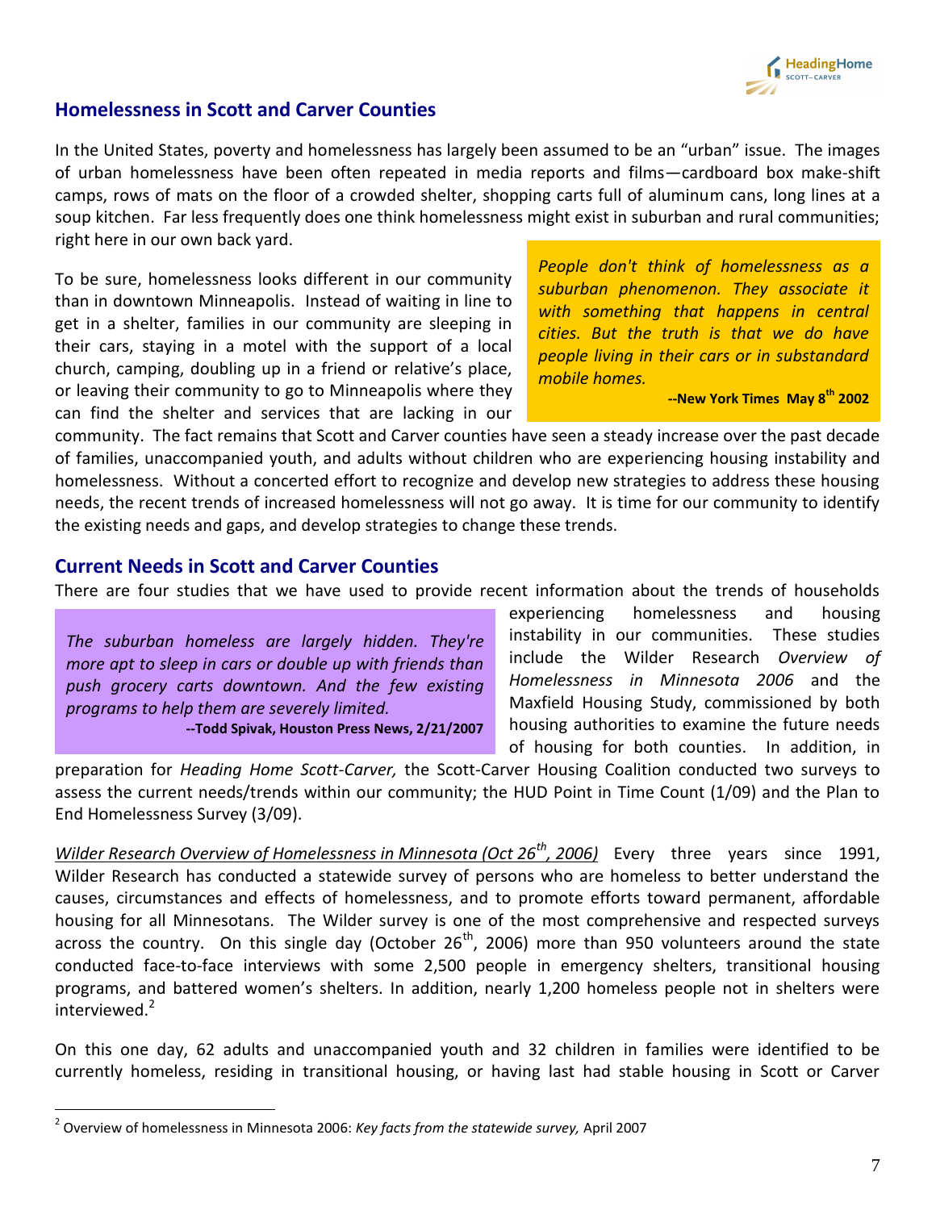## Homelessness in Scott and Carver Counties

In the United States, poverty and homelessness has largely been assumed to be an "urban" issue. The images of urban homelessness have been often repeated in media reports and films—cardboard box make-shift camps, rows of mats on the floor of a crowded shelter, shopping carts full of aluminum cans, long lines at a soup kitchen. Far less frequently does one think homelessness might exist in suburban and rural communities; right here in our own back yard.

> *People don't think of homelessness as a suburban phenomenon. They associate it with something that happens in central cities. But the truth is that we do have people living in their cars or in substandard mobile homes.*
>
> **--New York Times May 8th 2002**

To be sure, homelessness looks different in our community than in downtown Minneapolis. Instead of waiting in line to get in a shelter, families in our community are sleeping in their cars, staying in a motel with the support of a local church, camping, doubling up in a friend or relative's place, or leaving their community to go to Minneapolis where they can find the shelter and services that are lacking in our community. The fact remains that Scott and Carver counties have seen a steady increase over the past decade of families, unaccompanied youth, and adults without children who are experiencing housing instability and homelessness. Without a concerted effort to recognize and develop new strategies to address these housing needs, the recent trends of increased homelessness will not go away. It is time for our community to identify the existing needs and gaps, and develop strategies to change these trends.

## Current Needs in Scott and Carver Counties

> *The suburban homeless are largely hidden. They're more apt to sleep in cars or double up with friends than push grocery carts downtown. And the few existing programs to help them are severely limited.*
>
> **--Todd Spivak, Houston Press News, 2/21/2007**

There are four studies that we have used to provide recent information about the trends of households experiencing homelessness and housing instability in our communities. These studies include the Wilder Research *Overview of Homelessness in Minnesota 2006* and the Maxfield Housing Study, commissioned by both housing authorities to examine the future needs of housing for both counties. In addition, in preparation for *Heading Home Scott-Carver,* the Scott-Carver Housing Coalition conducted two surveys to assess the current needs/trends within our community; the HUD Point in Time Count (1/09) and the Plan to End Homelessness Survey (3/09).

Wilder Research Overview of Homelessness in Minnesota (Oct 26th, 2006) Every three years since 1991, Wilder Research has conducted a statewide survey of persons who are homeless to better understand the causes, circumstances and effects of homelessness, and to promote efforts toward permanent, affordable housing for all Minnesotans. The Wilder survey is one of the most comprehensive and respected surveys across the country. On this single day (October 26th, 2006) more than 950 volunteers around the state conducted face-to-face interviews with some 2,500 people in emergency shelters, transitional housing programs, and battered women's shelters. In addition, nearly 1,200 homeless people not in shelters were interviewed.[2]

On this one day, 62 adults and unaccompanied youth and 32 children in families were identified to be currently homeless, residing in transitional housing, or having last had stable housing in Scott or Carver

[2] Overview of homelessness in Minnesota 2006: *Key facts from the statewide survey,* April 2007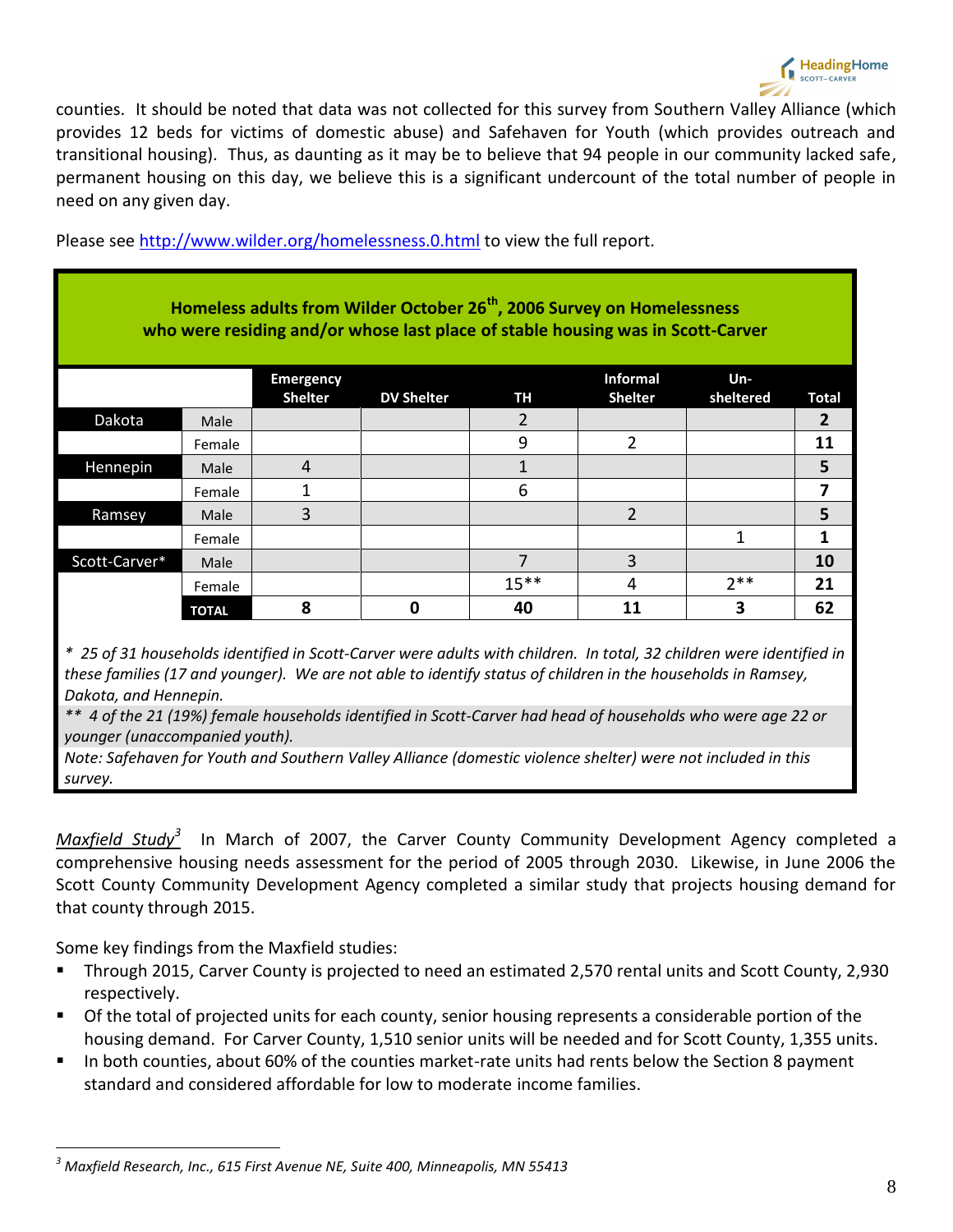counties. It should be noted that data was not collected for this survey from Southern Valley Alliance (which provides 12 beds for victims of domestic abuse) and Safehaven for Youth (which provides outreach and transitional housing). Thus, as daunting as it may be to believe that 94 people in our community lacked safe, permanent housing on this day, we believe this is a significant undercount of the total number of people in need on any given day.

Please see http://www.wilder.org/homelessness.0.html to view the full report.

**Homeless adults from Wilder October 26th, 2006 Survey on Homelessness who were residing and/or whose last place of stable housing was in Scott-Carver**

| | | Emergency Shelter | DV Shelter | TH | Informal Shelter | Un-sheltered | Total |
|---|---|---|---|---|---|---|---|
| Dakota | Male | | | 2 | | | **2** |
| | Female | | | 9 | 2 | | **11** |
| Hennepin | Male | 4 | | 1 | | | **5** |
| | Female | 1 | | 6 | | | **7** |
| Ramsey | Male | 3 | | | 2 | | **5** |
| | Female | | | | | 1 | **1** |
| Scott-Carver* | Male | | | 7 | 3 | | **10** |
| | Female | | | 15** | 4 | 2** | **21** |
| | **TOTAL** | **8** | **0** | **40** | **11** | **3** | **62** |

*\* 25 of 31 households identified in Scott-Carver were adults with children. In total, 32 children were identified in these families (17 and younger). We are not able to identify status of children in the households in Ramsey, Dakota, and Hennepin.*

*\*\* 4 of the 21 (19%) female households identified in Scott-Carver had head of households who were age 22 or younger (unaccompanied youth).*

*Note: Safehaven for Youth and Southern Valley Alliance (domestic violence shelter) were not included in this survey.*

*Maxfield Study*[3] In March of 2007, the Carver County Community Development Agency completed a comprehensive housing needs assessment for the period of 2005 through 2030. Likewise, in June 2006 the Scott County Community Development Agency completed a similar study that projects housing demand for that county through 2015.

Some key findings from the Maxfield studies:

- Through 2015, Carver County is projected to need an estimated 2,570 rental units and Scott County, 2,930 respectively.
- Of the total of projected units for each county, senior housing represents a considerable portion of the housing demand. For Carver County, 1,510 senior units will be needed and for Scott County, 1,355 units.
- In both counties, about 60% of the counties market-rate units had rents below the Section 8 payment standard and considered affordable for low to moderate income families.

[3] *Maxfield Research, Inc., 615 First Avenue NE, Suite 400, Minneapolis, MN 55413*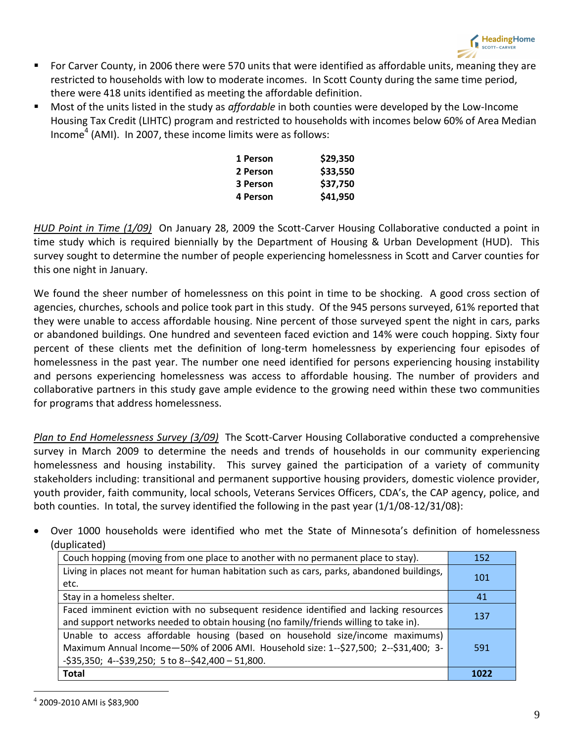- For Carver County, in 2006 there were 570 units that were identified as affordable units, meaning they are restricted to households with low to moderate incomes. In Scott County during the same time period, there were 418 units identified as meeting the affordable definition.
- Most of the units listed in the study as *affordable* in both counties were developed by the Low-Income Housing Tax Credit (LIHTC) program and restricted to households with incomes below 60% of Area Median Income[4] (AMI). In 2007, these income limits were as follows:

| | |
|---|---|
| **1 Person** | **$29,350** |
| **2 Person** | **$33,550** |
| **3 Person** | **$37,750** |
| **4 Person** | **$41,950** |

*HUD Point in Time (1/09)* On January 28, 2009 the Scott-Carver Housing Collaborative conducted a point in time study which is required biennially by the Department of Housing & Urban Development (HUD). This survey sought to determine the number of people experiencing homelessness in Scott and Carver counties for this one night in January.

We found the sheer number of homelessness on this point in time to be shocking. A good cross section of agencies, churches, schools and police took part in this study. Of the 945 persons surveyed, 61% reported that they were unable to access affordable housing. Nine percent of those surveyed spent the night in cars, parks or abandoned buildings. One hundred and seventeen faced eviction and 14% were couch hopping. Sixty four percent of these clients met the definition of long-term homelessness by experiencing four episodes of homelessness in the past year. The number one need identified for persons experiencing housing instability and persons experiencing homelessness was access to affordable housing. The number of providers and collaborative partners in this study gave ample evidence to the growing need within these two communities for programs that address homelessness.

*Plan to End Homelessness Survey (3/09)* The Scott-Carver Housing Collaborative conducted a comprehensive survey in March 2009 to determine the needs and trends of households in our community experiencing homelessness and housing instability. This survey gained the participation of a variety of community stakeholders including: transitional and permanent supportive housing providers, domestic violence provider, youth provider, faith community, local schools, Veterans Services Officers, CDA's, the CAP agency, police, and both counties. In total, the survey identified the following in the past year (1/1/08-12/31/08):

- Over 1000 households were identified who met the State of Minnesota's definition of homelessness (duplicated)

| | |
|---|---|
| Couch hopping (moving from one place to another with no permanent place to stay). | 152 |
| Living in places not meant for human habitation such as cars, parks, abandoned buildings, etc. | 101 |
| Stay in a homeless shelter. | 41 |
| Faced imminent eviction with no subsequent residence identified and lacking resources and support networks needed to obtain housing (no family/friends willing to take in). | 137 |
| Unable to access affordable housing (based on household size/income maximums) Maximum Annual Income—50% of 2006 AMI. Household size: 1--$27,500; 2--$31,400; 3--$35,350; 4--$39,250; 5 to 8--$42,400 – 51,800. | 591 |
| **Total** | **1022** |

[4] 2009-2010 AMI is $83,900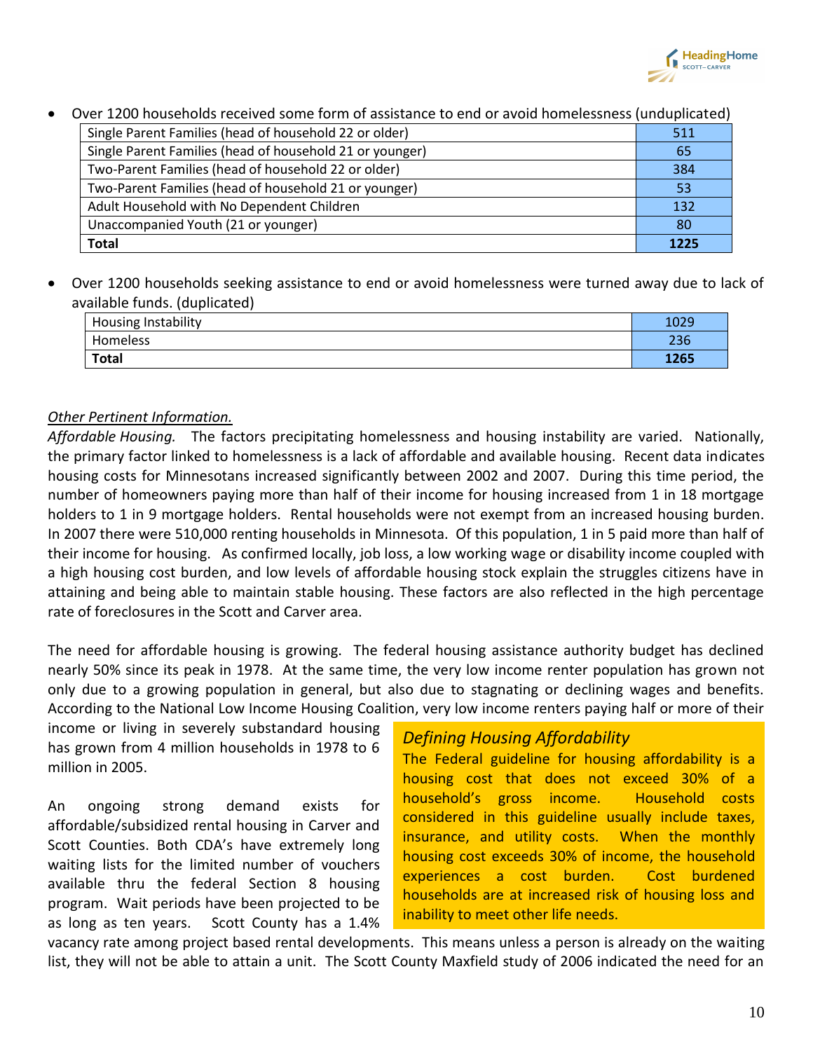- Over 1200 households received some form of assistance to end or avoid homelessness (unduplicated)

| | |
|---|---|
| Single Parent Families (head of household 22 or older) | 511 |
| Single Parent Families (head of household 21 or younger) | 65 |
| Two-Parent Families (head of household 22 or older) | 384 |
| Two-Parent Families (head of household 21 or younger) | 53 |
| Adult Household with No Dependent Children | 132 |
| Unaccompanied Youth (21 or younger) | 80 |
| **Total** | **1225** |

- Over 1200 households seeking assistance to end or avoid homelessness were turned away due to lack of available funds. (duplicated)

| | |
|---|---|
| Housing Instability | 1029 |
| Homeless | 236 |
| **Total** | **1265** |

*Other Pertinent Information.*

*Affordable Housing.* The factors precipitating homelessness and housing instability are varied. Nationally, the primary factor linked to homelessness is a lack of affordable and available housing. Recent data indicates housing costs for Minnesotans increased significantly between 2002 and 2007. During this time period, the number of homeowners paying more than half of their income for housing increased from 1 in 18 mortgage holders to 1 in 9 mortgage holders. Rental households were not exempt from an increased housing burden. In 2007 there were 510,000 renting households in Minnesota. Of this population, 1 in 5 paid more than half of their income for housing. As confirmed locally, job loss, a low working wage or disability income coupled with a high housing cost burden, and low levels of affordable housing stock explain the struggles citizens have in attaining and being able to maintain stable housing. These factors are also reflected in the high percentage rate of foreclosures in the Scott and Carver area.

The need for affordable housing is growing. The federal housing assistance authority budget has declined nearly 50% since its peak in 1978. At the same time, the very low income renter population has grown not only due to a growing population in general, but also due to stagnating or declining wages and benefits. According to the National Low Income Housing Coalition, very low income renters paying half or more of their income or living in severely substandard housing has grown from 4 million households in 1978 to 6 million in 2005.

An ongoing strong demand exists for affordable/subsidized rental housing in Carver and Scott Counties. Both CDA's have extremely long waiting lists for the limited number of vouchers available thru the federal Section 8 housing program. Wait periods have been projected to be as long as ten years. Scott County has a 1.4% vacancy rate among project based rental developments. This means unless a person is already on the waiting list, they will not be able to attain a unit. The Scott County Maxfield study of 2006 indicated the need for an

> *Defining Housing Affordability*
>
> The Federal guideline for housing affordability is a housing cost that does not exceed 30% of a household's gross income. Household costs considered in this guideline usually include taxes, insurance, and utility costs. When the monthly housing cost exceeds 30% of income, the household experiences a cost burden. Cost burdened households are at increased risk of housing loss and inability to meet other life needs.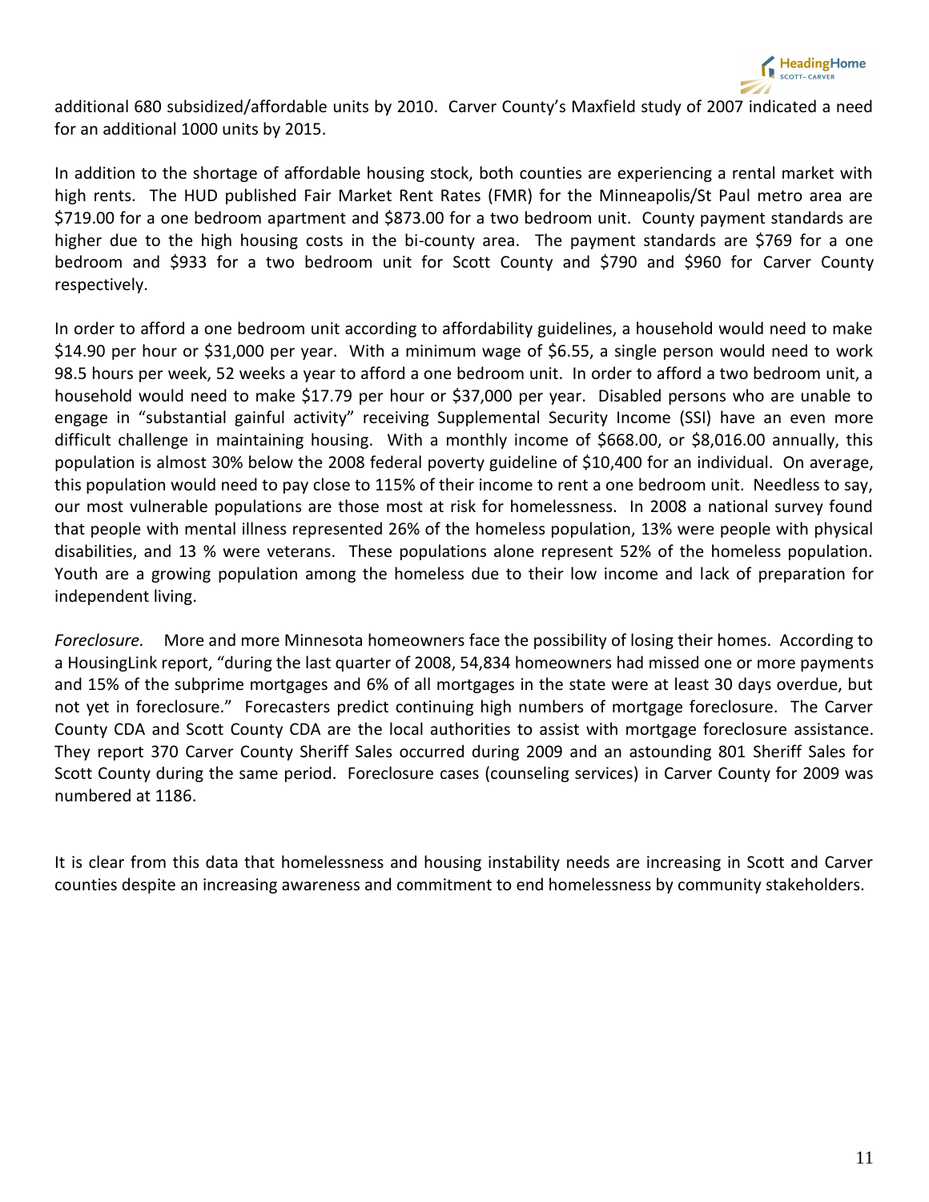additional 680 subsidized/affordable units by 2010. Carver County's Maxfield study of 2007 indicated a need for an additional 1000 units by 2015.

In addition to the shortage of affordable housing stock, both counties are experiencing a rental market with high rents. The HUD published Fair Market Rent Rates (FMR) for the Minneapolis/St Paul metro area are $719.00 for a one bedroom apartment and $873.00 for a two bedroom unit. County payment standards are higher due to the high housing costs in the bi-county area. The payment standards are $769 for a one bedroom and $933 for a two bedroom unit for Scott County and $790 and $960 for Carver County respectively.

In order to afford a one bedroom unit according to affordability guidelines, a household would need to make $14.90 per hour or $31,000 per year. With a minimum wage of $6.55, a single person would need to work 98.5 hours per week, 52 weeks a year to afford a one bedroom unit. In order to afford a two bedroom unit, a household would need to make $17.79 per hour or $37,000 per year. Disabled persons who are unable to engage in "substantial gainful activity" receiving Supplemental Security Income (SSI) have an even more difficult challenge in maintaining housing. With a monthly income of $668.00, or $8,016.00 annually, this population is almost 30% below the 2008 federal poverty guideline of $10,400 for an individual. On average, this population would need to pay close to 115% of their income to rent a one bedroom unit. Needless to say, our most vulnerable populations are those most at risk for homelessness. In 2008 a national survey found that people with mental illness represented 26% of the homeless population, 13% were people with physical disabilities, and 13 % were veterans. These populations alone represent 52% of the homeless population. Youth are a growing population among the homeless due to their low income and lack of preparation for independent living.

*Foreclosure.* More and more Minnesota homeowners face the possibility of losing their homes. According to a HousingLink report, "during the last quarter of 2008, 54,834 homeowners had missed one or more payments and 15% of the subprime mortgages and 6% of all mortgages in the state were at least 30 days overdue, but not yet in foreclosure." Forecasters predict continuing high numbers of mortgage foreclosure. The Carver County CDA and Scott County CDA are the local authorities to assist with mortgage foreclosure assistance. They report 370 Carver County Sheriff Sales occurred during 2009 and an astounding 801 Sheriff Sales for Scott County during the same period. Foreclosure cases (counseling services) in Carver County for 2009 was numbered at 1186.

It is clear from this data that homelessness and housing instability needs are increasing in Scott and Carver counties despite an increasing awareness and commitment to end homelessness by community stakeholders.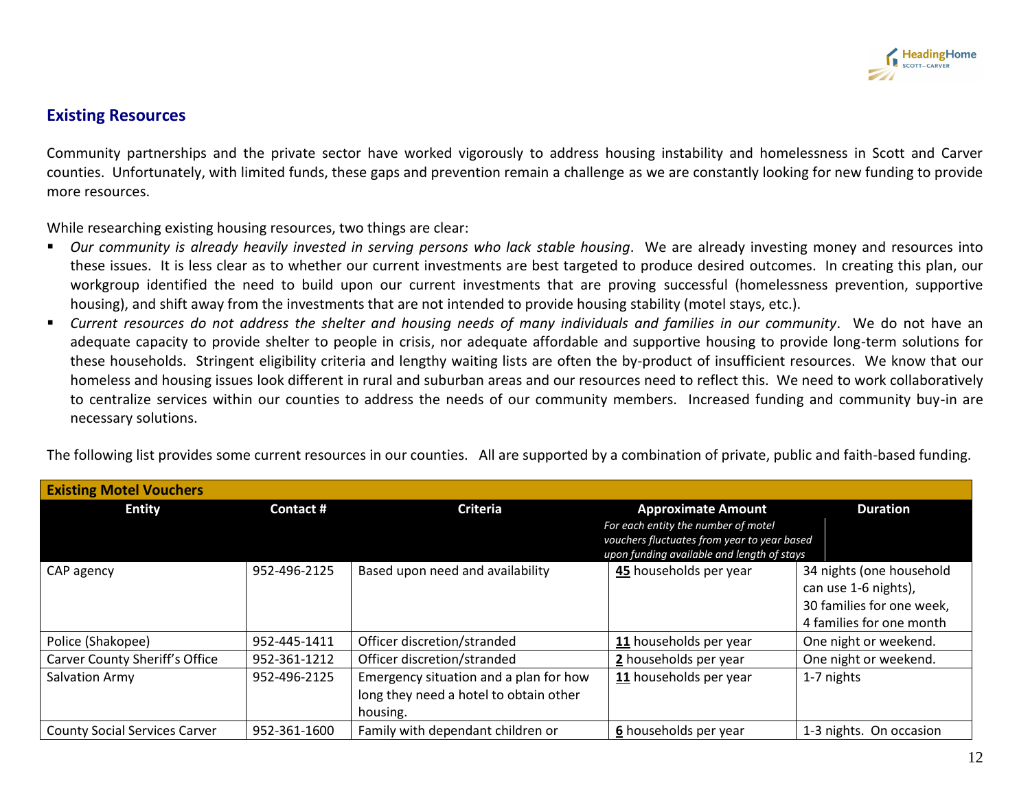## Existing Resources

Community partnerships and the private sector have worked vigorously to address housing instability and homelessness in Scott and Carver counties. Unfortunately, with limited funds, these gaps and prevention remain a challenge as we are constantly looking for new funding to provide more resources.

While researching existing housing resources, two things are clear:

- *Our community is already heavily invested in serving persons who lack stable housing*. We are already investing money and resources into these issues. It is less clear as to whether our current investments are best targeted to produce desired outcomes. In creating this plan, our workgroup identified the need to build upon our current investments that are proving successful (homelessness prevention, supportive housing), and shift away from the investments that are not intended to provide housing stability (motel stays, etc.).
- *Current resources do not address the shelter and housing needs of many individuals and families in our community*. We do not have an adequate capacity to provide shelter to people in crisis, nor adequate affordable and supportive housing to provide long-term solutions for these households. Stringent eligibility criteria and lengthy waiting lists are often the by-product of insufficient resources. We know that our homeless and housing issues look different in rural and suburban areas and our resources need to reflect this. We need to work collaboratively to centralize services within our counties to address the needs of our community members. Increased funding and community buy-in are necessary solutions.

The following list provides some current resources in our counties. All are supported by a combination of private, public and faith-based funding.

| **Existing Motel Vouchers** | | | | |
|---|---|---|---|---|
| **Entity** | **Contact #** | **Criteria** | **Approximate Amount** *For each entity the number of motel vouchers fluctuates from year to year based upon funding available and length of stays* | **Duration** |
| CAP agency | 952-496-2125 | Based upon need and availability | **45** households per year | 34 nights (one household can use 1-6 nights), 30 families for one week, 4 families for one month |
| Police (Shakopee) | 952-445-1411 | Officer discretion/stranded | **11** households per year | One night or weekend. |
| Carver County Sheriff's Office | 952-361-1212 | Officer discretion/stranded | **2** households per year | One night or weekend. |
| Salvation Army | 952-496-2125 | Emergency situation and a plan for how long they need a hotel to obtain other housing. | **11** households per year | 1-7 nights |
| County Social Services Carver | 952-361-1600 | Family with dependant children or | **6** households per year | 1-3 nights. On occasion |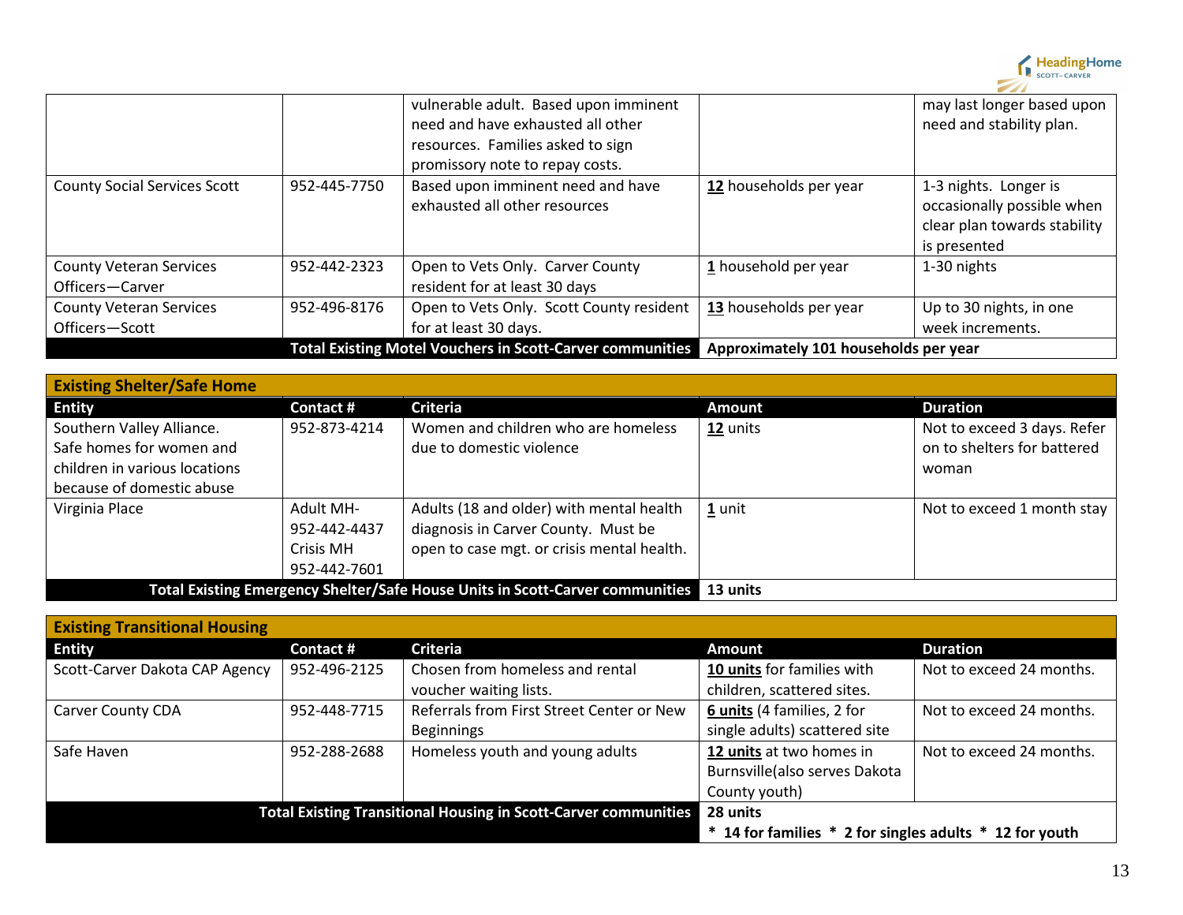| | | | | |
|---|---|---|---|---|
| | | vulnerable adult. Based upon imminent need and have exhausted all other resources. Families asked to sign promissory note to repay costs. | | may last longer based upon need and stability plan. |
| County Social Services Scott | 952-445-7750 | Based upon imminent need and have exhausted all other resources | **12** households per year | 1-3 nights. Longer is occasionally possible when clear plan towards stability is presented |
| County Veteran Services Officers—Carver | 952-442-2323 | Open to Vets Only. Carver County resident for at least 30 days | **1** household per year | 1-30 nights |
| County Veteran Services Officers—Scott | 952-496-8176 | Open to Vets Only. Scott County resident for at least 30 days. | **13** households per year | Up to 30 nights, in one week increments. |
| | | **Total Existing Motel Vouchers in Scott-Carver communities** | **Approximately 101 households per year** | |

| **Existing Shelter/Safe Home** | | | | |
|---|---|---|---|---|
| **Entity** | **Contact #** | **Criteria** | **Amount** | **Duration** |
| Southern Valley Alliance. Safe homes for women and children in various locations because of domestic abuse | 952-873-4214 | Women and children who are homeless due to domestic violence | **12** units | Not to exceed 3 days. Refer on to shelters for battered woman |
| Virginia Place | Adult MH- 952-442-4437 Crisis MH 952-442-7601 | Adults (18 and older) with mental health diagnosis in Carver County. Must be open to case mgt. or crisis mental health. | **1** unit | Not to exceed 1 month stay |
| | | **Total Existing Emergency Shelter/Safe House Units in Scott-Carver communities** | **13 units** | |

| **Existing Transitional Housing** | | | | |
|---|---|---|---|---|
| **Entity** | **Contact #** | **Criteria** | **Amount** | **Duration** |
| Scott-Carver Dakota CAP Agency | 952-496-2125 | Chosen from homeless and rental voucher waiting lists. | **10 units** for families with children, scattered sites. | Not to exceed 24 months. |
| Carver County CDA | 952-448-7715 | Referrals from First Street Center or New Beginnings | **6 units** (4 families, 2 for single adults) scattered site | Not to exceed 24 months. |
| Safe Haven | 952-288-2688 | Homeless youth and young adults | **12 units** at two homes in Burnsville(also serves Dakota County youth) | Not to exceed 24 months. |
| | | **Total Existing Transitional Housing in Scott-Carver communities** | **28 units** **\* 14 for families \* 2 for singles adults \* 12 for youth** | |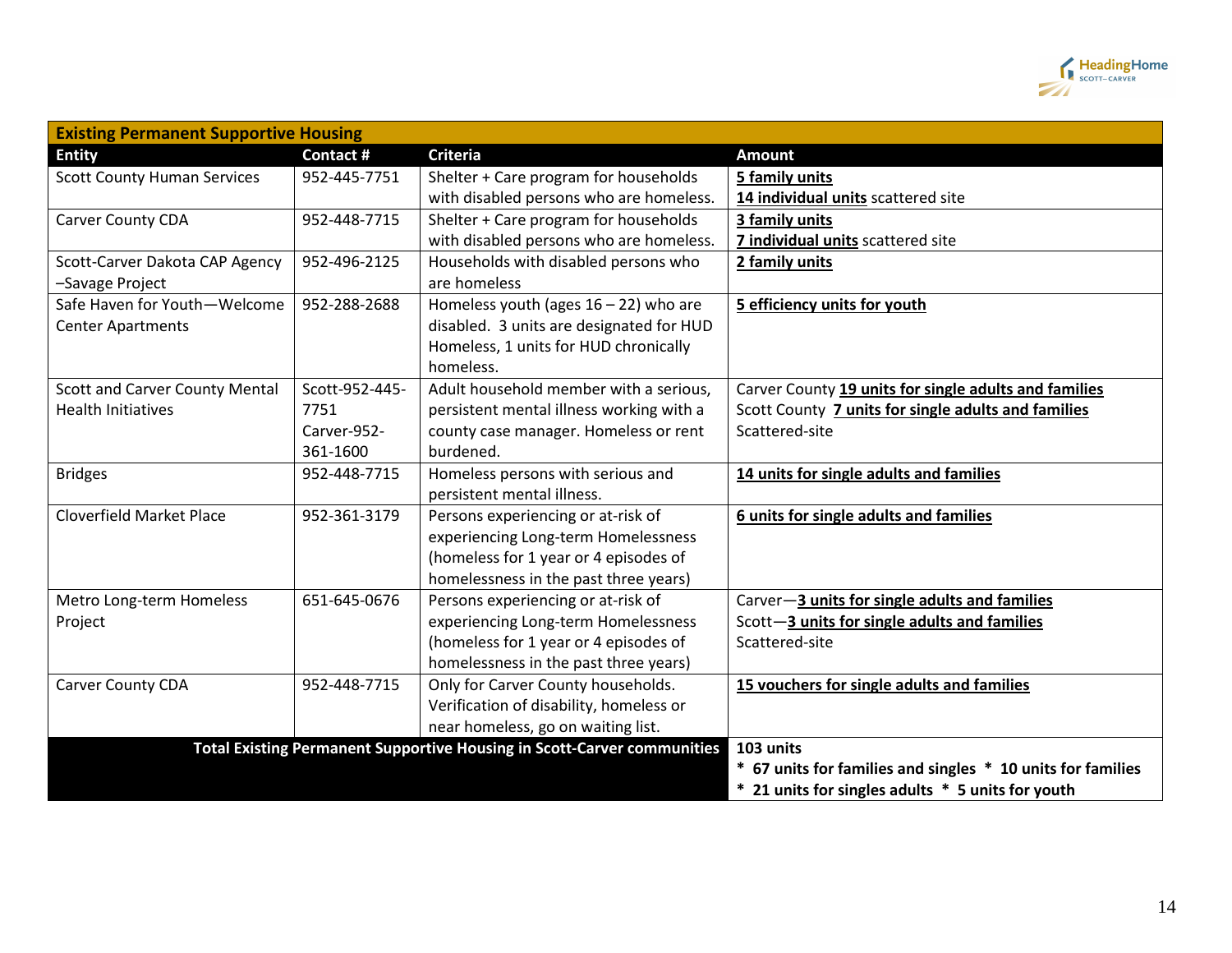| Existing Permanent Supportive Housing | | | |
|---|---|---|---|
| **Entity** | **Contact #** | **Criteria** | **Amount** |
| Scott County Human Services | 952-445-7751 | Shelter + Care program for households with disabled persons who are homeless. | **5 family units**<br>**14 individual units** scattered site |
| Carver County CDA | 952-448-7715 | Shelter + Care program for households with disabled persons who are homeless. | **3 family units**<br>**7 individual units** scattered site |
| Scott-Carver Dakota CAP Agency –Savage Project | 952-496-2125 | Households with disabled persons who are homeless | **2 family units** |
| Safe Haven for Youth—Welcome Center Apartments | 952-288-2688 | Homeless youth (ages 16 – 22) who are disabled. 3 units are designated for HUD Homeless, 1 units for HUD chronically homeless. | **5 efficiency units for youth** |
| Scott and Carver County Mental Health Initiatives | Scott-952-445-7751<br>Carver-952-361-1600 | Adult household member with a serious, persistent mental illness working with a county case manager. Homeless or rent burdened. | Carver County **19 units for single adults and families**<br>Scott County **7 units for single adults and families**<br>Scattered-site |
| Bridges | 952-448-7715 | Homeless persons with serious and persistent mental illness. | **14 units for single adults and families** |
| Cloverfield Market Place | 952-361-3179 | Persons experiencing or at-risk of experiencing Long-term Homelessness (homeless for 1 year or 4 episodes of homelessness in the past three years) | **6 units for single adults and families** |
| Metro Long-term Homeless Project | 651-645-0676 | Persons experiencing or at-risk of experiencing Long-term Homelessness (homeless for 1 year or 4 episodes of homelessness in the past three years) | Carver—**3 units for single adults and families**<br>Scott—**3 units for single adults and families**<br>Scattered-site |
| Carver County CDA | 952-448-7715 | Only for Carver County households. Verification of disability, homeless or near homeless, go on waiting list. | **15 vouchers for single adults and families** |
| **Total Existing Permanent Supportive Housing in Scott-Carver communities** | | | **103 units**<br>**\* 67 units for families and singles \* 10 units for families**<br>**\* 21 units for singles adults \* 5 units for youth** |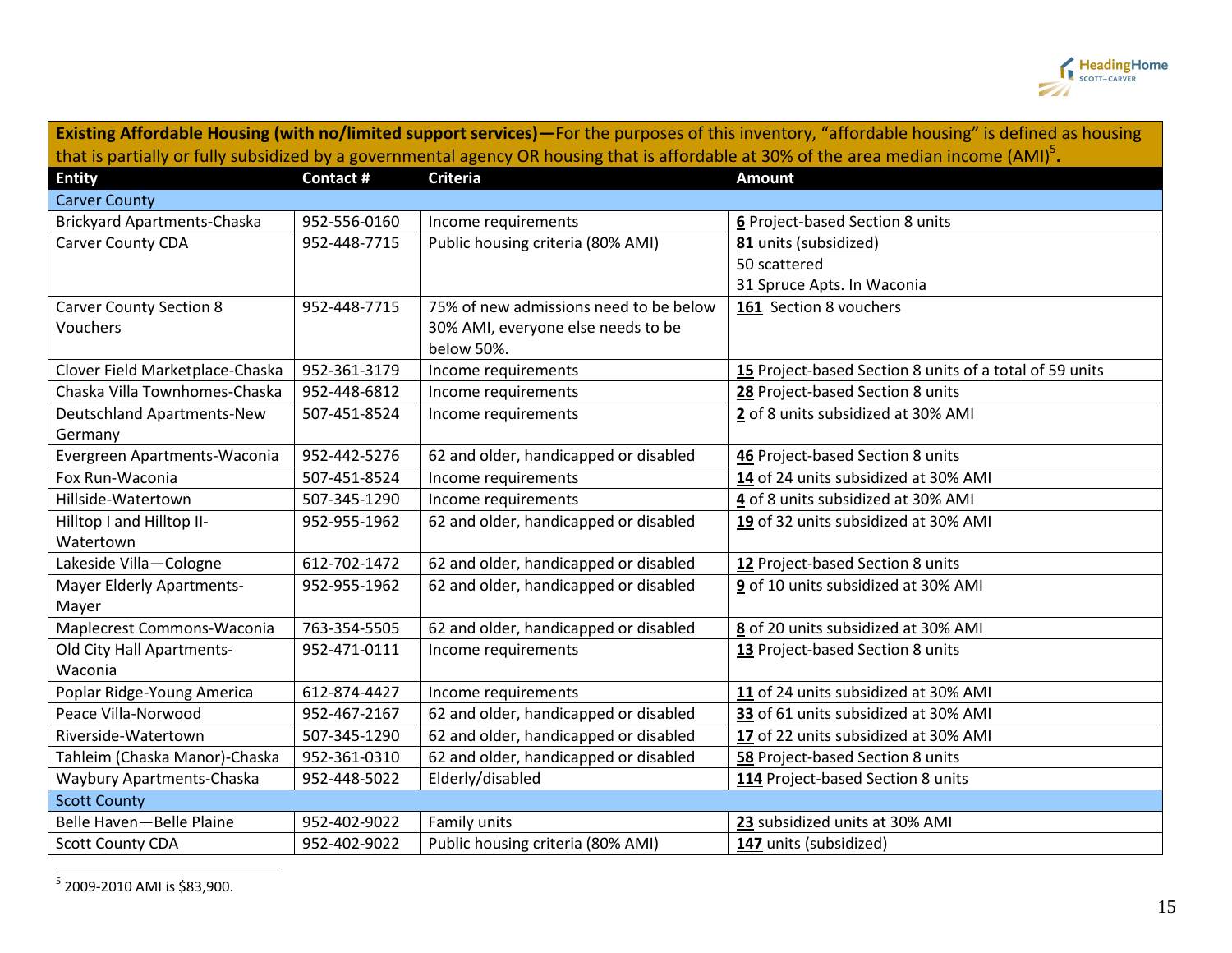| **Existing Affordable Housing (with no/limited support services)**—For the purposes of this inventory, "affordable housing" is defined as housing that is partially or fully subsidized by a governmental agency OR housing that is affordable at 30% of the area median income (AMI)[5]. | | | |
|---|---|---|---|
| **Entity** | **Contact #** | **Criteria** | **Amount** |
| Carver County | | | |
| Brickyard Apartments-Chaska | 952-556-0160 | Income requirements | **6** Project-based Section 8 units |
| Carver County CDA | 952-448-7715 | Public housing criteria (80% AMI) | **81** units (subsidized)<br>50 scattered<br>31 Spruce Apts. In Waconia |
| Carver County Section 8 Vouchers | 952-448-7715 | 75% of new admissions need to be below 30% AMI, everyone else needs to be below 50%. | **161** Section 8 vouchers |
| Clover Field Marketplace-Chaska | 952-361-3179 | Income requirements | **15** Project-based Section 8 units of a total of 59 units |
| Chaska Villa Townhomes-Chaska | 952-448-6812 | Income requirements | **28** Project-based Section 8 units |
| Deutschland Apartments-New Germany | 507-451-8524 | Income requirements | **2** of 8 units subsidized at 30% AMI |
| Evergreen Apartments-Waconia | 952-442-5276 | 62 and older, handicapped or disabled | **46** Project-based Section 8 units |
| Fox Run-Waconia | 507-451-8524 | Income requirements | **14** of 24 units subsidized at 30% AMI |
| Hillside-Watertown | 507-345-1290 | Income requirements | **4** of 8 units subsidized at 30% AMI |
| Hilltop I and Hilltop II-Watertown | 952-955-1962 | 62 and older, handicapped or disabled | **19** of 32 units subsidized at 30% AMI |
| Lakeside Villa—Cologne | 612-702-1472 | 62 and older, handicapped or disabled | **12** Project-based Section 8 units |
| Mayer Elderly Apartments-Mayer | 952-955-1962 | 62 and older, handicapped or disabled | **9** of 10 units subsidized at 30% AMI |
| Maplecrest Commons-Waconia | 763-354-5505 | 62 and older, handicapped or disabled | **8** of 20 units subsidized at 30% AMI |
| Old City Hall Apartments-Waconia | 952-471-0111 | Income requirements | **13** Project-based Section 8 units |
| Poplar Ridge-Young America | 612-874-4427 | Income requirements | **11** of 24 units subsidized at 30% AMI |
| Peace Villa-Norwood | 952-467-2167 | 62 and older, handicapped or disabled | **33** of 61 units subsidized at 30% AMI |
| Riverside-Watertown | 507-345-1290 | 62 and older, handicapped or disabled | **17** of 22 units subsidized at 30% AMI |
| Tahleim (Chaska Manor)-Chaska | 952-361-0310 | 62 and older, handicapped or disabled | **58** Project-based Section 8 units |
| Waybury Apartments-Chaska | 952-448-5022 | Elderly/disabled | **114** Project-based Section 8 units |
| Scott County | | | |
| Belle Haven—Belle Plaine | 952-402-9022 | Family units | **23** subsidized units at 30% AMI |
| Scott County CDA | 952-402-9022 | Public housing criteria (80% AMI) | **147** units (subsidized) |

[5] 2009-2010 AMI is $83,900.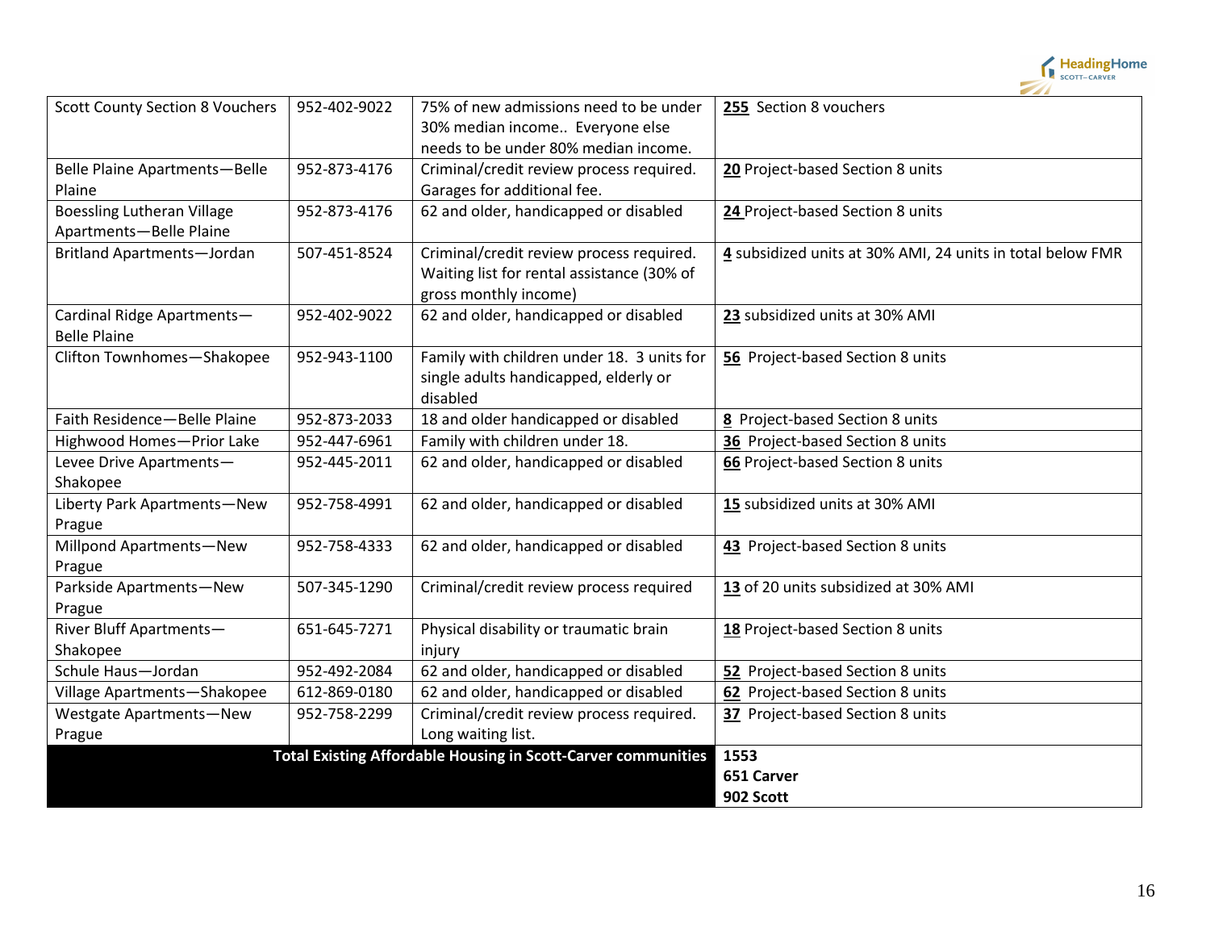| | | | |
|---|---|---|---|
| Scott County Section 8 Vouchers | 952-402-9022 | 75% of new admissions need to be under 30% median income.. Everyone else needs to be under 80% median income. | **255** Section 8 vouchers |
| Belle Plaine Apartments—Belle Plaine | 952-873-4176 | Criminal/credit review process required. Garages for additional fee. | **20** Project-based Section 8 units |
| Boessling Lutheran Village Apartments—Belle Plaine | 952-873-4176 | 62 and older, handicapped or disabled | **24** Project-based Section 8 units |
| Britland Apartments—Jordan | 507-451-8524 | Criminal/credit review process required. Waiting list for rental assistance (30% of gross monthly income) | **4** subsidized units at 30% AMI, 24 units in total below FMR |
| Cardinal Ridge Apartments—Belle Plaine | 952-402-9022 | 62 and older, handicapped or disabled | **23** subsidized units at 30% AMI |
| Clifton Townhomes—Shakopee | 952-943-1100 | Family with children under 18. 3 units for single adults handicapped, elderly or disabled | **56** Project-based Section 8 units |
| Faith Residence—Belle Plaine | 952-873-2033 | 18 and older handicapped or disabled | **8** Project-based Section 8 units |
| Highwood Homes—Prior Lake | 952-447-6961 | Family with children under 18. | **36** Project-based Section 8 units |
| Levee Drive Apartments—Shakopee | 952-445-2011 | 62 and older, handicapped or disabled | **66** Project-based Section 8 units |
| Liberty Park Apartments—New Prague | 952-758-4991 | 62 and older, handicapped or disabled | **15** subsidized units at 30% AMI |
| Millpond Apartments—New Prague | 952-758-4333 | 62 and older, handicapped or disabled | **43** Project-based Section 8 units |
| Parkside Apartments—New Prague | 507-345-1290 | Criminal/credit review process required | **13** of 20 units subsidized at 30% AMI |
| River Bluff Apartments—Shakopee | 651-645-7271 | Physical disability or traumatic brain injury | **18** Project-based Section 8 units |
| Schule Haus—Jordan | 952-492-2084 | 62 and older, handicapped or disabled | **52** Project-based Section 8 units |
| Village Apartments—Shakopee | 612-869-0180 | 62 and older, handicapped or disabled | **62** Project-based Section 8 units |
| Westgate Apartments—New Prague | 952-758-2299 | Criminal/credit review process required. Long waiting list. | **37** Project-based Section 8 units |
| **Total Existing Affordable Housing in Scott-Carver communities** | | | **1553**<br>**651 Carver**<br>**902 Scott** |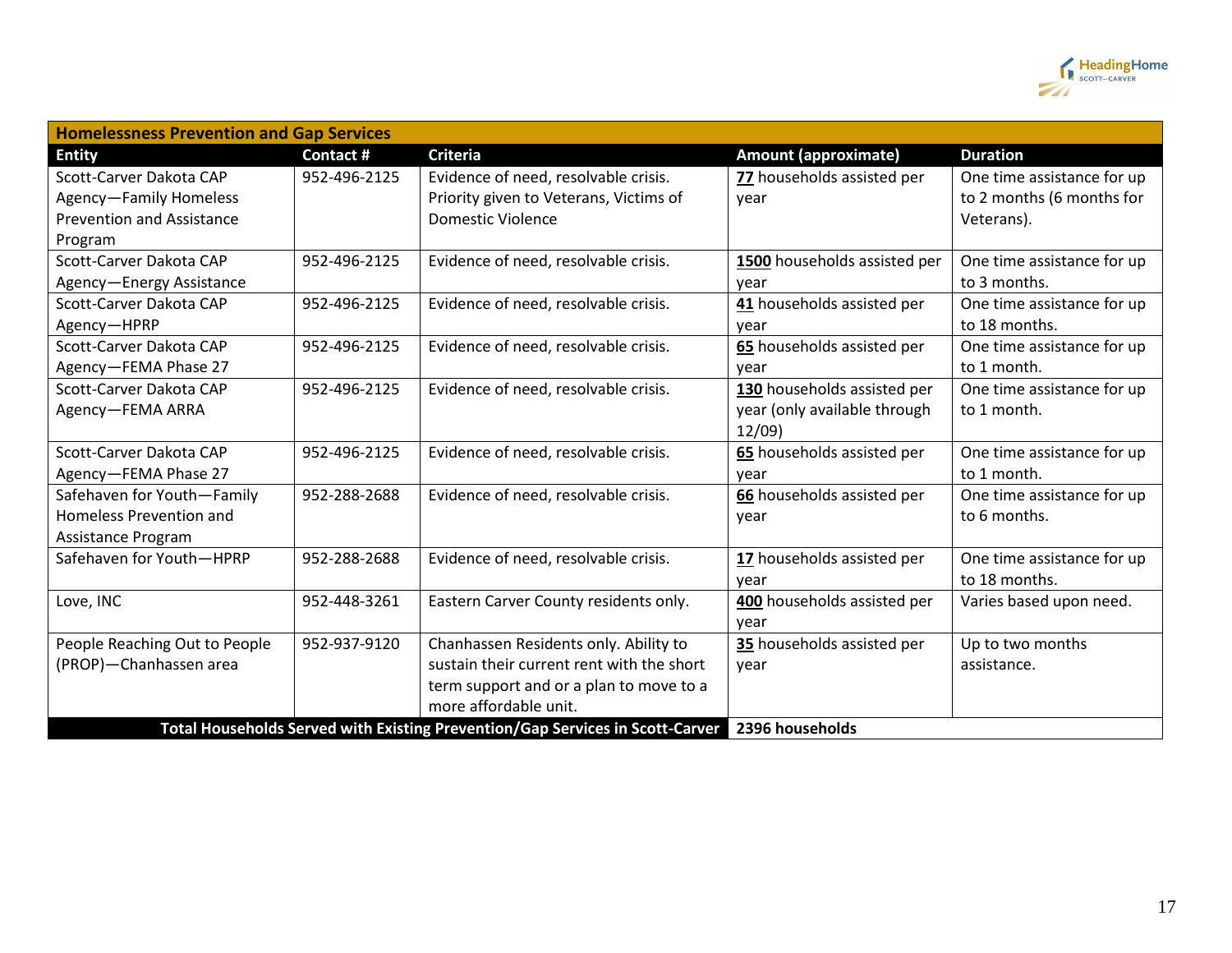| Homelessness Prevention and Gap Services | | | | |
|---|---|---|---|---|
| **Entity** | **Contact #** | **Criteria** | **Amount (approximate)** | **Duration** |
| Scott-Carver Dakota CAP Agency—Family Homeless Prevention and Assistance Program | 952-496-2125 | Evidence of need, resolvable crisis. Priority given to Veterans, Victims of Domestic Violence | **77** households assisted per year | One time assistance for up to 2 months (6 months for Veterans). |
| Scott-Carver Dakota CAP Agency—Energy Assistance | 952-496-2125 | Evidence of need, resolvable crisis. | **1500** households assisted per year | One time assistance for up to 3 months. |
| Scott-Carver Dakota CAP Agency—HPRP | 952-496-2125 | Evidence of need, resolvable crisis. | **41** households assisted per year | One time assistance for up to 18 months. |
| Scott-Carver Dakota CAP Agency—FEMA Phase 27 | 952-496-2125 | Evidence of need, resolvable crisis. | **65** households assisted per year | One time assistance for up to 1 month. |
| Scott-Carver Dakota CAP Agency—FEMA ARRA | 952-496-2125 | Evidence of need, resolvable crisis. | **130** households assisted per year (only available through 12/09) | One time assistance for up to 1 month. |
| Scott-Carver Dakota CAP Agency—FEMA Phase 27 | 952-496-2125 | Evidence of need, resolvable crisis. | **65** households assisted per year | One time assistance for up to 1 month. |
| Safehaven for Youth—Family Homeless Prevention and Assistance Program | 952-288-2688 | Evidence of need, resolvable crisis. | **66** households assisted per year | One time assistance for up to 6 months. |
| Safehaven for Youth—HPRP | 952-288-2688 | Evidence of need, resolvable crisis. | **17** households assisted per year | One time assistance for up to 18 months. |
| Love, INC | 952-448-3261 | Eastern Carver County residents only. | **400** households assisted per year | Varies based upon need. |
| People Reaching Out to People (PROP)—Chanhassen area | 952-937-9120 | Chanhassen Residents only. Ability to sustain their current rent with the short term support and or a plan to move to a more affordable unit. | **35** households assisted per year | Up to two months assistance. |
| **Total Households Served with Existing Prevention/Gap Services in Scott-Carver** | | | **2396 households** | |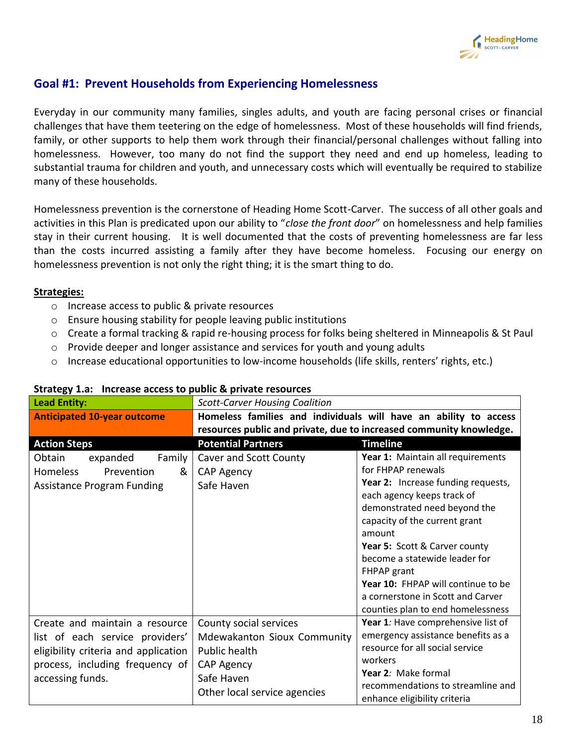## Goal #1: Prevent Households from Experiencing Homelessness

Everyday in our community many families, singles adults, and youth are facing personal crises or financial challenges that have them teetering on the edge of homelessness. Most of these households will find friends, family, or other supports to help them work through their financial/personal challenges without falling into homelessness. However, too many do not find the support they need and end up homeless, leading to substantial trauma for children and youth, and unnecessary costs which will eventually be required to stabilize many of these households.

Homelessness prevention is the cornerstone of Heading Home Scott-Carver. The success of all other goals and activities in this Plan is predicated upon our ability to "*close the front door*" on homelessness and help families stay in their current housing. It is well documented that the costs of preventing homelessness are far less than the costs incurred assisting a family after they have become homeless. Focusing our energy on homelessness prevention is not only the right thing; it is the smart thing to do.

**Strategies:**

- Increase access to public & private resources
- Ensure housing stability for people leaving public institutions
- Create a formal tracking & rapid re-housing process for folks being sheltered in Minneapolis & St Paul
- Provide deeper and longer assistance and services for youth and young adults
- Increase educational opportunities to low-income households (life skills, renters' rights, etc.)

**Strategy 1.a: Increase access to public & private resources**

| **Lead Entity:** | *Scott-Carver Housing Coalition* | |
|---|---|---|
| **Anticipated 10-year outcome** | **Homeless families and individuals will have an ability to access resources public and private, due to increased community knowledge.** | |
| **Action Steps** | **Potential Partners** | **Timeline** |
| Obtain expanded Family Homeless Prevention & Assistance Program Funding | Caver and Scott County<br>CAP Agency<br>Safe Haven | **Year 1:** Maintain all requirements for FHPAP renewals<br>**Year 2:** Increase funding requests, each agency keeps track of demonstrated need beyond the capacity of the current grant amount<br>**Year 5:** Scott & Carver county become a statewide leader for FHPAP grant<br>**Year 10:** FHPAP will continue to be a cornerstone in Scott and Carver counties plan to end homelessness |
| Create and maintain a resource list of each service providers' eligibility criteria and application process, including frequency of accessing funds. | County social services<br>Mdewakanton Sioux Community<br>Public health<br>CAP Agency<br>Safe Haven<br>Other local service agencies | **Year 1***:* Have comprehensive list of emergency assistance benefits as a resource for all social service workers<br>**Year 2***:* Make formal recommendations to streamline and enhance eligibility criteria |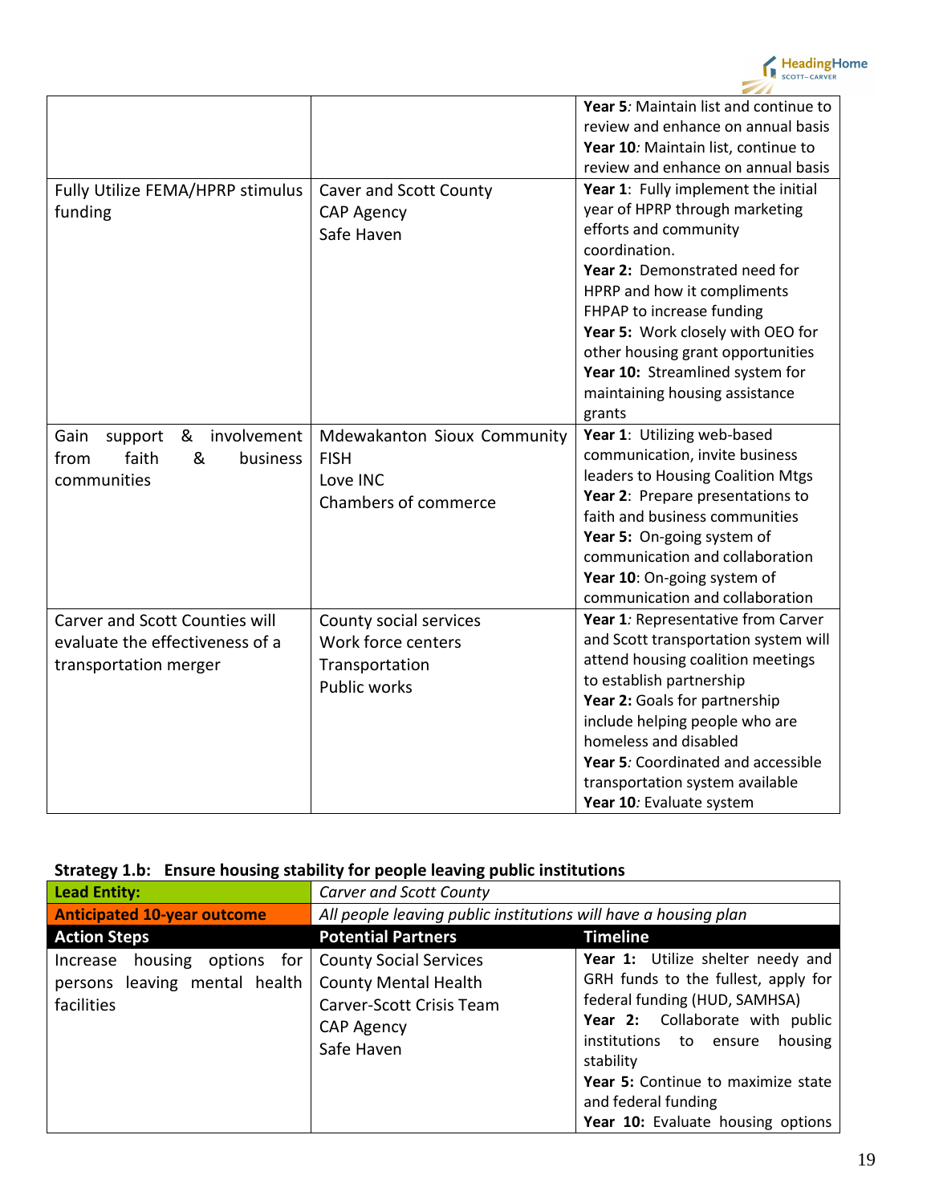| | | |
|---|---|---|
| | | **Year 5***:* Maintain list and continue to review and enhance on annual basis<br>**Year 10***:* Maintain list, continue to review and enhance on annual basis |
| Fully Utilize FEMA/HPRP stimulus funding | Caver and Scott County<br>CAP Agency<br>Safe Haven | **Year 1**: Fully implement the initial year of HPRP through marketing efforts and community coordination.<br>**Year 2:** Demonstrated need for HPRP and how it compliments FHPAP to increase funding<br>**Year 5:** Work closely with OEO for other housing grant opportunities<br>**Year 10:** Streamlined system for maintaining housing assistance grants |
| Gain support & involvement from faith & business communities | Mdewakanton Sioux Community<br>FISH<br>Love INC<br>Chambers of commerce | **Year 1**: Utilizing web-based communication, invite business leaders to Housing Coalition Mtgs<br>**Year 2**: Prepare presentations to faith and business communities<br>**Year 5:** On-going system of communication and collaboration<br>**Year 10**: On-going system of communication and collaboration |
| Carver and Scott Counties will evaluate the effectiveness of a transportation merger | County social services<br>Work force centers<br>Transportation<br>Public works | **Year 1***:* Representative from Carver and Scott transportation system will attend housing coalition meetings to establish partnership<br>**Year 2:** Goals for partnership include helping people who are homeless and disabled<br>**Year 5***:* Coordinated and accessible transportation system available<br>**Year 10***:* Evaluate system |

**Strategy 1.b: Ensure housing stability for people leaving public institutions**

| **Lead Entity:** | *Carver and Scott County* | |
|---|---|---|
| **Anticipated 10-year outcome** | *All people leaving public institutions will have a housing plan* | |
| **Action Steps** | **Potential Partners** | **Timeline** |
| Increase housing options for persons leaving mental health facilities | County Social Services<br>County Mental Health<br>Carver-Scott Crisis Team<br>CAP Agency<br>Safe Haven | **Year 1:** Utilize shelter needy and GRH funds to the fullest, apply for federal funding (HUD, SAMHSA)<br>**Year 2:** Collaborate with public institutions to ensure housing stability<br>**Year 5:** Continue to maximize state and federal funding<br>**Year 10:** Evaluate housing options |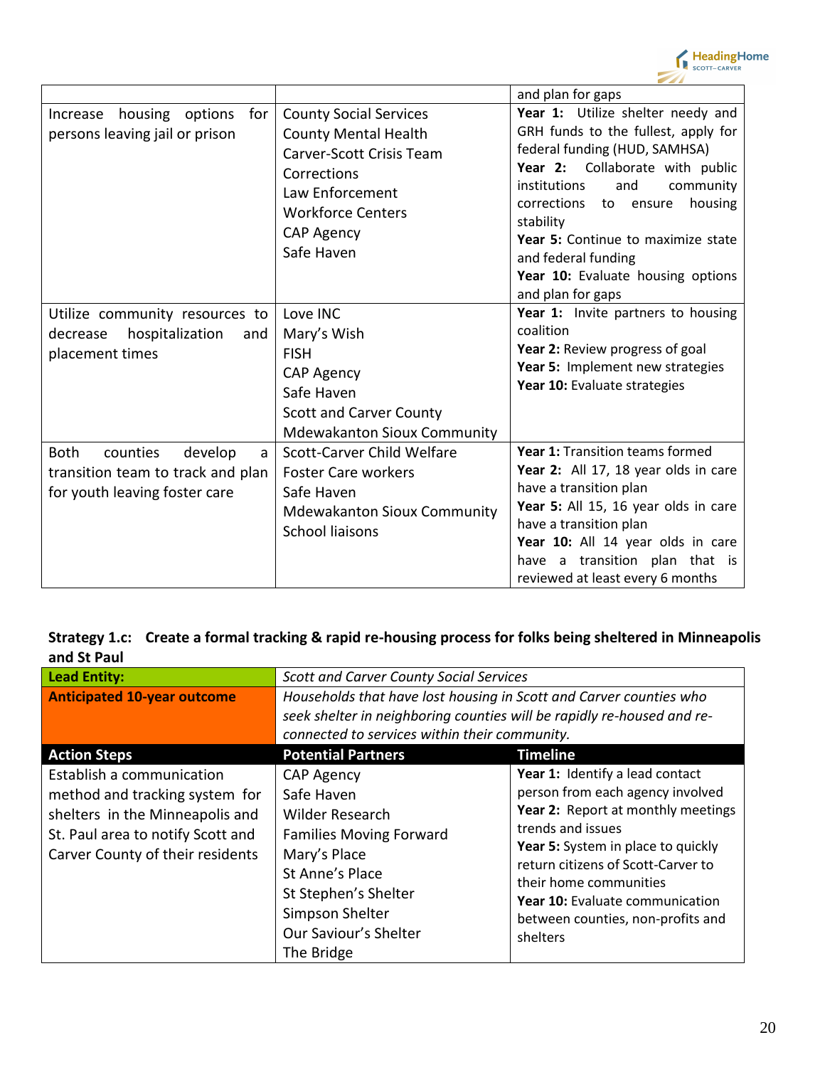| | | and plan for gaps |
|---|---|---|
| Increase housing options for persons leaving jail or prison | County Social Services<br>County Mental Health<br>Carver-Scott Crisis Team<br>Corrections<br>Law Enforcement<br>Workforce Centers<br>CAP Agency<br>Safe Haven | **Year 1:** Utilize shelter needy and GRH funds to the fullest, apply for federal funding (HUD, SAMHSA)<br>**Year 2:** Collaborate with public institutions and community corrections to ensure housing stability<br>**Year 5:** Continue to maximize state and federal funding<br>**Year 10:** Evaluate housing options and plan for gaps |
| Utilize community resources to decrease hospitalization and placement times | Love INC<br>Mary's Wish<br>FISH<br>CAP Agency<br>Safe Haven<br>Scott and Carver County<br>Mdewakanton Sioux Community | **Year 1:** Invite partners to housing coalition<br>**Year 2:** Review progress of goal<br>**Year 5:** Implement new strategies<br>**Year 10:** Evaluate strategies |
| Both counties develop a transition team to track and plan for youth leaving foster care | Scott-Carver Child Welfare<br>Foster Care workers<br>Safe Haven<br>Mdewakanton Sioux Community<br>School liaisons | **Year 1:** Transition teams formed<br>**Year 2:** All 17, 18 year olds in care have a transition plan<br>**Year 5:** All 15, 16 year olds in care have a transition plan<br>**Year 10:** All 14 year olds in care have a transition plan that is reviewed at least every 6 months |

**Strategy 1.c: Create a formal tracking & rapid re-housing process for folks being sheltered in Minneapolis and St Paul**

| **Lead Entity:** | *Scott and Carver County Social Services* | |
|---|---|---|
| **Anticipated 10-year outcome** | *Households that have lost housing in Scott and Carver counties who seek shelter in neighboring counties will be rapidly re-housed and re-connected to services within their community.* | |
| **Action Steps** | **Potential Partners** | **Timeline** |
| Establish a communication method and tracking system for shelters in the Minneapolis and St. Paul area to notify Scott and Carver County of their residents | CAP Agency<br>Safe Haven<br>Wilder Research<br>Families Moving Forward<br>Mary's Place<br>St Anne's Place<br>St Stephen's Shelter<br>Simpson Shelter<br>Our Saviour's Shelter<br>The Bridge | **Year 1:** Identify a lead contact person from each agency involved<br>**Year 2:** Report at monthly meetings trends and issues<br>**Year 5:** System in place to quickly return citizens of Scott-Carver to their home communities<br>**Year 10:** Evaluate communication between counties, non-profits and shelters |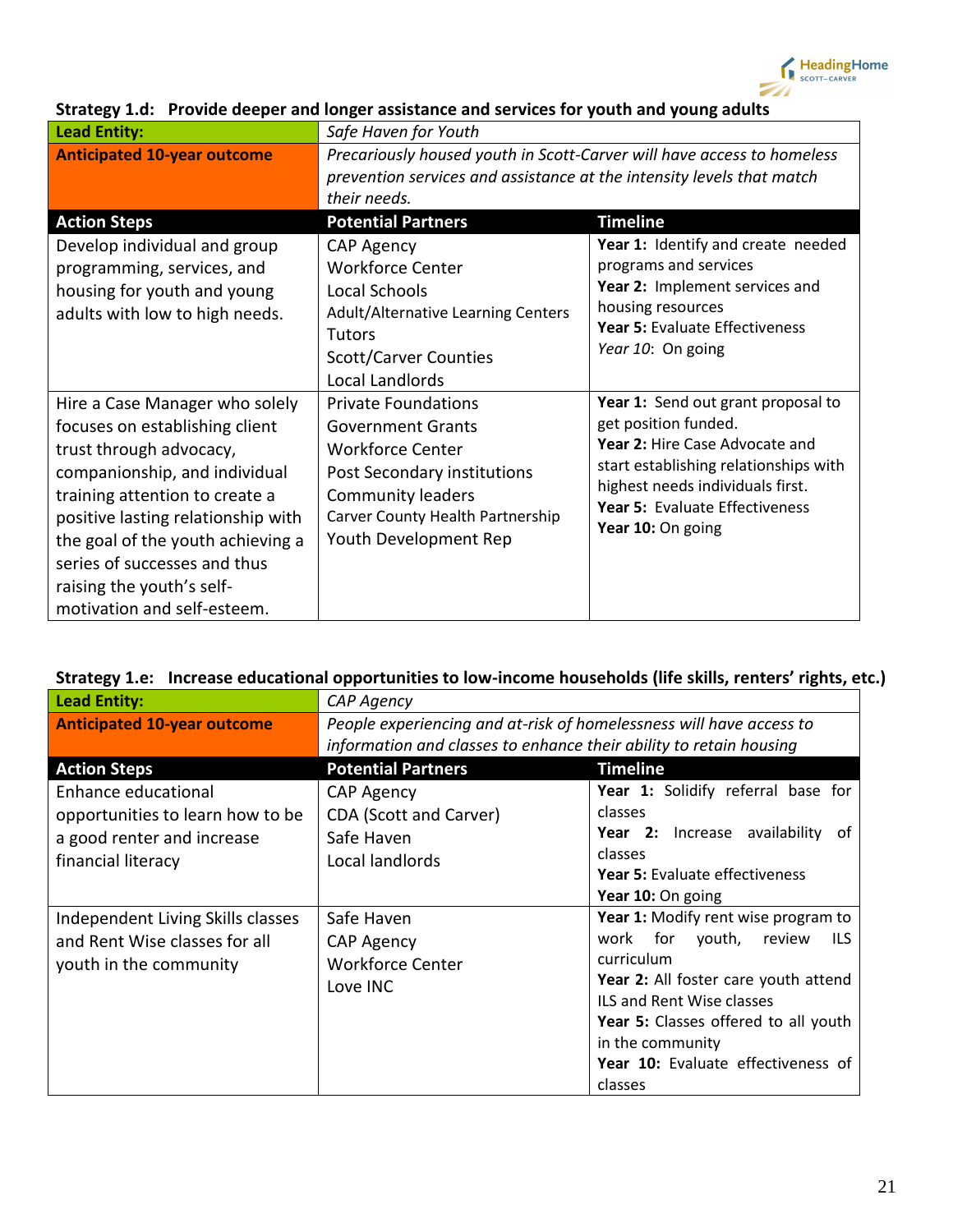**Strategy 1.d: Provide deeper and longer assistance and services for youth and young adults**

| **Lead Entity:** | *Safe Haven for Youth* | |
|---|---|---|
| **Anticipated 10-year outcome** | *Precariously housed youth in Scott-Carver will have access to homeless prevention services and assistance at the intensity levels that match their needs.* | |
| **Action Steps** | **Potential Partners** | **Timeline** |
| Develop individual and group programming, services, and housing for youth and young adults with low to high needs. | CAP Agency<br>Workforce Center<br>Local Schools<br>Adult/Alternative Learning Centers<br>Tutors<br>Scott/Carver Counties<br>Local Landlords | **Year 1:** Identify and create needed programs and services<br>**Year 2:** Implement services and housing resources<br>**Year 5:** Evaluate Effectiveness<br>*Year 10*: On going |
| Hire a Case Manager who solely focuses on establishing client trust through advocacy, companionship, and individual training attention to create a positive lasting relationship with the goal of the youth achieving a series of successes and thus raising the youth's self-motivation and self-esteem. | Private Foundations<br>Government Grants<br>Workforce Center<br>Post Secondary institutions<br>Community leaders<br>Carver County Health Partnership<br>Youth Development Rep | **Year 1:** Send out grant proposal to get position funded.<br>**Year 2:** Hire Case Advocate and start establishing relationships with highest needs individuals first.<br>**Year 5:** Evaluate Effectiveness<br>**Year 10:** On going |

**Strategy 1.e: Increase educational opportunities to low-income households (life skills, renters' rights, etc.)**

| **Lead Entity:** | *CAP Agency* | |
|---|---|---|
| **Anticipated 10-year outcome** | *People experiencing and at-risk of homelessness will have access to information and classes to enhance their ability to retain housing* | |
| **Action Steps** | **Potential Partners** | **Timeline** |
| Enhance educational opportunities to learn how to be a good renter and increase financial literacy | CAP Agency<br>CDA (Scott and Carver)<br>Safe Haven<br>Local landlords | **Year 1:** Solidify referral base for classes<br>**Year 2:** Increase availability of classes<br>**Year 5:** Evaluate effectiveness<br>**Year 10:** On going |
| Independent Living Skills classes and Rent Wise classes for all youth in the community | Safe Haven<br>CAP Agency<br>Workforce Center<br>Love INC | **Year 1:** Modify rent wise program to work for youth, review ILS curriculum<br>**Year 2:** All foster care youth attend ILS and Rent Wise classes<br>**Year 5:** Classes offered to all youth in the community<br>**Year 10:** Evaluate effectiveness of classes |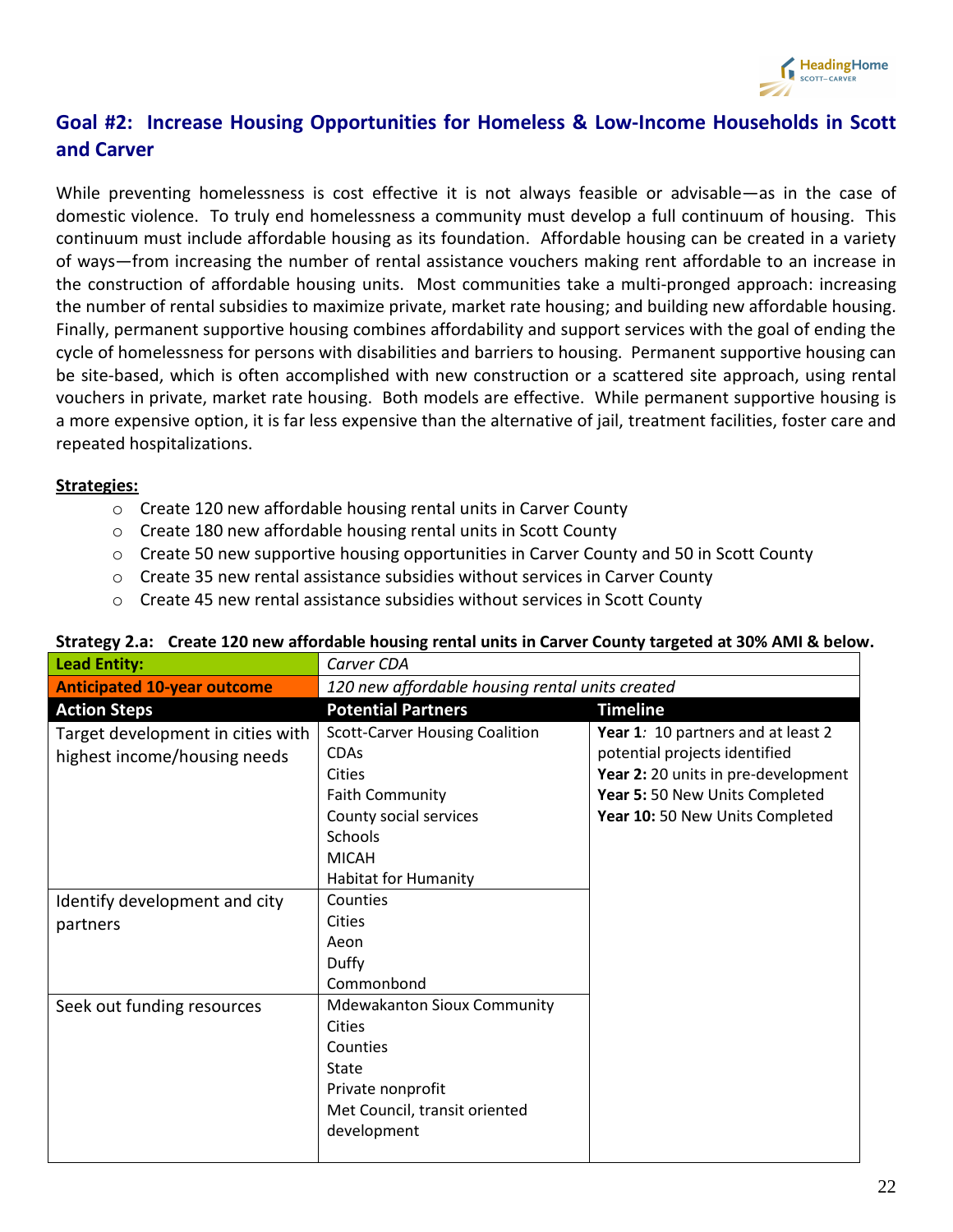## Goal #2: Increase Housing Opportunities for Homeless & Low-Income Households in Scott and Carver

While preventing homelessness is cost effective it is not always feasible or advisable—as in the case of domestic violence. To truly end homelessness a community must develop a full continuum of housing. This continuum must include affordable housing as its foundation. Affordable housing can be created in a variety of ways—from increasing the number of rental assistance vouchers making rent affordable to an increase in the construction of affordable housing units. Most communities take a multi-pronged approach: increasing the number of rental subsidies to maximize private, market rate housing; and building new affordable housing. Finally, permanent supportive housing combines affordability and support services with the goal of ending the cycle of homelessness for persons with disabilities and barriers to housing. Permanent supportive housing can be site-based, which is often accomplished with new construction or a scattered site approach, using rental vouchers in private, market rate housing. Both models are effective. While permanent supportive housing is a more expensive option, it is far less expensive than the alternative of jail, treatment facilities, foster care and repeated hospitalizations.

**Strategies:**

- Create 120 new affordable housing rental units in Carver County
- Create 180 new affordable housing rental units in Scott County
- Create 50 new supportive housing opportunities in Carver County and 50 in Scott County
- Create 35 new rental assistance subsidies without services in Carver County
- Create 45 new rental assistance subsidies without services in Scott County

**Strategy 2.a: Create 120 new affordable housing rental units in Carver County targeted at 30% AMI & below.**

| **Lead Entity:** | *Carver CDA* | |
|---|---|---|
| **Anticipated 10-year outcome** | *120 new affordable housing rental units created* | |
| **Action Steps** | **Potential Partners** | **Timeline** |
| Target development in cities with highest income/housing needs | Scott-Carver Housing Coalition<br>CDAs<br>Cities<br>Faith Community<br>County social services<br>Schools<br>MICAH<br>Habitat for Humanity | **Year 1**: 10 partners and at least 2 potential projects identified<br>**Year 2:** 20 units in pre-development<br>**Year 5:** 50 New Units Completed<br>**Year 10:** 50 New Units Completed |
| Identify development and city partners | Counties<br>Cities<br>Aeon<br>Duffy<br>Commonbond | |
| Seek out funding resources | Mdewakanton Sioux Community<br>Cities<br>Counties<br>State<br>Private nonprofit<br>Met Council, transit oriented development | |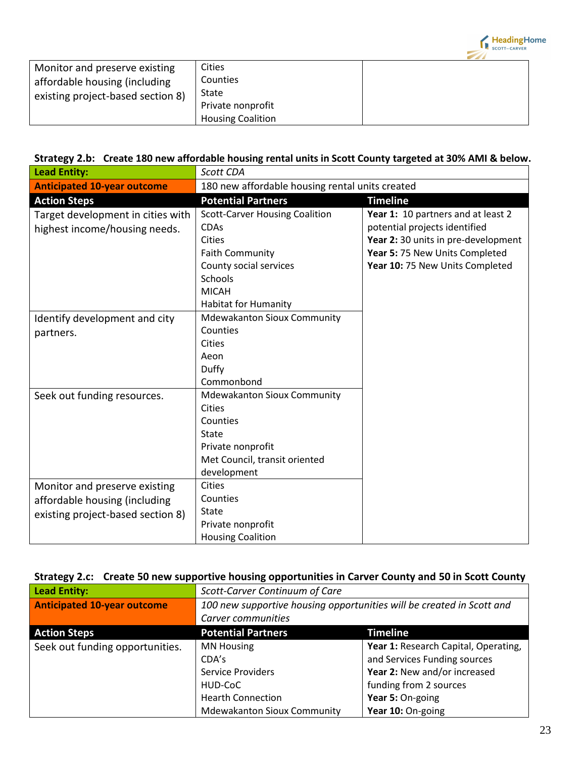| | | |
|---|---|---|
| Monitor and preserve existing affordable housing (including existing project-based section 8) | Cities<br>Counties<br>State<br>Private nonprofit<br>Housing Coalition | |

**Strategy 2.b: Create 180 new affordable housing rental units in Scott County targeted at 30% AMI & below.**

| **Lead Entity:** | *Scott CDA* | |
|---|---|---|
| **Anticipated 10-year outcome** | 180 new affordable housing rental units created | |
| **Action Steps** | **Potential Partners** | **Timeline** |
| Target development in cities with highest income/housing needs. | Scott-Carver Housing Coalition<br>CDAs<br>Cities<br>Faith Community<br>County social services<br>Schools<br>MICAH<br>Habitat for Humanity | **Year 1:** 10 partners and at least 2 potential projects identified<br>**Year 2:** 30 units in pre-development<br>**Year 5:** 75 New Units Completed<br>**Year 10:** 75 New Units Completed |
| Identify development and city partners. | Mdewakanton Sioux Community<br>Counties<br>Cities<br>Aeon<br>Duffy<br>Commonbond | |
| Seek out funding resources. | Mdewakanton Sioux Community<br>Cities<br>Counties<br>State<br>Private nonprofit<br>Met Council, transit oriented development | |
| Monitor and preserve existing affordable housing (including existing project-based section 8) | Cities<br>Counties<br>State<br>Private nonprofit<br>Housing Coalition | |

**Strategy 2.c: Create 50 new supportive housing opportunities in Carver County and 50 in Scott County**

| **Lead Entity:** | *Scott-Carver Continuum of Care* | |
|---|---|---|
| **Anticipated 10-year outcome** | *100 new supportive housing opportunities will be created in Scott and Carver communities* | |
| **Action Steps** | **Potential Partners** | **Timeline** |
| Seek out funding opportunities. | MN Housing<br>CDA's<br>Service Providers<br>HUD-CoC<br>Hearth Connection<br>Mdewakanton Sioux Community | **Year 1:** Research Capital, Operating, and Services Funding sources<br>**Year 2:** New and/or increased funding from 2 sources<br>**Year 5:** On-going<br>**Year 10:** On-going |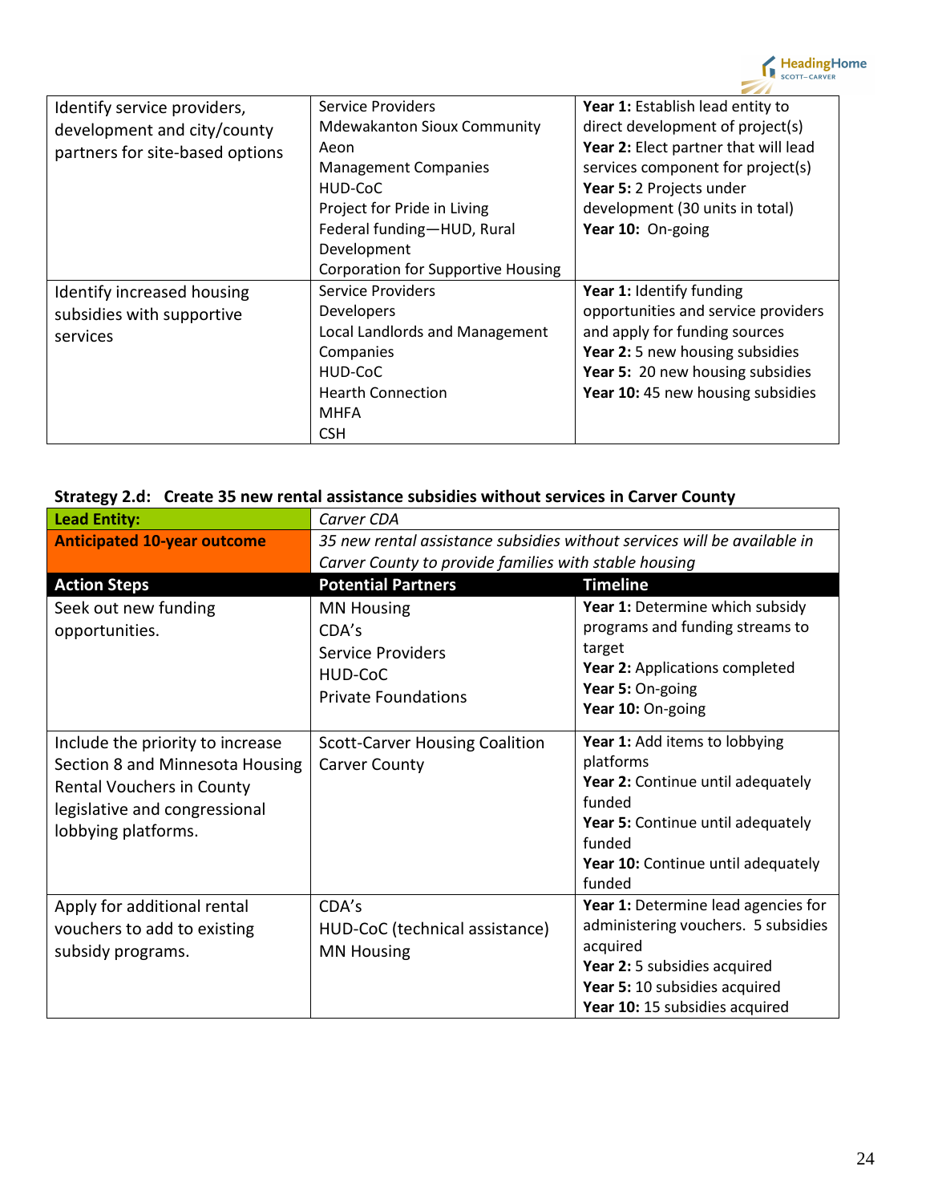| Identify service providers, development and city/county partners for site-based options | Service Providers<br>Mdewakanton Sioux Community<br>Aeon<br>Management Companies<br>HUD-CoC<br>Project for Pride in Living<br>Federal funding—HUD, Rural Development<br>Corporation for Supportive Housing | **Year 1:** Establish lead entity to direct development of project(s)<br>**Year 2:** Elect partner that will lead services component for project(s)<br>**Year 5:** 2 Projects under development (30 units in total)<br>**Year 10:** On-going |
|---|---|---|
| Identify increased housing subsidies with supportive services | Service Providers<br>Developers<br>Local Landlords and Management Companies<br>HUD-CoC<br>Hearth Connection<br>MHFA<br>CSH | **Year 1:** Identify funding opportunities and service providers and apply for funding sources<br>**Year 2:** 5 new housing subsidies<br>**Year 5:** 20 new housing subsidies<br>**Year 10:** 45 new housing subsidies |

**Strategy 2.d: Create 35 new rental assistance subsidies without services in Carver County**

| **Lead Entity:** | *Carver CDA* | |
|---|---|---|
| **Anticipated 10-year outcome** | *35 new rental assistance subsidies without services will be available in Carver County to provide families with stable housing* | |
| **Action Steps** | **Potential Partners** | **Timeline** |
| Seek out new funding opportunities. | MN Housing<br>CDA's<br>Service Providers<br>HUD-CoC<br>Private Foundations | **Year 1:** Determine which subsidy programs and funding streams to target<br>**Year 2:** Applications completed<br>**Year 5:** On-going<br>**Year 10:** On-going |
| Include the priority to increase Section 8 and Minnesota Housing Rental Vouchers in County legislative and congressional lobbying platforms. | Scott-Carver Housing Coalition<br>Carver County | **Year 1:** Add items to lobbying platforms<br>**Year 2:** Continue until adequately funded<br>**Year 5:** Continue until adequately funded<br>**Year 10:** Continue until adequately funded |
| Apply for additional rental vouchers to add to existing subsidy programs. | CDA's<br>HUD-CoC (technical assistance)<br>MN Housing | **Year 1:** Determine lead agencies for administering vouchers. 5 subsidies acquired<br>**Year 2:** 5 subsidies acquired<br>**Year 5:** 10 subsidies acquired<br>**Year 10:** 15 subsidies acquired |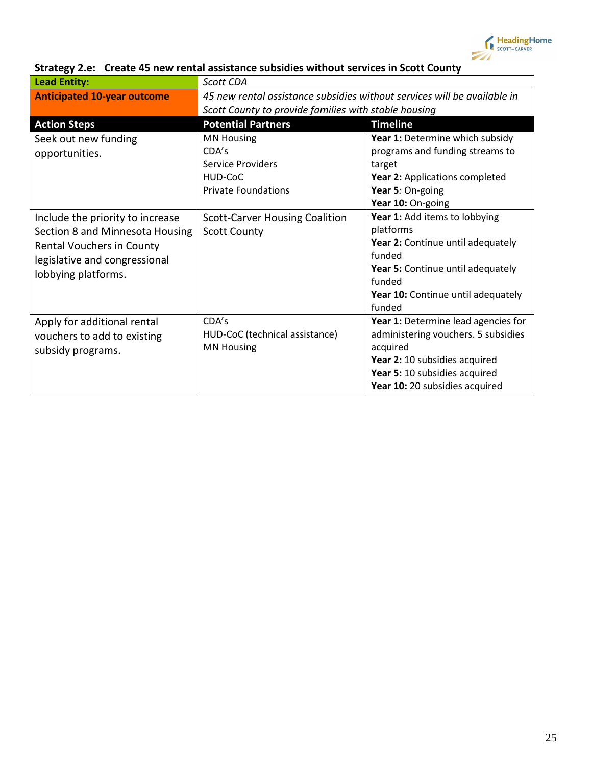### Strategy 2.e: Create 45 new rental assistance subsidies without services in Scott County

| **Lead Entity:** | *Scott CDA* | |
|---|---|---|
| **Anticipated 10-year outcome** | *45 new rental assistance subsidies without services will be available in Scott County to provide families with stable housing* | |
| **Action Steps** | **Potential Partners** | **Timeline** |
| Seek out new funding opportunities. | MN Housing<br>CDA's<br>Service Providers<br>HUD-CoC<br>Private Foundations | **Year 1:** Determine which subsidy programs and funding streams to target<br>**Year 2:** Applications completed<br>**Year 5***:* On-going<br>**Year 10:** On-going |
| Include the priority to increase Section 8 and Minnesota Housing Rental Vouchers in County legislative and congressional lobbying platforms. | Scott-Carver Housing Coalition<br>Scott County | **Year 1:** Add items to lobbying platforms<br>**Year 2:** Continue until adequately funded<br>**Year 5:** Continue until adequately funded<br>**Year 10:** Continue until adequately funded |
| Apply for additional rental vouchers to add to existing subsidy programs. | CDA's<br>HUD-CoC (technical assistance)<br>MN Housing | **Year 1:** Determine lead agencies for administering vouchers. 5 subsidies acquired<br>**Year 2:** 10 subsidies acquired<br>**Year 5:** 10 subsidies acquired<br>**Year 10:** 20 subsidies acquired |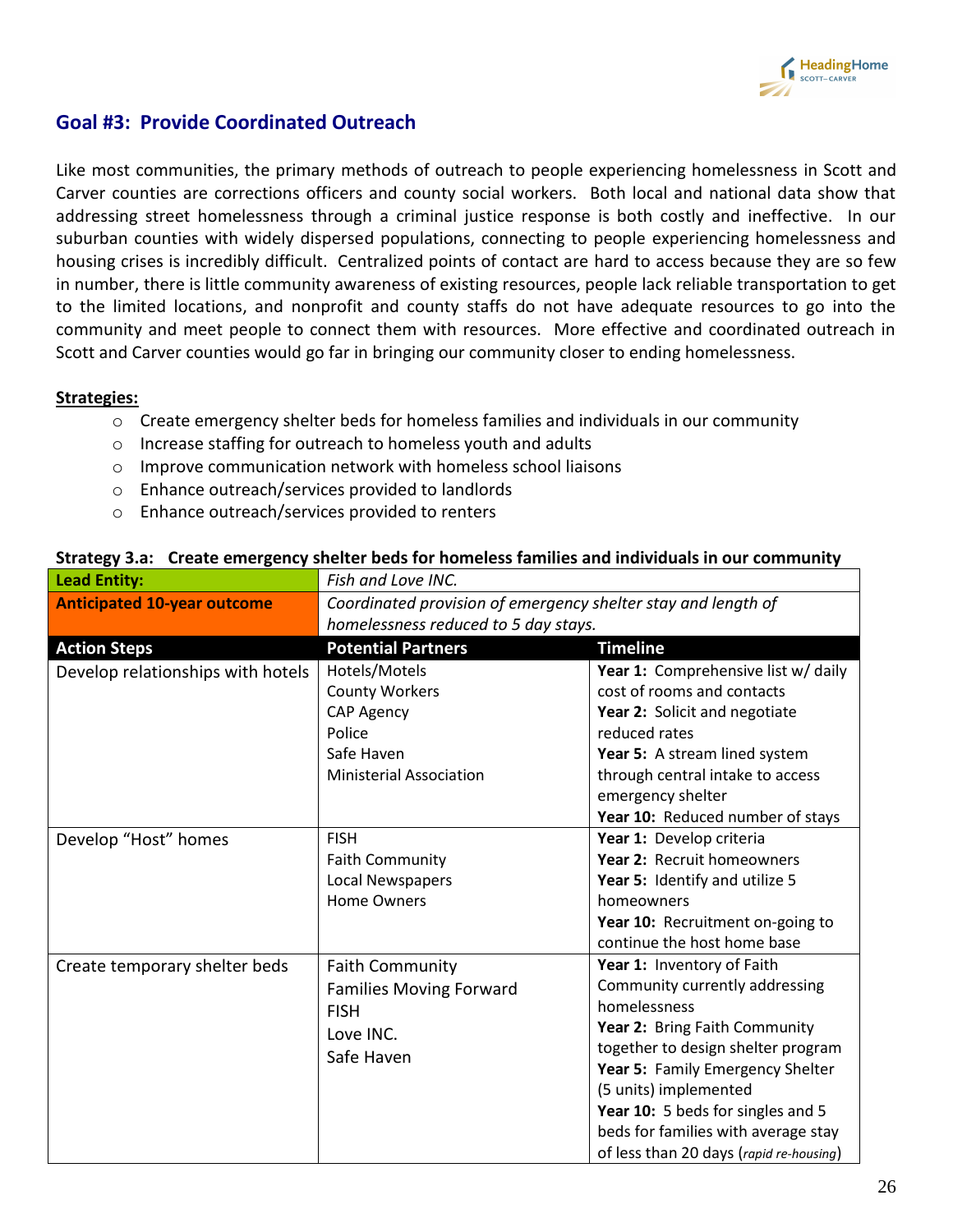## Goal #3: Provide Coordinated Outreach

Like most communities, the primary methods of outreach to people experiencing homelessness in Scott and Carver counties are corrections officers and county social workers. Both local and national data show that addressing street homelessness through a criminal justice response is both costly and ineffective. In our suburban counties with widely dispersed populations, connecting to people experiencing homelessness and housing crises is incredibly difficult. Centralized points of contact are hard to access because they are so few in number, there is little community awareness of existing resources, people lack reliable transportation to get to the limited locations, and nonprofit and county staffs do not have adequate resources to go into the community and meet people to connect them with resources. More effective and coordinated outreach in Scott and Carver counties would go far in bringing our community closer to ending homelessness.

**Strategies:**

- Create emergency shelter beds for homeless families and individuals in our community
- Increase staffing for outreach to homeless youth and adults
- Improve communication network with homeless school liaisons
- Enhance outreach/services provided to landlords
- Enhance outreach/services provided to renters

**Strategy 3.a: Create emergency shelter beds for homeless families and individuals in our community**

| **Lead Entity:** | *Fish and Love INC.* | |
|---|---|---|
| **Anticipated 10-year outcome** | *Coordinated provision of emergency shelter stay and length of homelessness reduced to 5 day stays.* | |
| **Action Steps** | **Potential Partners** | **Timeline** |
| Develop relationships with hotels | Hotels/Motels<br>County Workers<br>CAP Agency<br>Police<br>Safe Haven<br>Ministerial Association | **Year 1:** Comprehensive list w/ daily cost of rooms and contacts<br>**Year 2:** Solicit and negotiate reduced rates<br>**Year 5:** A stream lined system through central intake to access emergency shelter<br>**Year 10:** Reduced number of stays |
| Develop "Host" homes | FISH<br>Faith Community<br>Local Newspapers<br>Home Owners | **Year 1:** Develop criteria<br>**Year 2:** Recruit homeowners<br>**Year 5:** Identify and utilize 5 homeowners<br>**Year 10:** Recruitment on-going to continue the host home base |
| Create temporary shelter beds | Faith Community<br>Families Moving Forward<br>FISH<br>Love INC.<br>Safe Haven | **Year 1:** Inventory of Faith Community currently addressing homelessness<br>**Year 2:** Bring Faith Community together to design shelter program<br>**Year 5:** Family Emergency Shelter (5 units) implemented<br>**Year 10:** 5 beds for singles and 5 beds for families with average stay of less than 20 days (*rapid re-housing*) |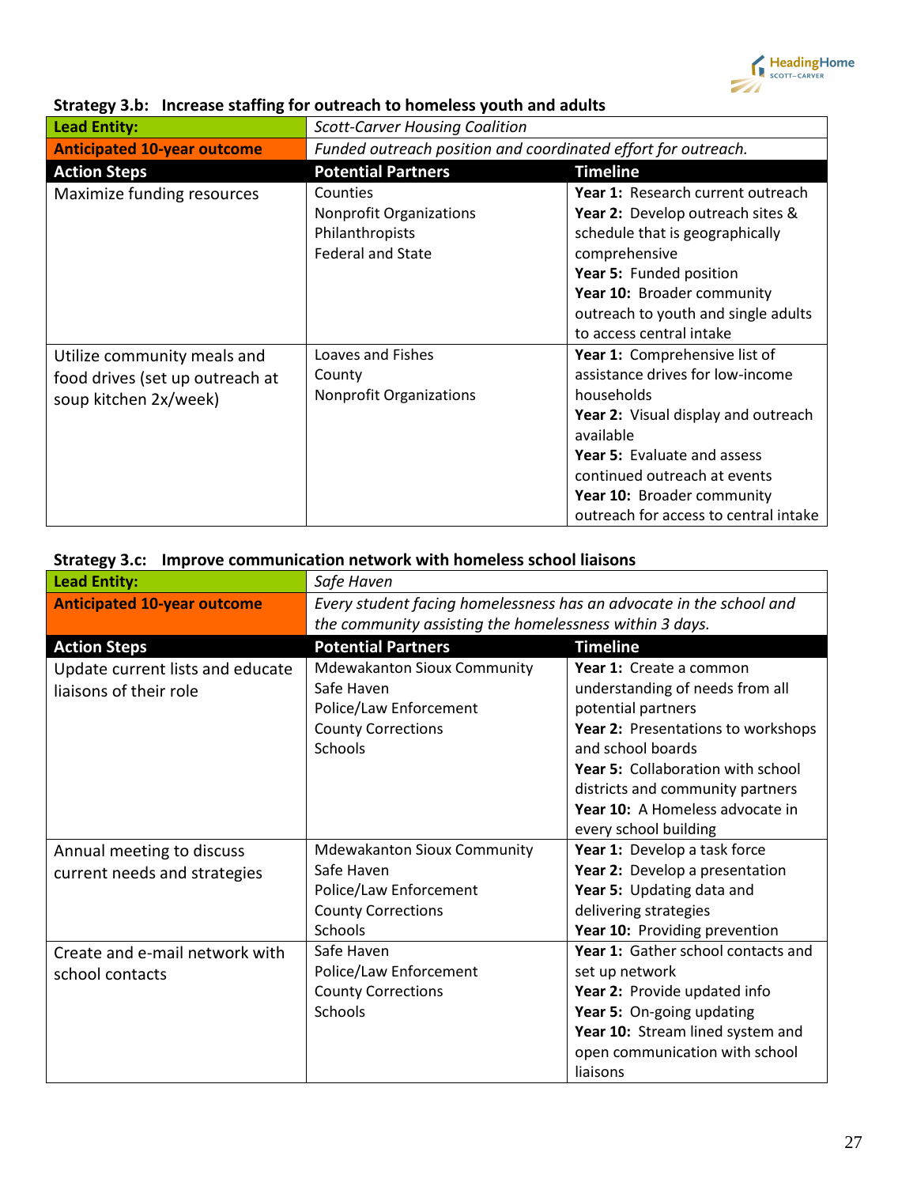**Strategy 3.b: Increase staffing for outreach to homeless youth and adults**

| **Lead Entity:** | *Scott-Carver Housing Coalition* | |
|---|---|---|
| **Anticipated 10-year outcome** | *Funded outreach position and coordinated effort for outreach.* | |
| **Action Steps** | **Potential Partners** | **Timeline** |
| Maximize funding resources | Counties<br>Nonprofit Organizations<br>Philanthropists<br>Federal and State | **Year 1:** Research current outreach<br>**Year 2:** Develop outreach sites & schedule that is geographically comprehensive<br>**Year 5:** Funded position<br>**Year 10:** Broader community outreach to youth and single adults to access central intake |
| Utilize community meals and food drives (set up outreach at soup kitchen 2x/week) | Loaves and Fishes<br>County<br>Nonprofit Organizations | **Year 1:** Comprehensive list of assistance drives for low-income households<br>**Year 2:** Visual display and outreach available<br>**Year 5:** Evaluate and assess continued outreach at events<br>**Year 10:** Broader community outreach for access to central intake |

**Strategy 3.c: Improve communication network with homeless school liaisons**

| **Lead Entity:** | *Safe Haven* | |
|---|---|---|
| **Anticipated 10-year outcome** | *Every student facing homelessness has an advocate in the school and the community assisting the homelessness within 3 days.* | |
| **Action Steps** | **Potential Partners** | **Timeline** |
| Update current lists and educate liaisons of their role | Mdewakanton Sioux Community<br>Safe Haven<br>Police/Law Enforcement<br>County Corrections<br>Schools | **Year 1:** Create a common understanding of needs from all potential partners<br>**Year 2:** Presentations to workshops and school boards<br>**Year 5:** Collaboration with school districts and community partners<br>**Year 10:** A Homeless advocate in every school building |
| Annual meeting to discuss current needs and strategies | Mdewakanton Sioux Community<br>Safe Haven<br>Police/Law Enforcement<br>County Corrections<br>Schools | **Year 1:** Develop a task force<br>**Year 2:** Develop a presentation<br>**Year 5:** Updating data and delivering strategies<br>**Year 10:** Providing prevention |
| Create and e-mail network with school contacts | Safe Haven<br>Police/Law Enforcement<br>County Corrections<br>Schools | **Year 1:** Gather school contacts and set up network<br>**Year 2:** Provide updated info<br>**Year 5:** On-going updating<br>**Year 10:** Stream lined system and open communication with school liaisons |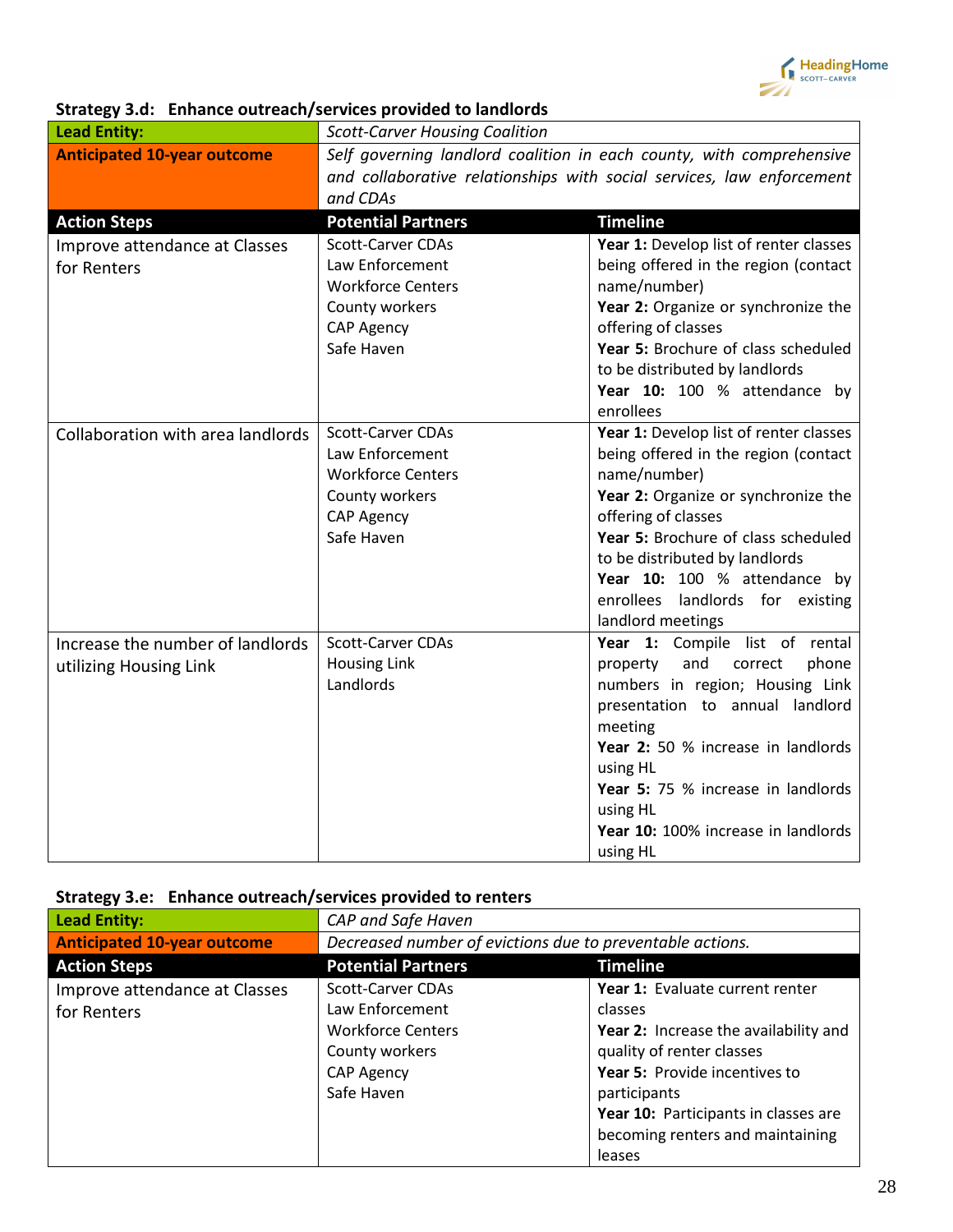### Strategy 3.d: Enhance outreach/services provided to landlords

| **Lead Entity:** | *Scott-Carver Housing Coalition* | |
|---|---|---|
| **Anticipated 10-year outcome** | *Self governing landlord coalition in each county, with comprehensive and collaborative relationships with social services, law enforcement and CDAs* | |
| **Action Steps** | **Potential Partners** | **Timeline** |
| Improve attendance at Classes for Renters | Scott-Carver CDAs<br>Law Enforcement<br>Workforce Centers<br>County workers<br>CAP Agency<br>Safe Haven | **Year 1:** Develop list of renter classes being offered in the region (contact name/number)<br>**Year 2:** Organize or synchronize the offering of classes<br>**Year 5:** Brochure of class scheduled to be distributed by landlords<br>**Year 10:** 100 % attendance by enrollees |
| Collaboration with area landlords | Scott-Carver CDAs<br>Law Enforcement<br>Workforce Centers<br>County workers<br>CAP Agency<br>Safe Haven | **Year 1:** Develop list of renter classes being offered in the region (contact name/number)<br>**Year 2:** Organize or synchronize the offering of classes<br>**Year 5:** Brochure of class scheduled to be distributed by landlords<br>**Year 10:** 100 % attendance by enrollees landlords for existing landlord meetings |
| Increase the number of landlords utilizing Housing Link | Scott-Carver CDAs<br>Housing Link<br>Landlords | **Year 1:** Compile list of rental property and correct phone numbers in region; Housing Link presentation to annual landlord meeting<br>**Year 2:** 50 % increase in landlords using HL<br>**Year 5:** 75 % increase in landlords using HL<br>**Year 10:** 100% increase in landlords using HL |

### Strategy 3.e: Enhance outreach/services provided to renters

| **Lead Entity:** | *CAP and Safe Haven* | |
|---|---|---|
| **Anticipated 10-year outcome** | *Decreased number of evictions due to preventable actions.* | |
| **Action Steps** | **Potential Partners** | **Timeline** |
| Improve attendance at Classes for Renters | Scott-Carver CDAs<br>Law Enforcement<br>Workforce Centers<br>County workers<br>CAP Agency<br>Safe Haven | **Year 1:** Evaluate current renter classes<br>**Year 2:** Increase the availability and quality of renter classes<br>**Year 5:** Provide incentives to participants<br>**Year 10:** Participants in classes are becoming renters and maintaining leases |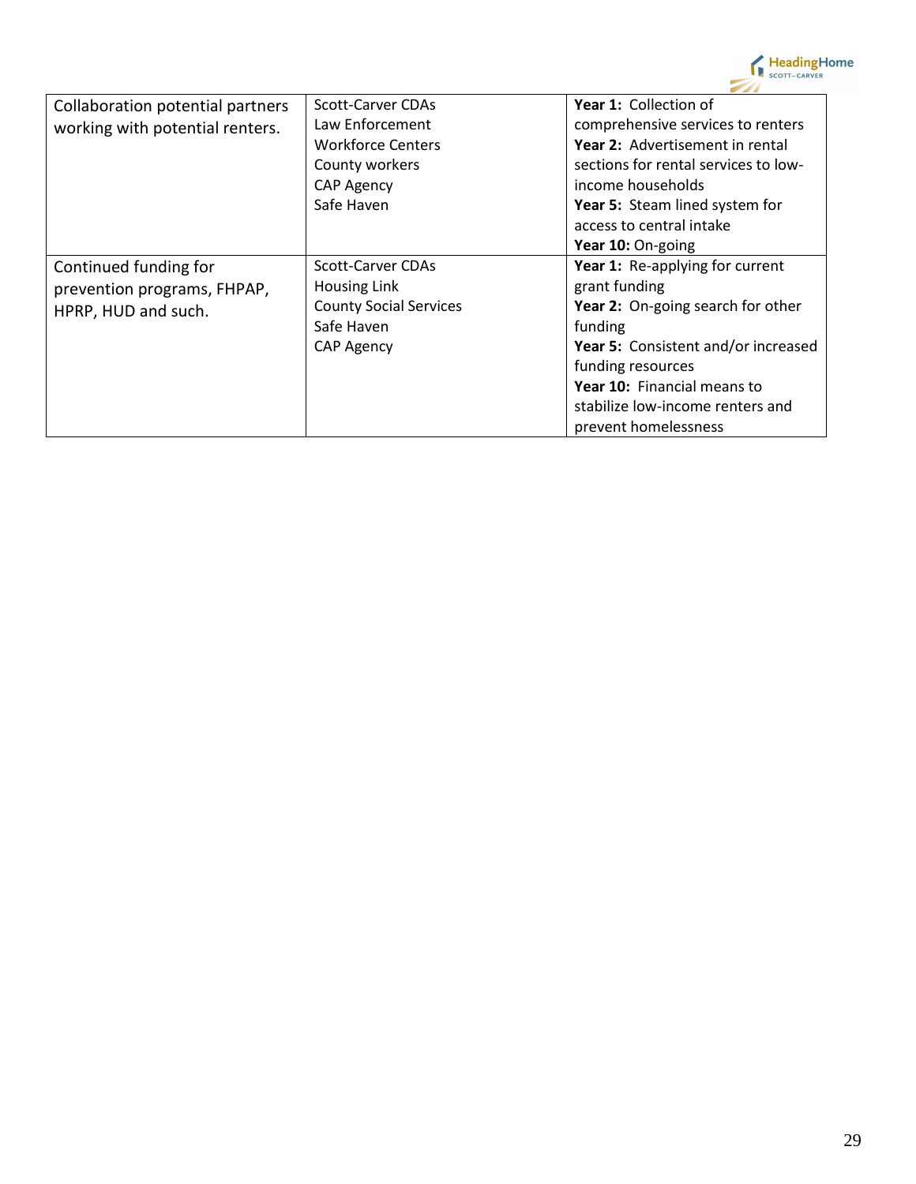| | | |
|---|---|---|
| Collaboration potential partners working with potential renters. | Scott-Carver CDAs<br>Law Enforcement<br>Workforce Centers<br>County workers<br>CAP Agency<br>Safe Haven | **Year 1:** Collection of comprehensive services to renters<br>**Year 2:** Advertisement in rental sections for rental services to low-income households<br>**Year 5:** Steam lined system for access to central intake<br>**Year 10:** On-going |
| Continued funding for prevention programs, FHPAP, HPRP, HUD and such. | Scott-Carver CDAs<br>Housing Link<br>County Social Services<br>Safe Haven<br>CAP Agency | **Year 1:** Re-applying for current grant funding<br>**Year 2:** On-going search for other funding<br>**Year 5:** Consistent and/or increased funding resources<br>**Year 10:** Financial means to stabilize low-income renters and prevent homelessness |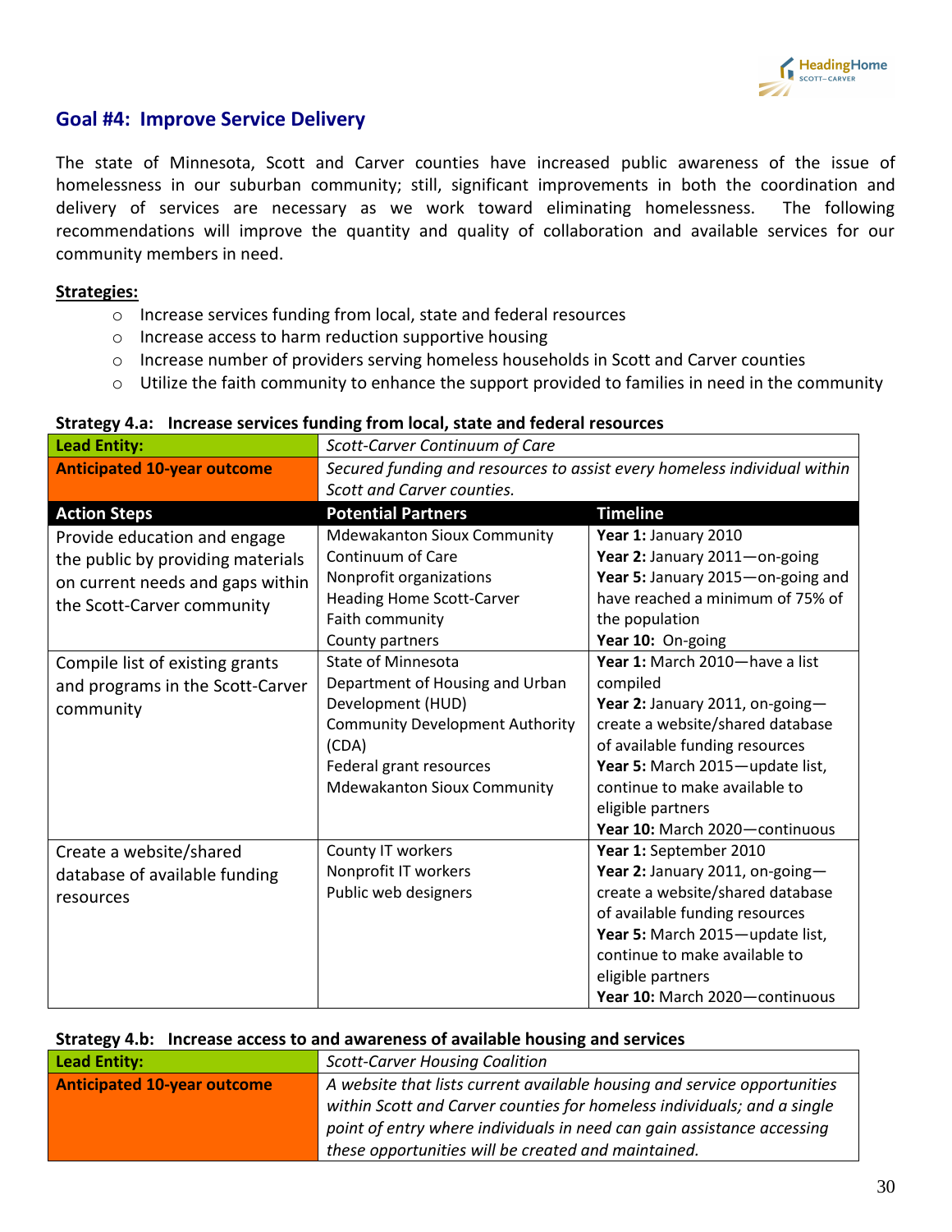## Goal #4: Improve Service Delivery

The state of Minnesota, Scott and Carver counties have increased public awareness of the issue of homelessness in our suburban community; still, significant improvements in both the coordination and delivery of services are necessary as we work toward eliminating homelessness. The following recommendations will improve the quantity and quality of collaboration and available services for our community members in need.

**Strategies:**

- Increase services funding from local, state and federal resources
- Increase access to harm reduction supportive housing
- Increase number of providers serving homeless households in Scott and Carver counties
- Utilize the faith community to enhance the support provided to families in need in the community

**Strategy 4.a: Increase services funding from local, state and federal resources**

| **Lead Entity:** | *Scott-Carver Continuum of Care* | |
|---|---|---|
| **Anticipated 10-year outcome** | *Secured funding and resources to assist every homeless individual within Scott and Carver counties.* | |
| **Action Steps** | **Potential Partners** | **Timeline** |
| Provide education and engage the public by providing materials on current needs and gaps within the Scott-Carver community | Mdewakanton Sioux Community<br>Continuum of Care<br>Nonprofit organizations<br>Heading Home Scott-Carver<br>Faith community<br>County partners | **Year 1:** January 2010<br>**Year 2:** January 2011—on-going<br>**Year 5:** January 2015—on-going and have reached a minimum of 75% of the population<br>**Year 10:** On-going |
| Compile list of existing grants and programs in the Scott-Carver community | State of Minnesota<br>Department of Housing and Urban Development (HUD)<br>Community Development Authority (CDA)<br>Federal grant resources<br>Mdewakanton Sioux Community | **Year 1:** March 2010—have a list compiled<br>**Year 2:** January 2011, on-going—create a website/shared database of available funding resources<br>**Year 5:** March 2015—update list, continue to make available to eligible partners<br>**Year 10:** March 2020—continuous |
| Create a website/shared database of available funding resources | County IT workers<br>Nonprofit IT workers<br>Public web designers | **Year 1:** September 2010<br>**Year 2:** January 2011, on-going—create a website/shared database of available funding resources<br>**Year 5:** March 2015—update list, continue to make available to eligible partners<br>**Year 10:** March 2020—continuous |

**Strategy 4.b: Increase access to and awareness of available housing and services**

| **Lead Entity:** | *Scott-Carver Housing Coalition* |
|---|---|
| **Anticipated 10-year outcome** | *A website that lists current available housing and service opportunities within Scott and Carver counties for homeless individuals; and a single point of entry where individuals in need can gain assistance accessing these opportunities will be created and maintained.* |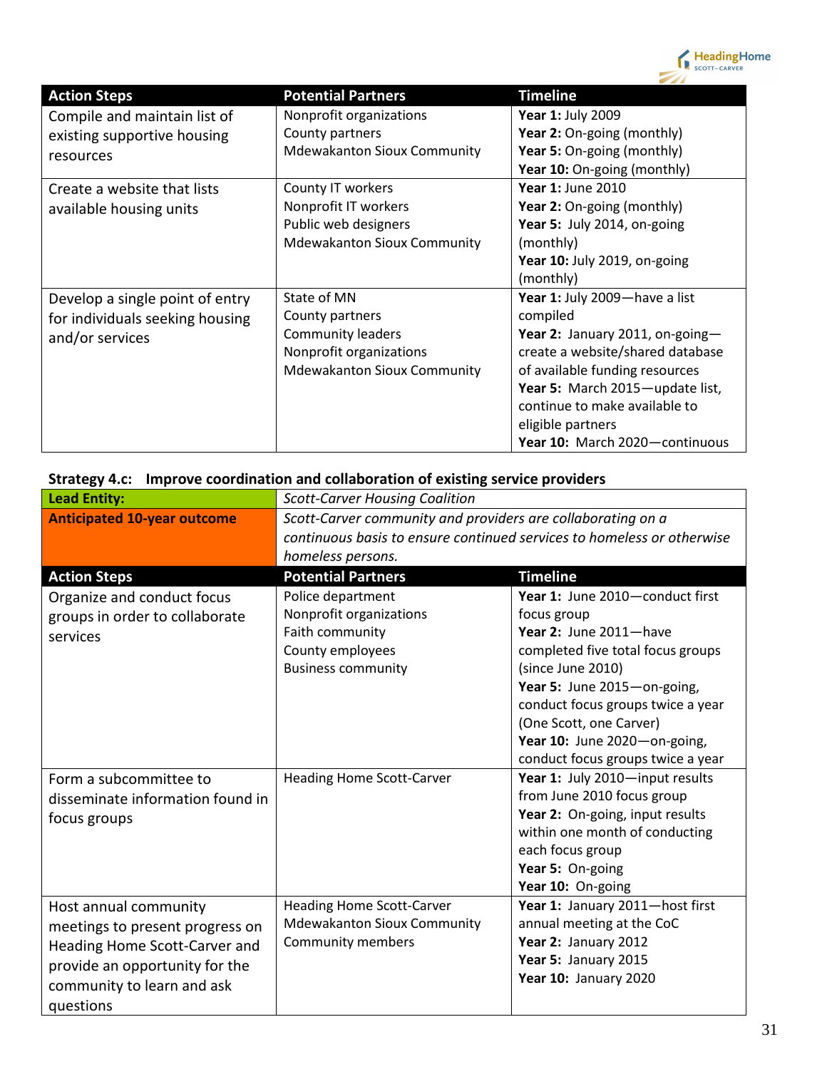| Action Steps | Potential Partners | Timeline |
|---|---|---|
| Compile and maintain list of existing supportive housing resources | Nonprofit organizations<br>County partners<br>Mdewakanton Sioux Community | **Year 1:** July 2009<br>**Year 2:** On-going (monthly)<br>**Year 5:** On-going (monthly)<br>**Year 10:** On-going (monthly) |
| Create a website that lists available housing units | County IT workers<br>Nonprofit IT workers<br>Public web designers<br>Mdewakanton Sioux Community | **Year 1:** June 2010<br>**Year 2:** On-going (monthly)<br>**Year 5:** July 2014, on-going (monthly)<br>**Year 10:** July 2019, on-going (monthly) |
| Develop a single point of entry for individuals seeking housing and/or services | State of MN<br>County partners<br>Community leaders<br>Nonprofit organizations<br>Mdewakanton Sioux Community | **Year 1:** July 2009—have a list compiled<br>**Year 2:** January 2011, on-going—create a website/shared database of available funding resources<br>**Year 5:** March 2015—update list, continue to make available to eligible partners<br>**Year 10:** March 2020—continuous |

**Strategy 4.c: Improve coordination and collaboration of existing service providers**

| **Lead Entity:** | *Scott-Carver Housing Coalition* | |
|---|---|---|
| **Anticipated 10-year outcome** | *Scott-Carver community and providers are collaborating on a continuous basis to ensure continued services to homeless or otherwise homeless persons.* | |
| **Action Steps** | **Potential Partners** | **Timeline** |
| Organize and conduct focus groups in order to collaborate services | Police department<br>Nonprofit organizations<br>Faith community<br>County employees<br>Business community | **Year 1:** June 2010—conduct first focus group<br>**Year 2:** June 2011—have completed five total focus groups (since June 2010)<br>**Year 5:** June 2015—on-going, conduct focus groups twice a year (One Scott, one Carver)<br>**Year 10:** June 2020—on-going, conduct focus groups twice a year |
| Form a subcommittee to disseminate information found in focus groups | Heading Home Scott-Carver | **Year 1:** July 2010—input results from June 2010 focus group<br>**Year 2:** On-going, input results within one month of conducting each focus group<br>**Year 5:** On-going<br>**Year 10:** On-going |
| Host annual community meetings to present progress on Heading Home Scott-Carver and provide an opportunity for the community to learn and ask questions | Heading Home Scott-Carver<br>Mdewakanton Sioux Community<br>Community members | **Year 1:** January 2011—host first annual meeting at the CoC<br>**Year 2:** January 2012<br>**Year 5:** January 2015<br>**Year 10:** January 2020 |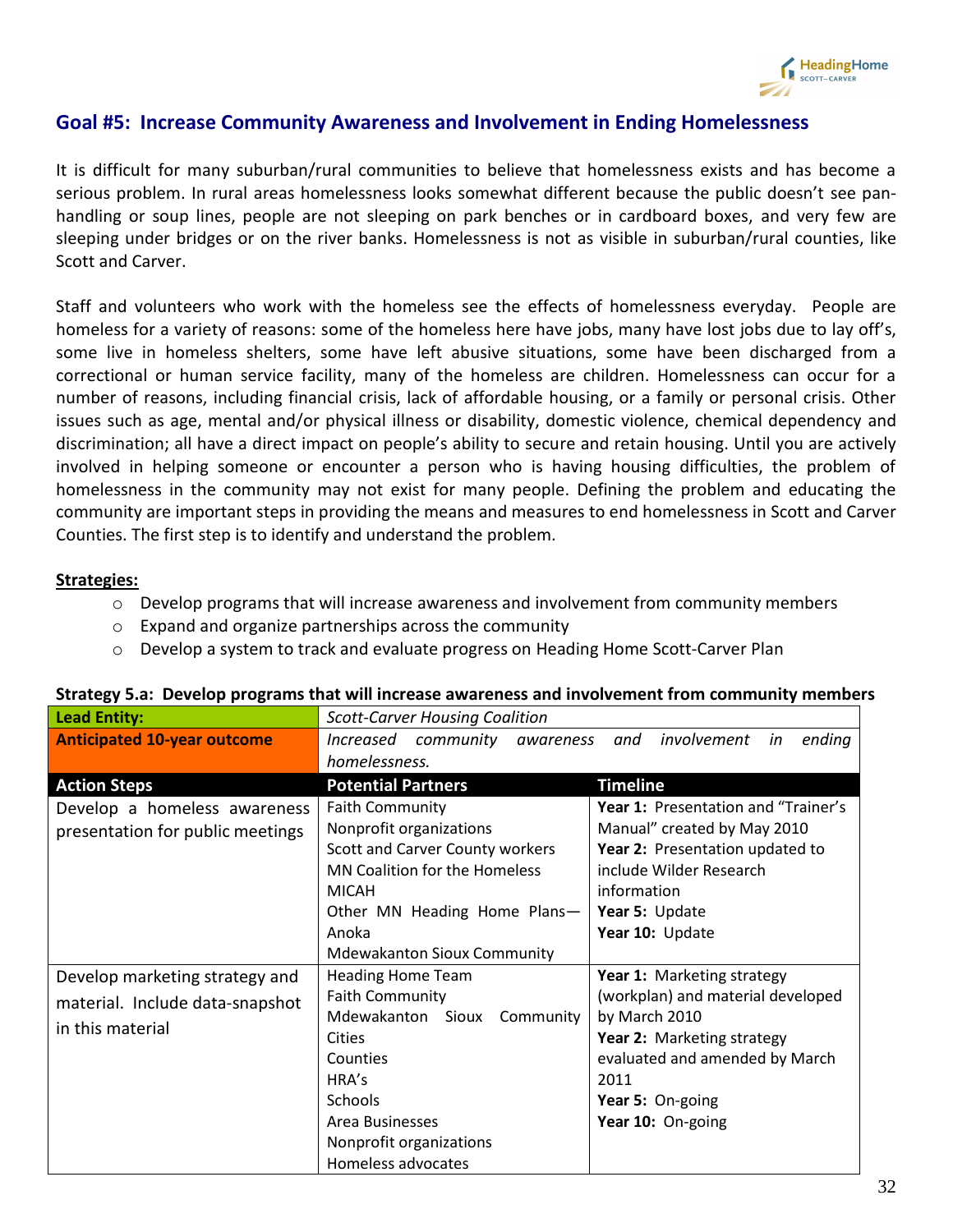## Goal #5: Increase Community Awareness and Involvement in Ending Homelessness

It is difficult for many suburban/rural communities to believe that homelessness exists and has become a serious problem. In rural areas homelessness looks somewhat different because the public doesn't see pan-handling or soup lines, people are not sleeping on park benches or in cardboard boxes, and very few are sleeping under bridges or on the river banks. Homelessness is not as visible in suburban/rural counties, like Scott and Carver.

Staff and volunteers who work with the homeless see the effects of homelessness everyday. People are homeless for a variety of reasons: some of the homeless here have jobs, many have lost jobs due to lay off's, some live in homeless shelters, some have left abusive situations, some have been discharged from a correctional or human service facility, many of the homeless are children. Homelessness can occur for a number of reasons, including financial crisis, lack of affordable housing, or a family or personal crisis. Other issues such as age, mental and/or physical illness or disability, domestic violence, chemical dependency and discrimination; all have a direct impact on people's ability to secure and retain housing. Until you are actively involved in helping someone or encounter a person who is having housing difficulties, the problem of homelessness in the community may not exist for many people. Defining the problem and educating the community are important steps in providing the means and measures to end homelessness in Scott and Carver Counties. The first step is to identify and understand the problem.

**Strategies:**

- Develop programs that will increase awareness and involvement from community members
- Expand and organize partnerships across the community
- Develop a system to track and evaluate progress on Heading Home Scott-Carver Plan

**Strategy 5.a: Develop programs that will increase awareness and involvement from community members**

| **Lead Entity:** | *Scott-Carver Housing Coalition* | |
|---|---|---|
| **Anticipated 10-year outcome** | *Increased community awareness and involvement in ending homelessness.* | |
| **Action Steps** | **Potential Partners** | **Timeline** |
| Develop a homeless awareness presentation for public meetings | Faith Community<br>Nonprofit organizations<br>Scott and Carver County workers<br>MN Coalition for the Homeless<br>MICAH<br>Other MN Heading Home Plans—Anoka<br>Mdewakanton Sioux Community | **Year 1:** Presentation and "Trainer's Manual" created by May 2010<br>**Year 2:** Presentation updated to include Wilder Research information<br>**Year 5:** Update<br>**Year 10:** Update |
| Develop marketing strategy and material. Include data-snapshot in this material | Heading Home Team<br>Faith Community<br>Mdewakanton Sioux Community<br>Cities<br>Counties<br>HRA's<br>Schools<br>Area Businesses<br>Nonprofit organizations<br>Homeless advocates | **Year 1:** Marketing strategy (workplan) and material developed by March 2010<br>**Year 2:** Marketing strategy evaluated and amended by March 2011<br>**Year 5:** On-going<br>**Year 10:** On-going |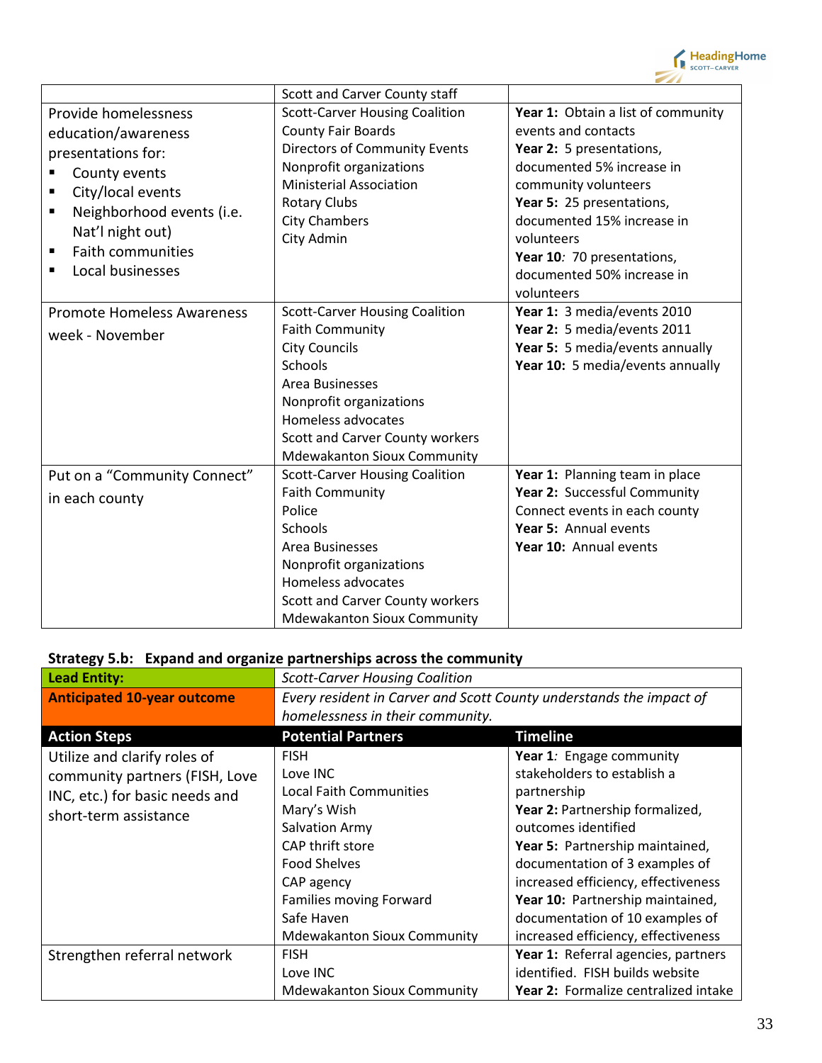| | | |
|---|---|---|
| | Scott and Carver County staff | |
| Provide homelessness education/awareness presentations for:<br>▪ County events<br>▪ City/local events<br>▪ Neighborhood events (i.e. Nat'l night out)<br>▪ Faith communities<br>▪ Local businesses | Scott-Carver Housing Coalition<br>County Fair Boards<br>Directors of Community Events<br>Nonprofit organizations<br>Ministerial Association<br>Rotary Clubs<br>City Chambers<br>City Admin | **Year 1:** Obtain a list of community events and contacts<br>**Year 2:** 5 presentations, documented 5% increase in community volunteers<br>**Year 5:** 25 presentations, documented 15% increase in volunteers<br>**Year 10***:* 70 presentations, documented 50% increase in volunteers |
| Promote Homeless Awareness week - November | Scott-Carver Housing Coalition<br>Faith Community<br>City Councils<br>Schools<br>Area Businesses<br>Nonprofit organizations<br>Homeless advocates<br>Scott and Carver County workers<br>Mdewakanton Sioux Community | **Year 1:** 3 media/events 2010<br>**Year 2:** 5 media/events 2011<br>**Year 5:** 5 media/events annually<br>**Year 10:** 5 media/events annually |
| Put on a "Community Connect" in each county | Scott-Carver Housing Coalition<br>Faith Community<br>Police<br>Schools<br>Area Businesses<br>Nonprofit organizations<br>Homeless advocates<br>Scott and Carver County workers<br>Mdewakanton Sioux Community | **Year 1:** Planning team in place<br>**Year 2:** Successful Community Connect events in each county<br>**Year 5:** Annual events<br>**Year 10:** Annual events |

**Strategy 5.b: Expand and organize partnerships across the community**

| **Lead Entity:** | *Scott-Carver Housing Coalition* | |
|---|---|---|
| **Anticipated 10-year outcome** | *Every resident in Carver and Scott County understands the impact of homelessness in their community.* | |
| **Action Steps** | **Potential Partners** | **Timeline** |
| Utilize and clarify roles of community partners (FISH, Love INC, etc.) for basic needs and short-term assistance | FISH<br>Love INC<br>Local Faith Communities<br>Mary's Wish<br>Salvation Army<br>CAP thrift store<br>Food Shelves<br>CAP agency<br>Families moving Forward<br>Safe Haven<br>Mdewakanton Sioux Community | **Year 1***:* Engage community stakeholders to establish a partnership<br>**Year 2:** Partnership formalized, outcomes identified<br>**Year 5:** Partnership maintained, documentation of 3 examples of increased efficiency, effectiveness<br>**Year 10:** Partnership maintained, documentation of 10 examples of increased efficiency, effectiveness |
| Strengthen referral network | FISH<br>Love INC<br>Mdewakanton Sioux Community | **Year 1:** Referral agencies, partners identified. FISH builds website<br>**Year 2:** Formalize centralized intake |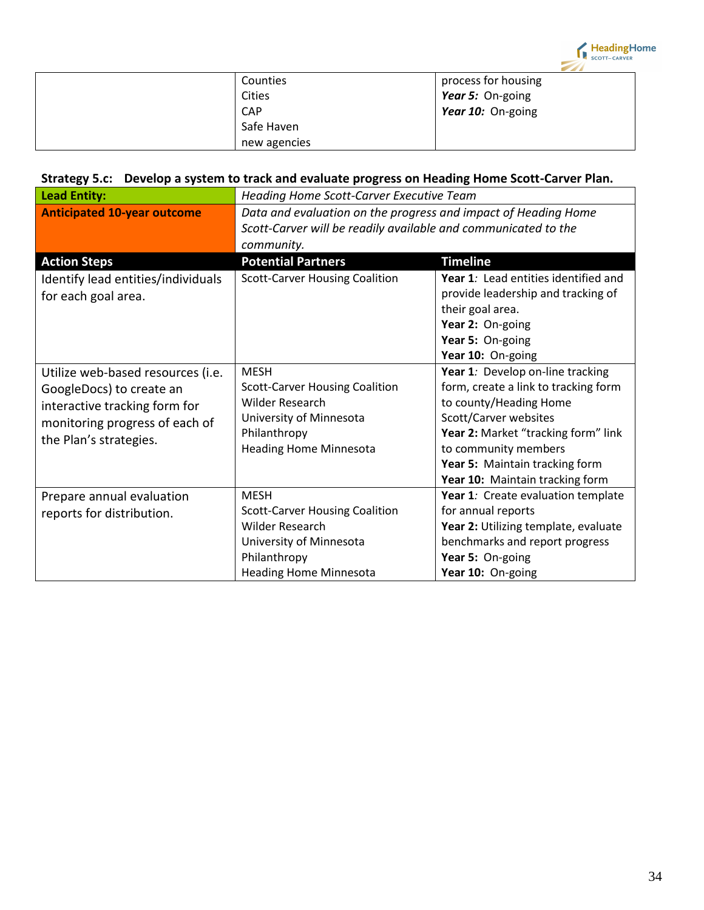| | Counties<br>Cities<br>CAP<br>Safe Haven<br>new agencies | process for housing<br>***Year 5:*** On-going<br>***Year 10:*** On-going |
|---|---|---|

**Strategy 5.c: Develop a system to track and evaluate progress on Heading Home Scott-Carver Plan.**

| **Lead Entity:** | *Heading Home Scott-Carver Executive Team* | |
|---|---|---|
| **Anticipated 10-year outcome** | *Data and evaluation on the progress and impact of Heading Home Scott-Carver will be readily available and communicated to the community.* | |
| **Action Steps** | **Potential Partners** | **Timeline** |
| Identify lead entities/individuals for each goal area. | Scott-Carver Housing Coalition | **Year 1***:* Lead entities identified and provide leadership and tracking of their goal area.<br>**Year 2:** On-going<br>**Year 5:** On-going<br>**Year 10:** On-going |
| Utilize web-based resources (i.e. GoogleDocs) to create an interactive tracking form for monitoring progress of each of the Plan's strategies. | MESH<br>Scott-Carver Housing Coalition<br>Wilder Research<br>University of Minnesota<br>Philanthropy<br>Heading Home Minnesota | **Year 1***:* Develop on-line tracking form, create a link to tracking form to county/Heading Home Scott/Carver websites<br>**Year 2:** Market "tracking form" link to community members<br>**Year 5:** Maintain tracking form<br>**Year 10:** Maintain tracking form |
| Prepare annual evaluation reports for distribution. | MESH<br>Scott-Carver Housing Coalition<br>Wilder Research<br>University of Minnesota<br>Philanthropy<br>Heading Home Minnesota | **Year 1***:* Create evaluation template for annual reports<br>**Year 2:** Utilizing template, evaluate benchmarks and report progress<br>**Year 5:** On-going<br>**Year 10:** On-going |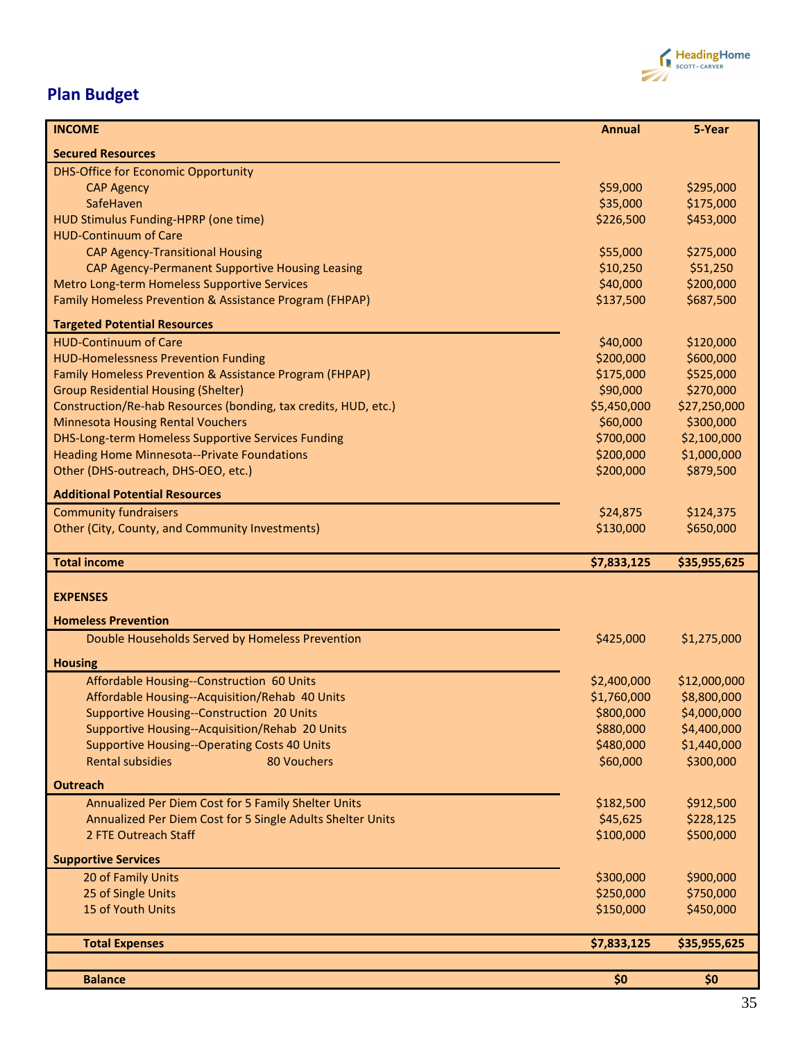## Plan Budget

| INCOME | Annual | 5-Year |
|---|---|---|
| **Secured Resources** | | |
| DHS-Office for Economic Opportunity | | |
| CAP Agency | $59,000 | $295,000 |
| SafeHaven | $35,000 | $175,000 |
| HUD Stimulus Funding-HPRP (one time) | $226,500 | $453,000 |
| HUD-Continuum of Care | | |
| CAP Agency-Transitional Housing | $55,000 | $275,000 |
| CAP Agency-Permanent Supportive Housing Leasing | $10,250 | $51,250 |
| Metro Long-term Homeless Supportive Services | $40,000 | $200,000 |
| Family Homeless Prevention & Assistance Program (FHPAP) | $137,500 | $687,500 |
| **Targeted Potential Resources** | | |
| HUD-Continuum of Care | $40,000 | $120,000 |
| HUD-Homelessness Prevention Funding | $200,000 | $600,000 |
| Family Homeless Prevention & Assistance Program (FHPAP) | $175,000 | $525,000 |
| Group Residential Housing (Shelter) | $90,000 | $270,000 |
| Construction/Re-hab Resources (bonding, tax credits, HUD, etc.) | $5,450,000 | $27,250,000 |
| Minnesota Housing Rental Vouchers | $60,000 | $300,000 |
| DHS-Long-term Homeless Supportive Services Funding | $700,000 | $2,100,000 |
| Heading Home Minnesota--Private Foundations | $200,000 | $1,000,000 |
| Other (DHS-outreach, DHS-OEO, etc.) | $200,000 | $879,500 |
| **Additional Potential Resources** | | |
| Community fundraisers | $24,875 | $124,375 |
| Other (City, County, and Community Investments) | $130,000 | $650,000 |
| **Total income** | **$7,833,125** | **$35,955,625** |
| **EXPENSES** | | |
| **Homeless Prevention** | | |
| Double Households Served by Homeless Prevention | $425,000 | $1,275,000 |
| **Housing** | | |
| Affordable Housing--Construction 60 Units | $2,400,000 | $12,000,000 |
| Affordable Housing--Acquisition/Rehab 40 Units | $1,760,000 | $8,800,000 |
| Supportive Housing--Construction 20 Units | $800,000 | $4,000,000 |
| Supportive Housing--Acquisition/Rehab 20 Units | $880,000 | $4,400,000 |
| Supportive Housing--Operating Costs 40 Units | $480,000 | $1,440,000 |
| Rental subsidies 80 Vouchers | $60,000 | $300,000 |
| **Outreach** | | |
| Annualized Per Diem Cost for 5 Family Shelter Units | $182,500 | $912,500 |
| Annualized Per Diem Cost for 5 Single Adults Shelter Units | $45,625 | $228,125 |
| 2 FTE Outreach Staff | $100,000 | $500,000 |
| **Supportive Services** | | |
| 20 of Family Units | $300,000 | $900,000 |
| 25 of Single Units | $250,000 | $750,000 |
| 15 of Youth Units | $150,000 | $450,000 |
| **Total Expenses** | **$7,833,125** | **$35,955,625** |
| **Balance** | **$0** | **$0** |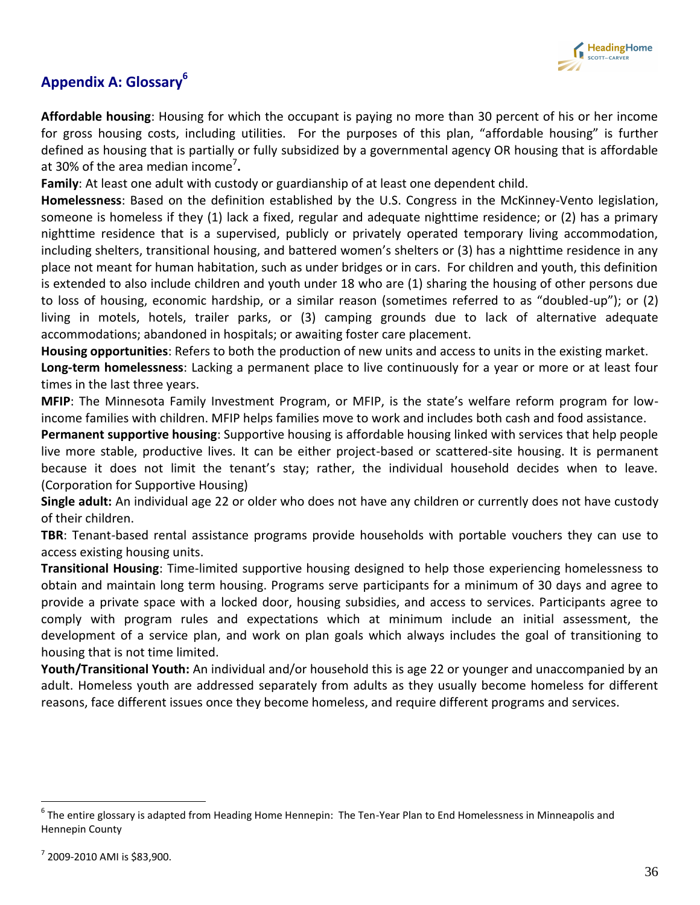## Appendix A: Glossary[6]

**Affordable housing**: Housing for which the occupant is paying no more than 30 percent of his or her income for gross housing costs, including utilities. For the purposes of this plan, "affordable housing" is further defined as housing that is partially or fully subsidized by a governmental agency OR housing that is affordable at 30% of the area median income[7]**.**

**Family**: At least one adult with custody or guardianship of at least one dependent child.

**Homelessness**: Based on the definition established by the U.S. Congress in the McKinney-Vento legislation, someone is homeless if they (1) lack a fixed, regular and adequate nighttime residence; or (2) has a primary nighttime residence that is a supervised, publicly or privately operated temporary living accommodation, including shelters, transitional housing, and battered women's shelters or (3) has a nighttime residence in any place not meant for human habitation, such as under bridges or in cars. For children and youth, this definition is extended to also include children and youth under 18 who are (1) sharing the housing of other persons due to loss of housing, economic hardship, or a similar reason (sometimes referred to as "doubled-up"); or (2) living in motels, hotels, trailer parks, or (3) camping grounds due to lack of alternative adequate accommodations; abandoned in hospitals; or awaiting foster care placement.

**Housing opportunities**: Refers to both the production of new units and access to units in the existing market.

**Long-term homelessness**: Lacking a permanent place to live continuously for a year or more or at least four times in the last three years.

**MFIP**: The Minnesota Family Investment Program, or MFIP, is the state's welfare reform program for low-income families with children. MFIP helps families move to work and includes both cash and food assistance.

**Permanent supportive housing**: Supportive housing is affordable housing linked with services that help people live more stable, productive lives. It can be either project-based or scattered-site housing. It is permanent because it does not limit the tenant's stay; rather, the individual household decides when to leave. (Corporation for Supportive Housing)

**Single adult:** An individual age 22 or older who does not have any children or currently does not have custody of their children.

**TBR**: Tenant-based rental assistance programs provide households with portable vouchers they can use to access existing housing units.

**Transitional Housing**: Time-limited supportive housing designed to help those experiencing homelessness to obtain and maintain long term housing. Programs serve participants for a minimum of 30 days and agree to provide a private space with a locked door, housing subsidies, and access to services. Participants agree to comply with program rules and expectations which at minimum include an initial assessment, the development of a service plan, and work on plan goals which always includes the goal of transitioning to housing that is not time limited.

**Youth/Transitional Youth:** An individual and/or household this is age 22 or younger and unaccompanied by an adult. Homeless youth are addressed separately from adults as they usually become homeless for different reasons, face different issues once they become homeless, and require different programs and services.

---

[6] The entire glossary is adapted from Heading Home Hennepin: The Ten-Year Plan to End Homelessness in Minneapolis and Hennepin County

[7] 2009-2010 AMI is $83,900.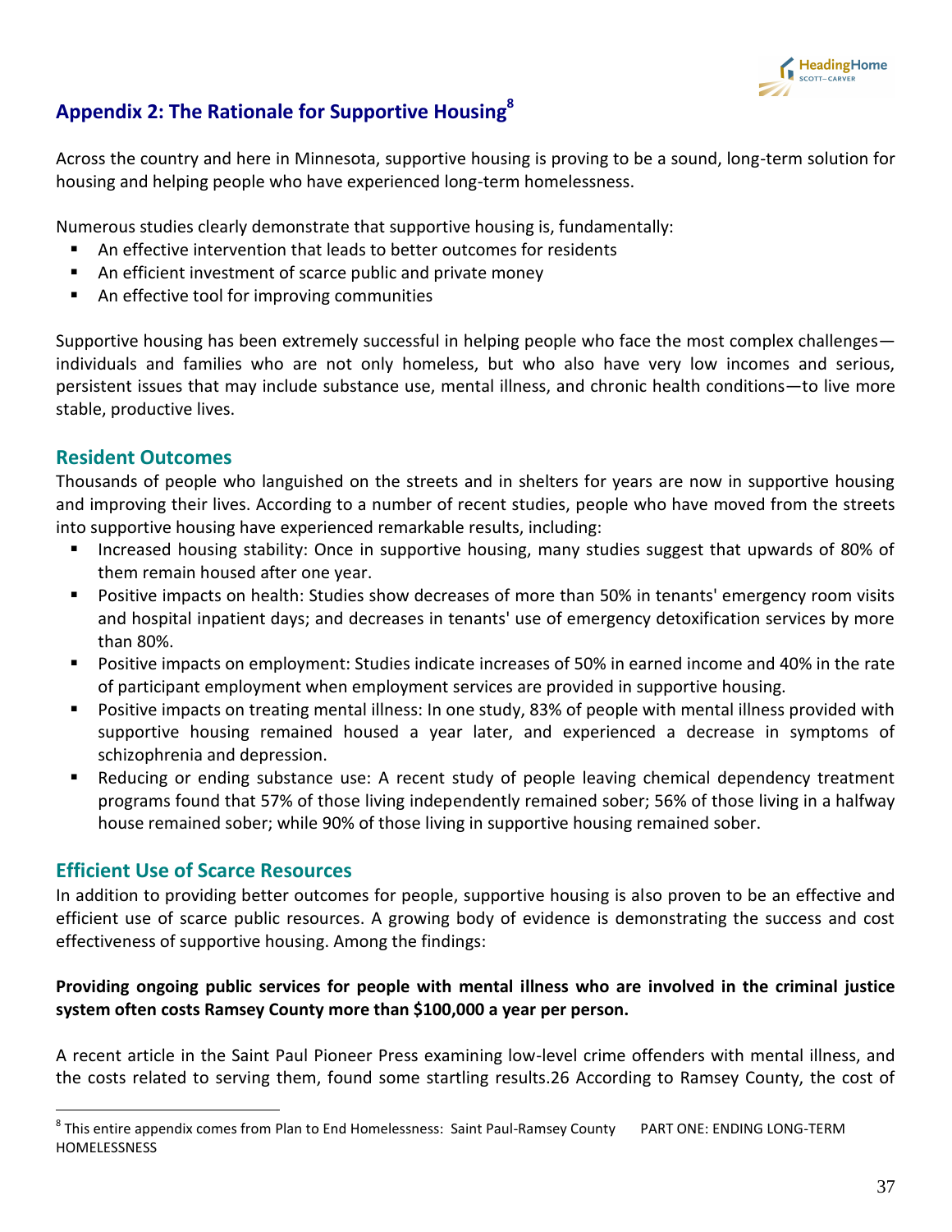## Appendix 2: The Rationale for Supportive Housing[8]

Across the country and here in Minnesota, supportive housing is proving to be a sound, long-term solution for housing and helping people who have experienced long-term homelessness.

Numerous studies clearly demonstrate that supportive housing is, fundamentally:

- An effective intervention that leads to better outcomes for residents
- An efficient investment of scarce public and private money
- An effective tool for improving communities

Supportive housing has been extremely successful in helping people who face the most complex challenges—individuals and families who are not only homeless, but who also have very low incomes and serious, persistent issues that may include substance use, mental illness, and chronic health conditions—to live more stable, productive lives.

### Resident Outcomes

Thousands of people who languished on the streets and in shelters for years are now in supportive housing and improving their lives. According to a number of recent studies, people who have moved from the streets into supportive housing have experienced remarkable results, including:

- Increased housing stability: Once in supportive housing, many studies suggest that upwards of 80% of them remain housed after one year.
- Positive impacts on health: Studies show decreases of more than 50% in tenants' emergency room visits and hospital inpatient days; and decreases in tenants' use of emergency detoxification services by more than 80%.
- Positive impacts on employment: Studies indicate increases of 50% in earned income and 40% in the rate of participant employment when employment services are provided in supportive housing.
- Positive impacts on treating mental illness: In one study, 83% of people with mental illness provided with supportive housing remained housed a year later, and experienced a decrease in symptoms of schizophrenia and depression.
- Reducing or ending substance use: A recent study of people leaving chemical dependency treatment programs found that 57% of those living independently remained sober; 56% of those living in a halfway house remained sober; while 90% of those living in supportive housing remained sober.

### Efficient Use of Scarce Resources

In addition to providing better outcomes for people, supportive housing is also proven to be an effective and efficient use of scarce public resources. A growing body of evidence is demonstrating the success and cost effectiveness of supportive housing. Among the findings:

**Providing ongoing public services for people with mental illness who are involved in the criminal justice system often costs Ramsey County more than $100,000 a year per person.**

A recent article in the Saint Paul Pioneer Press examining low-level crime offenders with mental illness, and the costs related to serving them, found some startling results.26 According to Ramsey County, the cost of

[8] This entire appendix comes from Plan to End Homelessness: Saint Paul-Ramsey County PART ONE: ENDING LONG-TERM HOMELESSNESS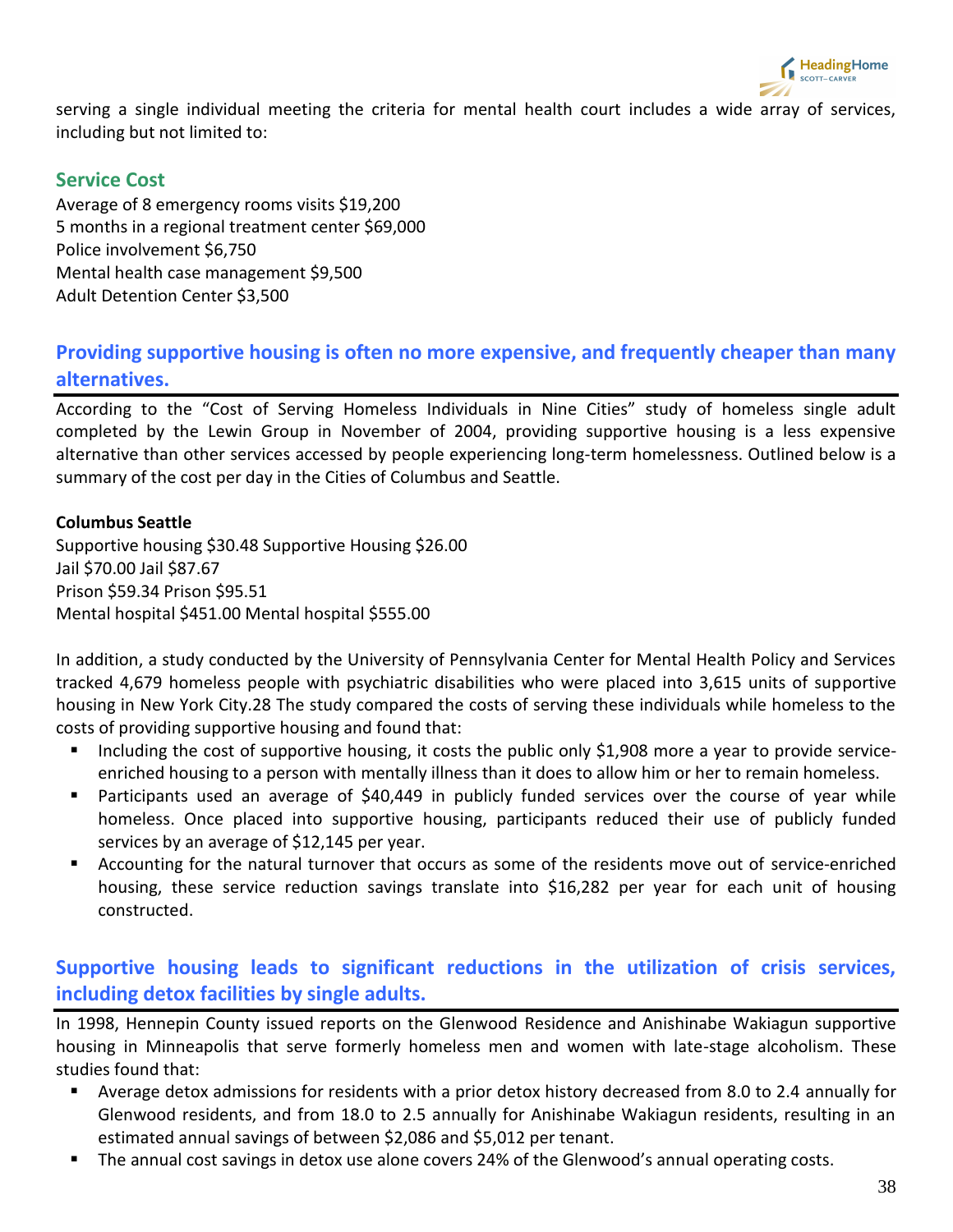serving a single individual meeting the criteria for mental health court includes a wide array of services, including but not limited to:

### Service Cost

Average of 8 emergency rooms visits $19,200
5 months in a regional treatment center $69,000
Police involvement $6,750
Mental health case management $9,500
Adult Detention Center $3,500

## Providing supportive housing is often no more expensive, and frequently cheaper than many alternatives.

According to the "Cost of Serving Homeless Individuals in Nine Cities" study of homeless single adult completed by the Lewin Group in November of 2004, providing supportive housing is a less expensive alternative than other services accessed by people experiencing long-term homelessness. Outlined below is a summary of the cost per day in the Cities of Columbus and Seattle.

**Columbus Seattle**
Supportive housing $30.48 Supportive Housing $26.00
Jail $70.00 Jail $87.67
Prison $59.34 Prison $95.51
Mental hospital $451.00 Mental hospital $555.00

In addition, a study conducted by the University of Pennsylvania Center for Mental Health Policy and Services tracked 4,679 homeless people with psychiatric disabilities who were placed into 3,615 units of supportive housing in New York City.28 The study compared the costs of serving these individuals while homeless to the costs of providing supportive housing and found that:

- Including the cost of supportive housing, it costs the public only $1,908 more a year to provide service-enriched housing to a person with mentally illness than it does to allow him or her to remain homeless.
- Participants used an average of $40,449 in publicly funded services over the course of year while homeless. Once placed into supportive housing, participants reduced their use of publicly funded services by an average of $12,145 per year.
- Accounting for the natural turnover that occurs as some of the residents move out of service-enriched housing, these service reduction savings translate into $16,282 per year for each unit of housing constructed.

## Supportive housing leads to significant reductions in the utilization of crisis services, including detox facilities by single adults.

In 1998, Hennepin County issued reports on the Glenwood Residence and Anishinabe Wakiagun supportive housing in Minneapolis that serve formerly homeless men and women with late-stage alcoholism. These studies found that:

- Average detox admissions for residents with a prior detox history decreased from 8.0 to 2.4 annually for Glenwood residents, and from 18.0 to 2.5 annually for Anishinabe Wakiagun residents, resulting in an estimated annual savings of between $2,086 and $5,012 per tenant.
- The annual cost savings in detox use alone covers 24% of the Glenwood's annual operating costs.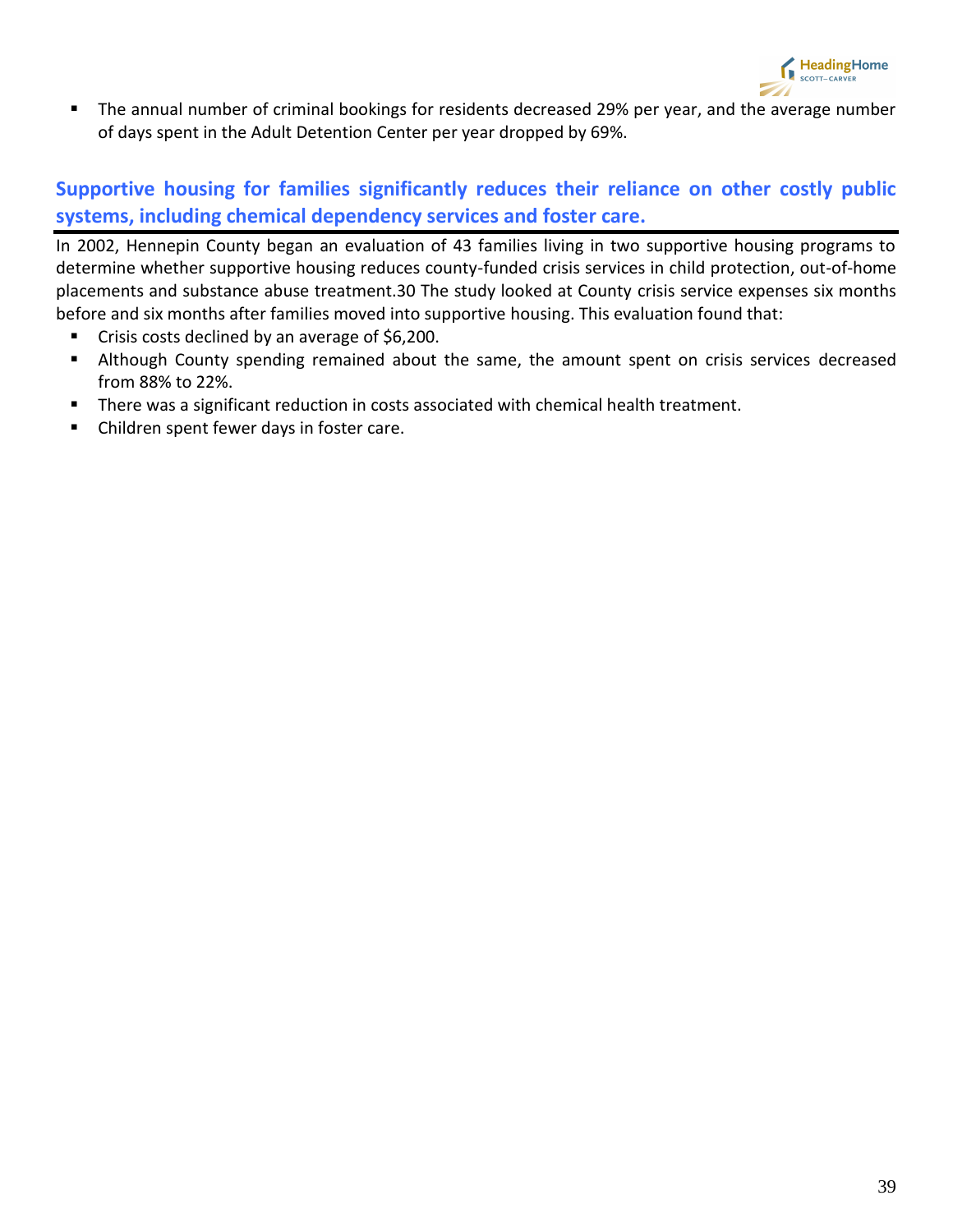- The annual number of criminal bookings for residents decreased 29% per year, and the average number of days spent in the Adult Detention Center per year dropped by 69%.

## Supportive housing for families significantly reduces their reliance on other costly public systems, including chemical dependency services and foster care.

In 2002, Hennepin County began an evaluation of 43 families living in two supportive housing programs to determine whether supportive housing reduces county-funded crisis services in child protection, out-of-home placements and substance abuse treatment.30 The study looked at County crisis service expenses six months before and six months after families moved into supportive housing. This evaluation found that:

- Crisis costs declined by an average of $6,200.
- Although County spending remained about the same, the amount spent on crisis services decreased from 88% to 22%.
- There was a significant reduction in costs associated with chemical health treatment.
- Children spent fewer days in foster care.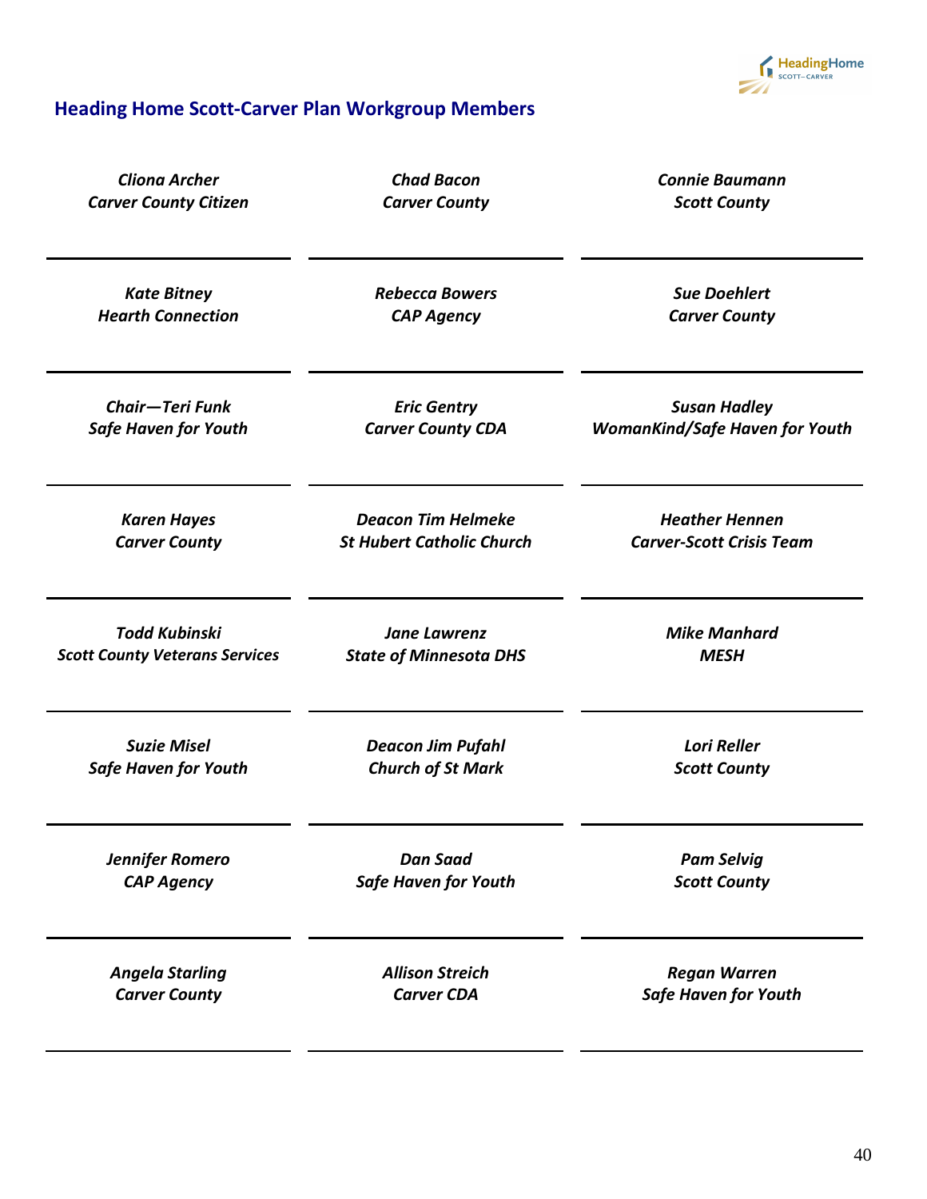## Heading Home Scott-Carver Plan Workgroup Members

*Cliona Archer*
*Carver County Citizen*

*Chad Bacon*
*Carver County*

*Connie Baumann*
*Scott County*

*Kate Bitney*
*Hearth Connection*

*Rebecca Bowers*
*CAP Agency*

*Sue Doehlert*
*Carver County*

*Chair—Teri Funk*
*Safe Haven for Youth*

*Eric Gentry*
*Carver County CDA*

*Susan Hadley*
*WomanKind/Safe Haven for Youth*

*Karen Hayes*
*Carver County*

*Deacon Tim Helmeke*
*St Hubert Catholic Church*

*Heather Hennen*
*Carver-Scott Crisis Team*

*Todd Kubinski*
*Scott County Veterans Services*

*Jane Lawrenz*
*State of Minnesota DHS*

*Mike Manhard*
*MESH*

*Suzie Misel*
*Safe Haven for Youth*

*Deacon Jim Pufahl*
*Church of St Mark*

*Lori Reller*
*Scott County*

*Jennifer Romero*
*CAP Agency*

*Dan Saad*
*Safe Haven for Youth*

*Pam Selvig*
*Scott County*

*Angela Starling*
*Carver County*

*Allison Streich*
*Carver CDA*

*Regan Warren*
*Safe Haven for Youth*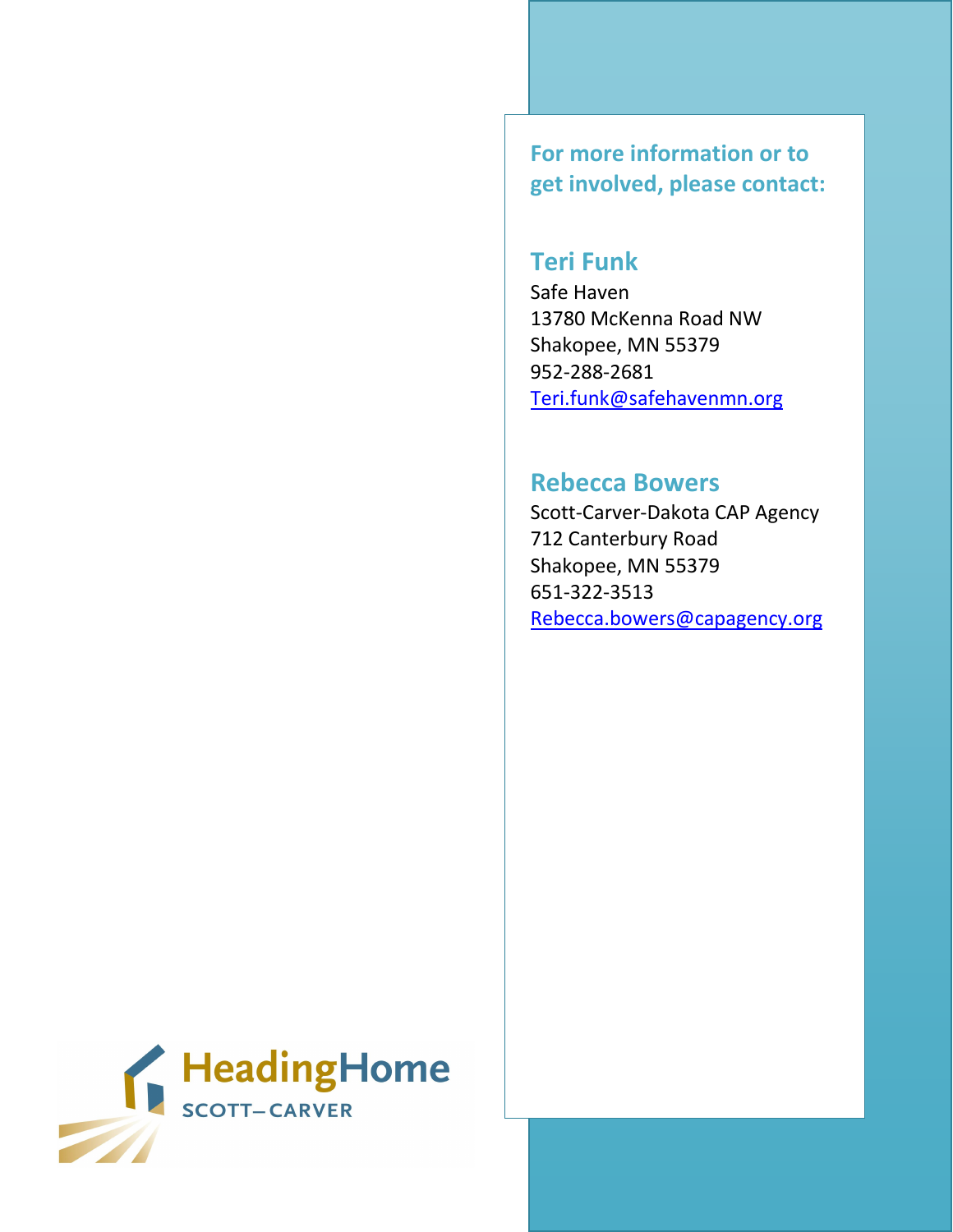**For more information or to get involved, please contact:**

**Teri Funk**
Safe Haven
13780 McKenna Road NW
Shakopee, MN 55379
952-288-2681
Teri.funk@safehavenmn.org

**Rebecca Bowers**
Scott-Carver-Dakota CAP Agency
712 Canterbury Road
Shakopee, MN 55379
651-322-3513
Rebecca.bowers@capagency.org

HeadingHome
SCOTT–CARVER